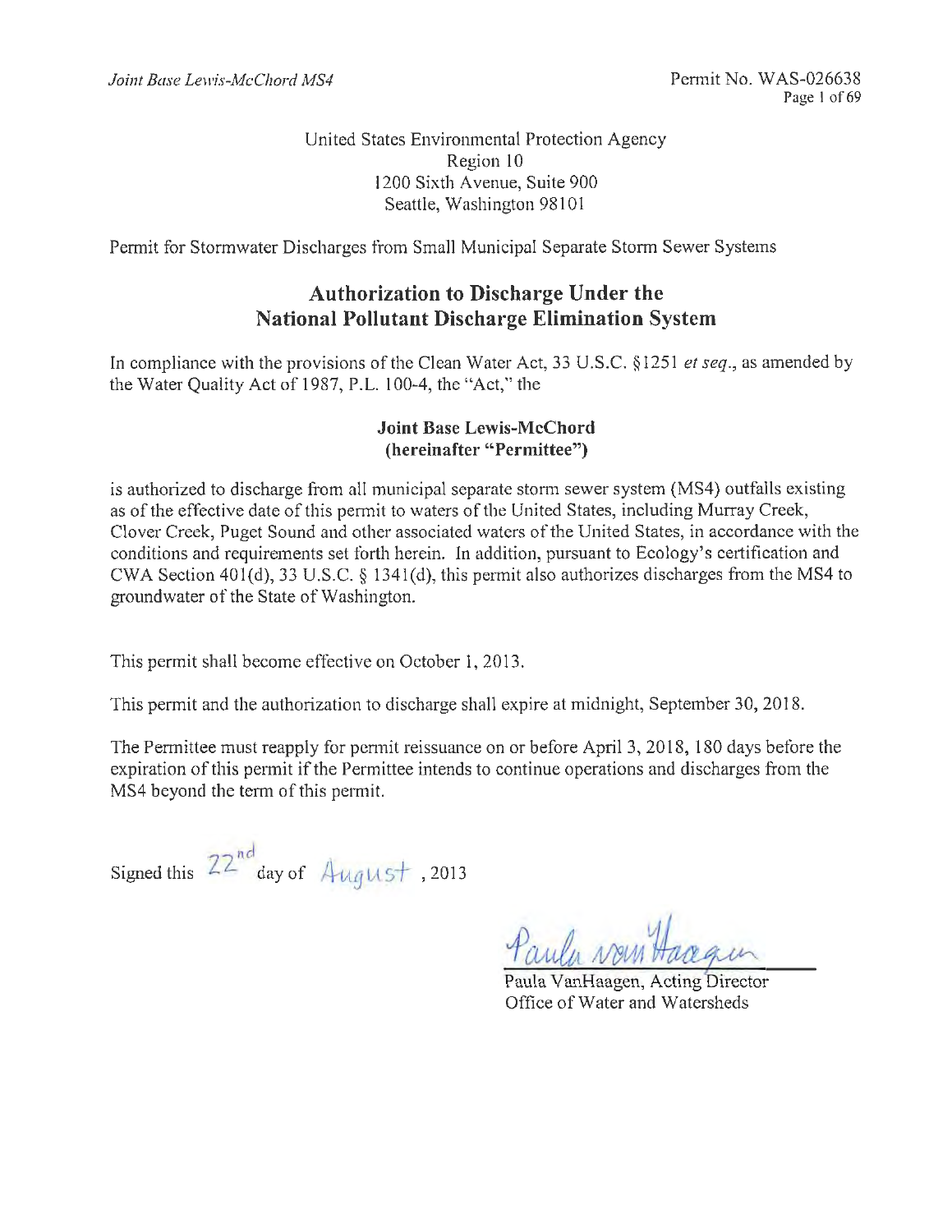United States Environmental Protection Agency
Region 10
1200 Sixth Avenue, Suite 900
Seattle, Washington 98101

Permit for Stormwater Discharges from Small Municipal Separate Storm Sewer Systems

## Authorization to Discharge Under the National Pollutant Discharge Elimination System

In compliance with the provisions of the Clean Water Act, 33 U.S.C. §1251 *et seq.*, as amended by the Water Quality Act of 1987, P.L. 100-4, the "Act," the

**Joint Base Lewis-McChord**
**(hereinafter "Permittee")**

is authorized to discharge from all municipal separate storm sewer system (MS4) outfalls existing as of the effective date of this permit to waters of the United States, including Murray Creek, Clover Creek, Puget Sound and other associated waters of the United States, in accordance with the conditions and requirements set forth herein. In addition, pursuant to Ecology's certification and CWA Section 401(d), 33 U.S.C. § 1341(d), this permit also authorizes discharges from the MS4 to groundwater of the State of Washington.

This permit shall become effective on October 1, 2013.

This permit and the authorization to discharge shall expire at midnight, September 30, 2018.

The Permittee must reapply for permit reissuance on or before April 3, 2018, 180 days before the expiration of this permit if the Permittee intends to continue operations and discharges from the MS4 beyond the term of this permit.

Signed this 22nd day of August, 2013

Paula VanHaagen, Acting Director
Office of Water and Watersheds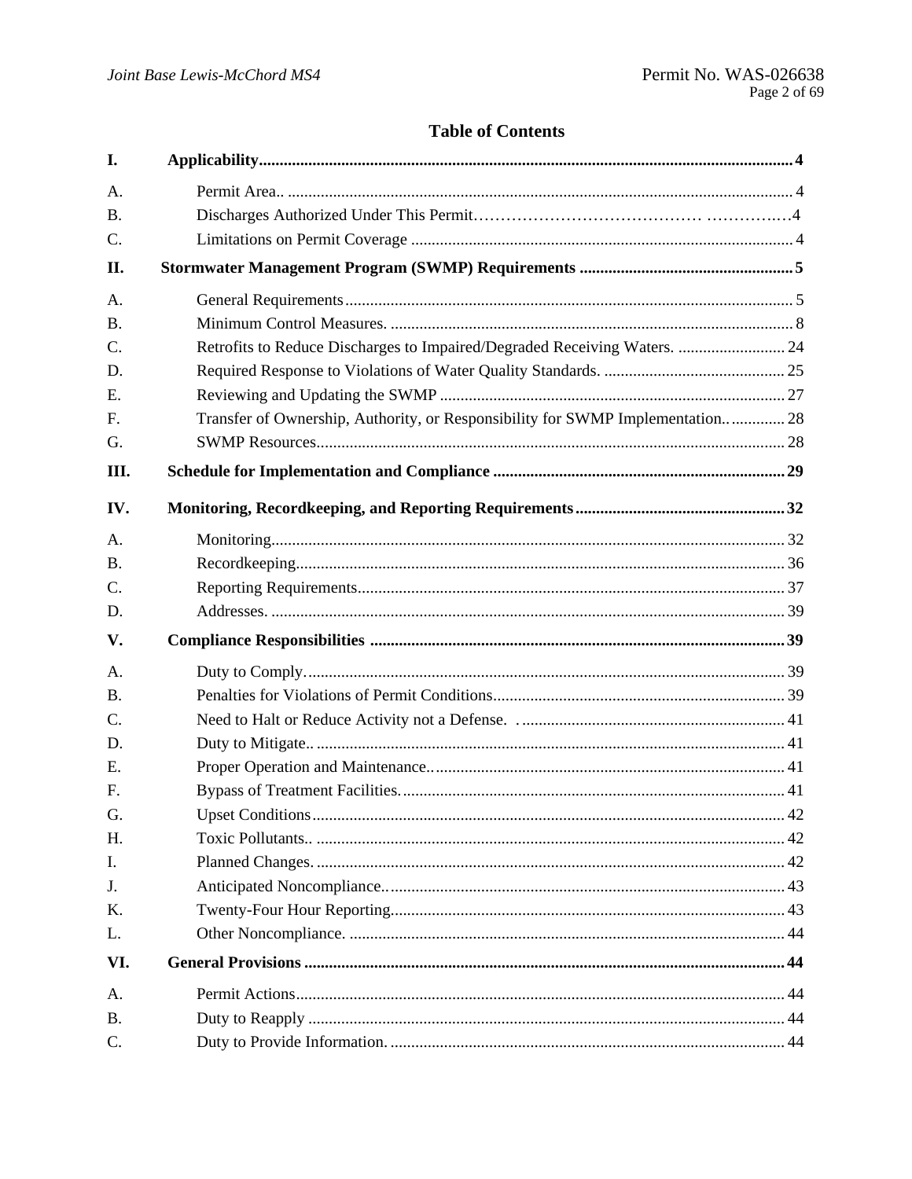# Table of Contents

| | | |
|---|---|---|
| **I.** | **Applicability** | **4** |
| A. | Permit Area.. | 4 |
| B. | Discharges Authorized Under This Permit | 4 |
| C. | Limitations on Permit Coverage | 4 |
| **II.** | **Stormwater Management Program (SWMP) Requirements** | **5** |
| A. | General Requirements | 5 |
| B. | Minimum Control Measures. | 8 |
| C. | Retrofits to Reduce Discharges to Impaired/Degraded Receiving Waters. | 24 |
| D. | Required Response to Violations of Water Quality Standards. | 25 |
| E. | Reviewing and Updating the SWMP | 27 |
| F. | Transfer of Ownership, Authority, or Responsibility for SWMP Implementation.. | 28 |
| G. | SWMP Resources | 28 |
| **III.** | **Schedule for Implementation and Compliance** | **29** |
| **IV.** | **Monitoring, Recordkeeping, and Reporting Requirements** | **32** |
| A. | Monitoring | 32 |
| B. | Recordkeeping | 36 |
| C. | Reporting Requirements | 37 |
| D. | Addresses. | 39 |
| **V.** | **Compliance Responsibilities** | **39** |
| A. | Duty to Comply. | 39 |
| B. | Penalties for Violations of Permit Conditions | 39 |
| C. | Need to Halt or Reduce Activity not a Defense. | 41 |
| D. | Duty to Mitigate.. | 41 |
| E. | Proper Operation and Maintenance.. | 41 |
| F. | Bypass of Treatment Facilities. | 41 |
| G. | Upset Conditions | 42 |
| H. | Toxic Pollutants.. | 42 |
| I. | Planned Changes. | 42 |
| J. | Anticipated Noncompliance.. | 43 |
| K. | Twenty-Four Hour Reporting | 43 |
| L. | Other Noncompliance. | 44 |
| **VI.** | **General Provisions** | **44** |
| A. | Permit Actions | 44 |
| B. | Duty to Reapply | 44 |
| C. | Duty to Provide Information. | 44 |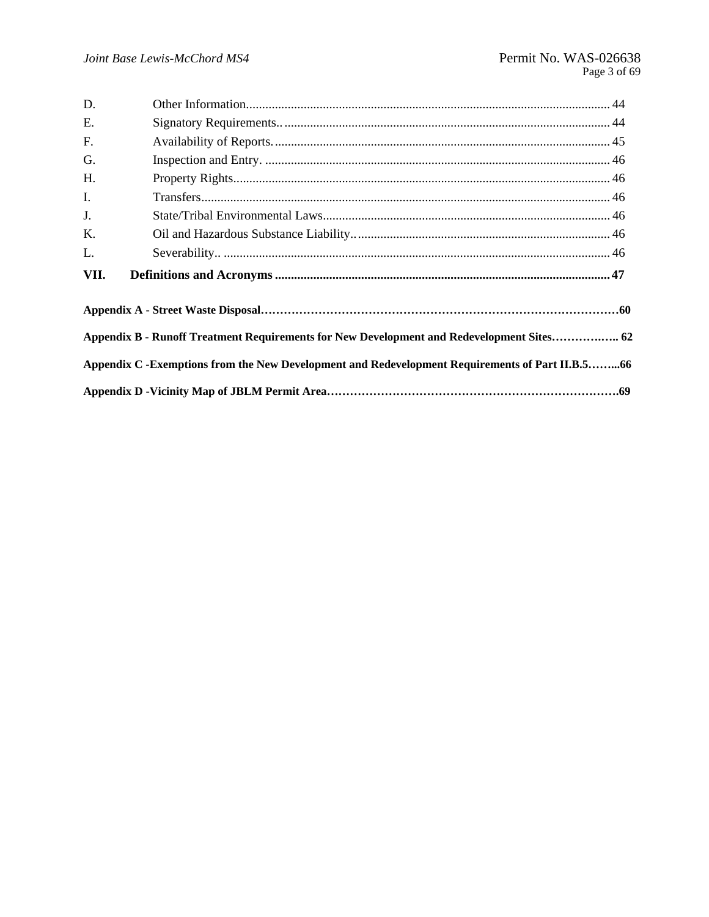D. Other Information ........................................................................................................ 44

E. Signatory Requirements ................................................................................................ 44

F. Availability of Reports .................................................................................................. 45

G. Inspection and Entry ..................................................................................................... 46

H. Property Rights .............................................................................................................. 46

I. Transfers ........................................................................................................................ 46

J. State/Tribal Environmental Laws .................................................................................. 46

K. Oil and Hazardous Substance Liability ......................................................................... 46

L. Severability ................................................................................................................... 46

**VII. Definitions and Acronyms ........................................................................................ 47**

**Appendix A - Street Waste Disposal ........................................................................................ 60**

**Appendix B - Runoff Treatment Requirements for New Development and Redevelopment Sites ........ 62**

**Appendix C -Exemptions from the New Development and Redevelopment Requirements of Part II.B.5 ........ 66**

**Appendix D -Vicinity Map of JBLM Permit Area ................................................................ 69**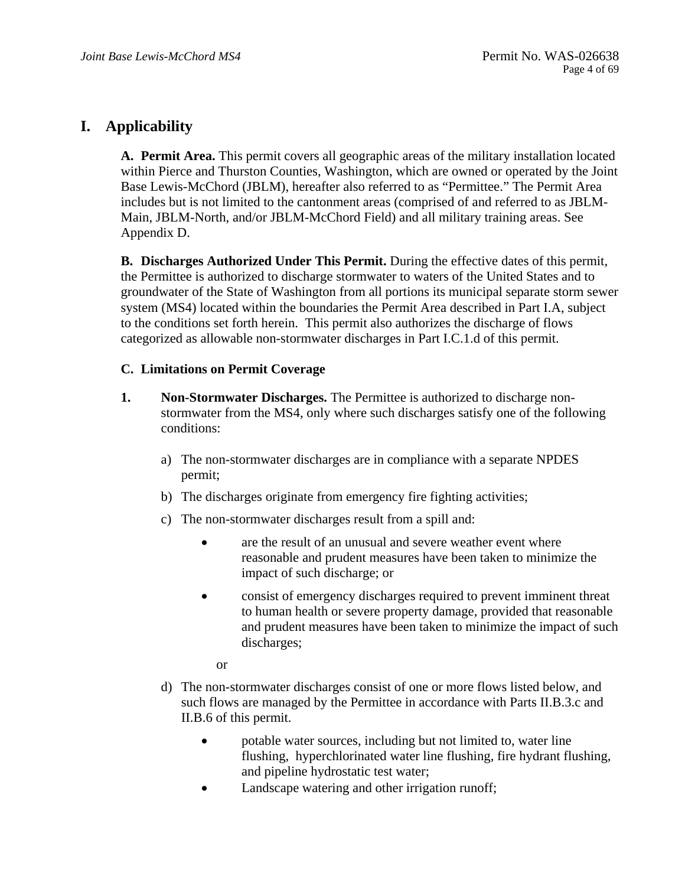# I. Applicability

**A. Permit Area.** This permit covers all geographic areas of the military installation located within Pierce and Thurston Counties, Washington, which are owned or operated by the Joint Base Lewis-McChord (JBLM), hereafter also referred to as "Permittee." The Permit Area includes but is not limited to the cantonment areas (comprised of and referred to as JBLM-Main, JBLM-North, and/or JBLM-McChord Field) and all military training areas. See Appendix D.

**B. Discharges Authorized Under This Permit.** During the effective dates of this permit, the Permittee is authorized to discharge stormwater to waters of the United States and to groundwater of the State of Washington from all portions its municipal separate storm sewer system (MS4) located within the boundaries the Permit Area described in Part I.A, subject to the conditions set forth herein. This permit also authorizes the discharge of flows categorized as allowable non-stormwater discharges in Part I.C.1.d of this permit.

**C. Limitations on Permit Coverage**

**1. Non-Stormwater Discharges.** The Permittee is authorized to discharge non-stormwater from the MS4, only where such discharges satisfy one of the following conditions:

a) The non-stormwater discharges are in compliance with a separate NPDES permit;

b) The discharges originate from emergency fire fighting activities;

c) The non-stormwater discharges result from a spill and:

- are the result of an unusual and severe weather event where reasonable and prudent measures have been taken to minimize the impact of such discharge; or
- consist of emergency discharges required to prevent imminent threat to human health or severe property damage, provided that reasonable and prudent measures have been taken to minimize the impact of such discharges;

or

d) The non-stormwater discharges consist of one or more flows listed below, and such flows are managed by the Permittee in accordance with Parts II.B.3.c and II.B.6 of this permit.

- potable water sources, including but not limited to, water line flushing, hyperchlorinated water line flushing, fire hydrant flushing, and pipeline hydrostatic test water;
- Landscape watering and other irrigation runoff;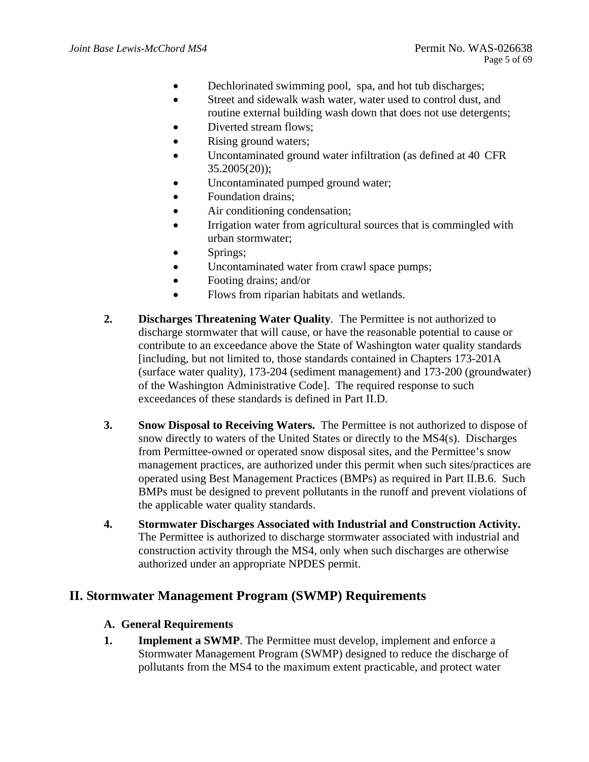- Dechlorinated swimming pool, spa, and hot tub discharges;
- Street and sidewalk wash water, water used to control dust, and routine external building wash down that does not use detergents;
- Diverted stream flows;
- Rising ground waters;
- Uncontaminated ground water infiltration (as defined at 40 CFR 35.2005(20));
- Uncontaminated pumped ground water;
- Foundation drains;
- Air conditioning condensation;
- Irrigation water from agricultural sources that is commingled with urban stormwater;
- Springs;
- Uncontaminated water from crawl space pumps;
- Footing drains; and/or
- Flows from riparian habitats and wetlands.

**2. Discharges Threatening Water Quality**. The Permittee is not authorized to discharge stormwater that will cause, or have the reasonable potential to cause or contribute to an exceedance above the State of Washington water quality standards [including, but not limited to, those standards contained in Chapters 173-201A (surface water quality), 173-204 (sediment management) and 173-200 (groundwater) of the Washington Administrative Code]. The required response to such exceedances of these standards is defined in Part II.D.

**3. Snow Disposal to Receiving Waters.** The Permittee is not authorized to dispose of snow directly to waters of the United States or directly to the MS4(s). Discharges from Permittee-owned or operated snow disposal sites, and the Permittee's snow management practices, are authorized under this permit when such sites/practices are operated using Best Management Practices (BMPs) as required in Part II.B.6. Such BMPs must be designed to prevent pollutants in the runoff and prevent violations of the applicable water quality standards.

**4. Stormwater Discharges Associated with Industrial and Construction Activity.** The Permittee is authorized to discharge stormwater associated with industrial and construction activity through the MS4, only when such discharges are otherwise authorized under an appropriate NPDES permit.

## II. Stormwater Management Program (SWMP) Requirements

### A. General Requirements

**1. Implement a SWMP**. The Permittee must develop, implement and enforce a Stormwater Management Program (SWMP) designed to reduce the discharge of pollutants from the MS4 to the maximum extent practicable, and protect water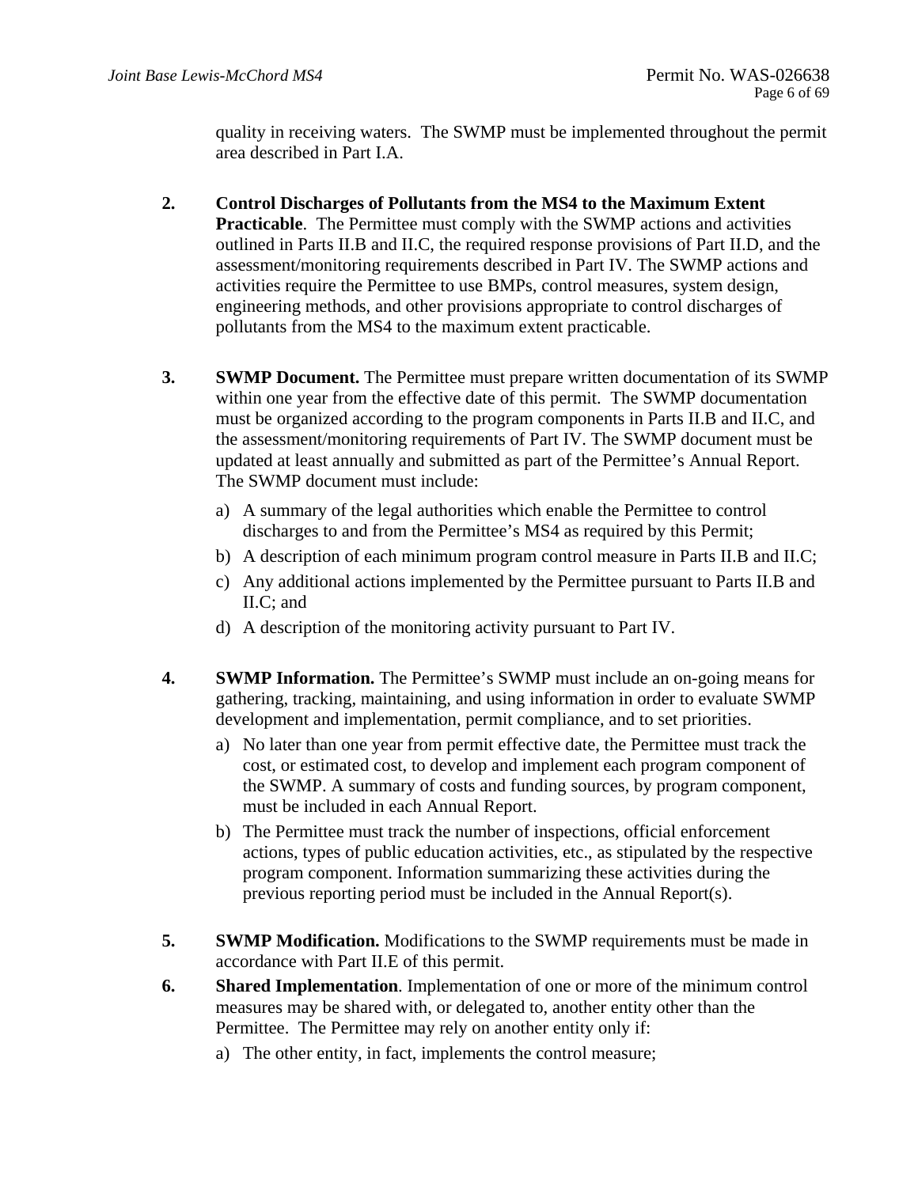quality in receiving waters. The SWMP must be implemented throughout the permit area described in Part I.A.

2. **Control Discharges of Pollutants from the MS4 to the Maximum Extent Practicable**. The Permittee must comply with the SWMP actions and activities outlined in Parts II.B and II.C, the required response provisions of Part II.D, and the assessment/monitoring requirements described in Part IV. The SWMP actions and activities require the Permittee to use BMPs, control measures, system design, engineering methods, and other provisions appropriate to control discharges of pollutants from the MS4 to the maximum extent practicable.

3. **SWMP Document.** The Permittee must prepare written documentation of its SWMP within one year from the effective date of this permit. The SWMP documentation must be organized according to the program components in Parts II.B and II.C, and the assessment/monitoring requirements of Part IV. The SWMP document must be updated at least annually and submitted as part of the Permittee's Annual Report. The SWMP document must include:

   a) A summary of the legal authorities which enable the Permittee to control discharges to and from the Permittee's MS4 as required by this Permit;

   b) A description of each minimum program control measure in Parts II.B and II.C;

   c) Any additional actions implemented by the Permittee pursuant to Parts II.B and II.C; and

   d) A description of the monitoring activity pursuant to Part IV.

4. **SWMP Information.** The Permittee's SWMP must include an on-going means for gathering, tracking, maintaining, and using information in order to evaluate SWMP development and implementation, permit compliance, and to set priorities.

   a) No later than one year from permit effective date, the Permittee must track the cost, or estimated cost, to develop and implement each program component of the SWMP. A summary of costs and funding sources, by program component, must be included in each Annual Report.

   b) The Permittee must track the number of inspections, official enforcement actions, types of public education activities, etc., as stipulated by the respective program component. Information summarizing these activities during the previous reporting period must be included in the Annual Report(s).

5. **SWMP Modification.** Modifications to the SWMP requirements must be made in accordance with Part II.E of this permit.

6. **Shared Implementation**. Implementation of one or more of the minimum control measures may be shared with, or delegated to, another entity other than the Permittee. The Permittee may rely on another entity only if:

   a) The other entity, in fact, implements the control measure;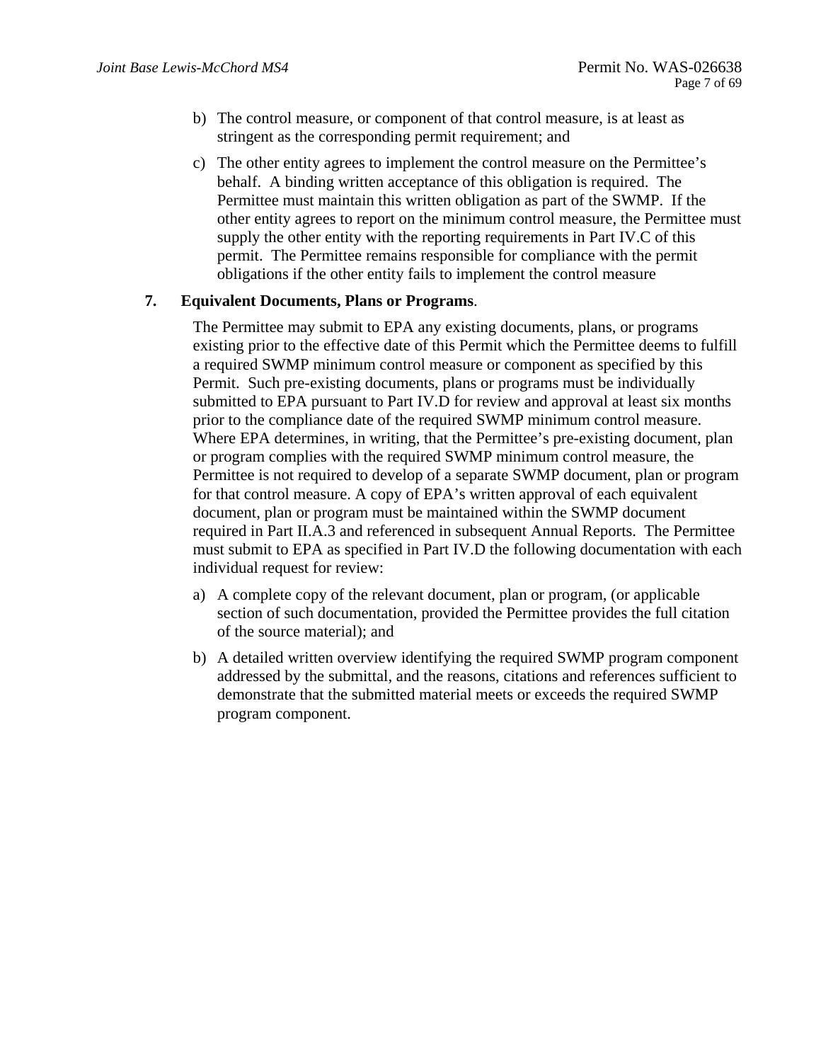b) The control measure, or component of that control measure, is at least as stringent as the corresponding permit requirement; and

c) The other entity agrees to implement the control measure on the Permittee's behalf. A binding written acceptance of this obligation is required. The Permittee must maintain this written obligation as part of the SWMP. If the other entity agrees to report on the minimum control measure, the Permittee must supply the other entity with the reporting requirements in Part IV.C of this permit. The Permittee remains responsible for compliance with the permit obligations if the other entity fails to implement the control measure

**7. Equivalent Documents, Plans or Programs**.

The Permittee may submit to EPA any existing documents, plans, or programs existing prior to the effective date of this Permit which the Permittee deems to fulfill a required SWMP minimum control measure or component as specified by this Permit. Such pre-existing documents, plans or programs must be individually submitted to EPA pursuant to Part IV.D for review and approval at least six months prior to the compliance date of the required SWMP minimum control measure. Where EPA determines, in writing, that the Permittee's pre-existing document, plan or program complies with the required SWMP minimum control measure, the Permittee is not required to develop of a separate SWMP document, plan or program for that control measure. A copy of EPA's written approval of each equivalent document, plan or program must be maintained within the SWMP document required in Part II.A.3 and referenced in subsequent Annual Reports. The Permittee must submit to EPA as specified in Part IV.D the following documentation with each individual request for review:

a) A complete copy of the relevant document, plan or program, (or applicable section of such documentation, provided the Permittee provides the full citation of the source material); and

b) A detailed written overview identifying the required SWMP program component addressed by the submittal, and the reasons, citations and references sufficient to demonstrate that the submitted material meets or exceeds the required SWMP program component.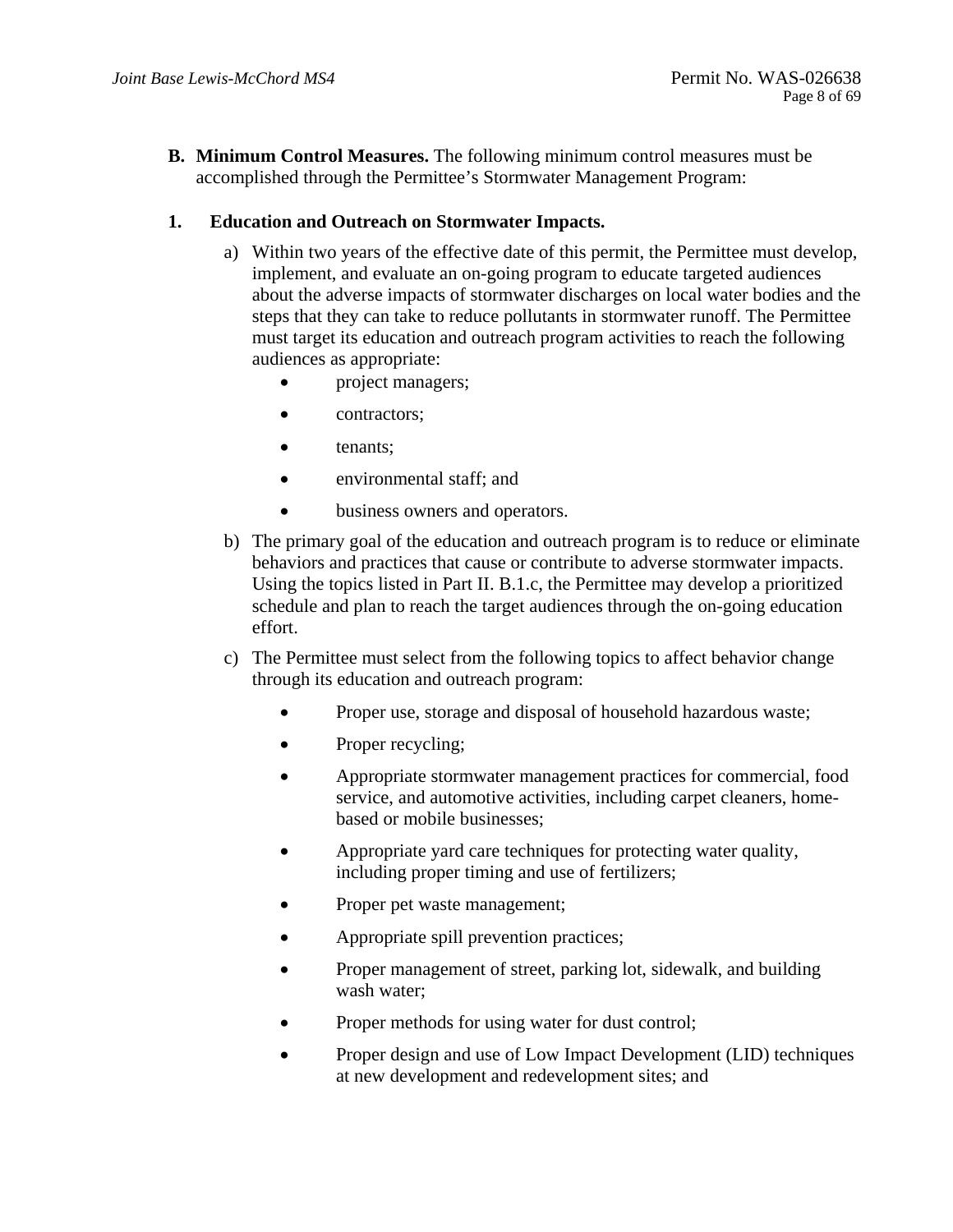**B. Minimum Control Measures.** The following minimum control measures must be accomplished through the Permittee's Stormwater Management Program:

**1. Education and Outreach on Stormwater Impacts.**

a) Within two years of the effective date of this permit, the Permittee must develop, implement, and evaluate an on-going program to educate targeted audiences about the adverse impacts of stormwater discharges on local water bodies and the steps that they can take to reduce pollutants in stormwater runoff. The Permittee must target its education and outreach program activities to reach the following audiences as appropriate:

- project managers;
- contractors;
- tenants;
- environmental staff; and
- business owners and operators.

b) The primary goal of the education and outreach program is to reduce or eliminate behaviors and practices that cause or contribute to adverse stormwater impacts. Using the topics listed in Part II. B.1.c, the Permittee may develop a prioritized schedule and plan to reach the target audiences through the on-going education effort.

c) The Permittee must select from the following topics to affect behavior change through its education and outreach program:

- Proper use, storage and disposal of household hazardous waste;
- Proper recycling;
- Appropriate stormwater management practices for commercial, food service, and automotive activities, including carpet cleaners, home-based or mobile businesses;
- Appropriate yard care techniques for protecting water quality, including proper timing and use of fertilizers;
- Proper pet waste management;
- Appropriate spill prevention practices;
- Proper management of street, parking lot, sidewalk, and building wash water;
- Proper methods for using water for dust control;
- Proper design and use of Low Impact Development (LID) techniques at new development and redevelopment sites; and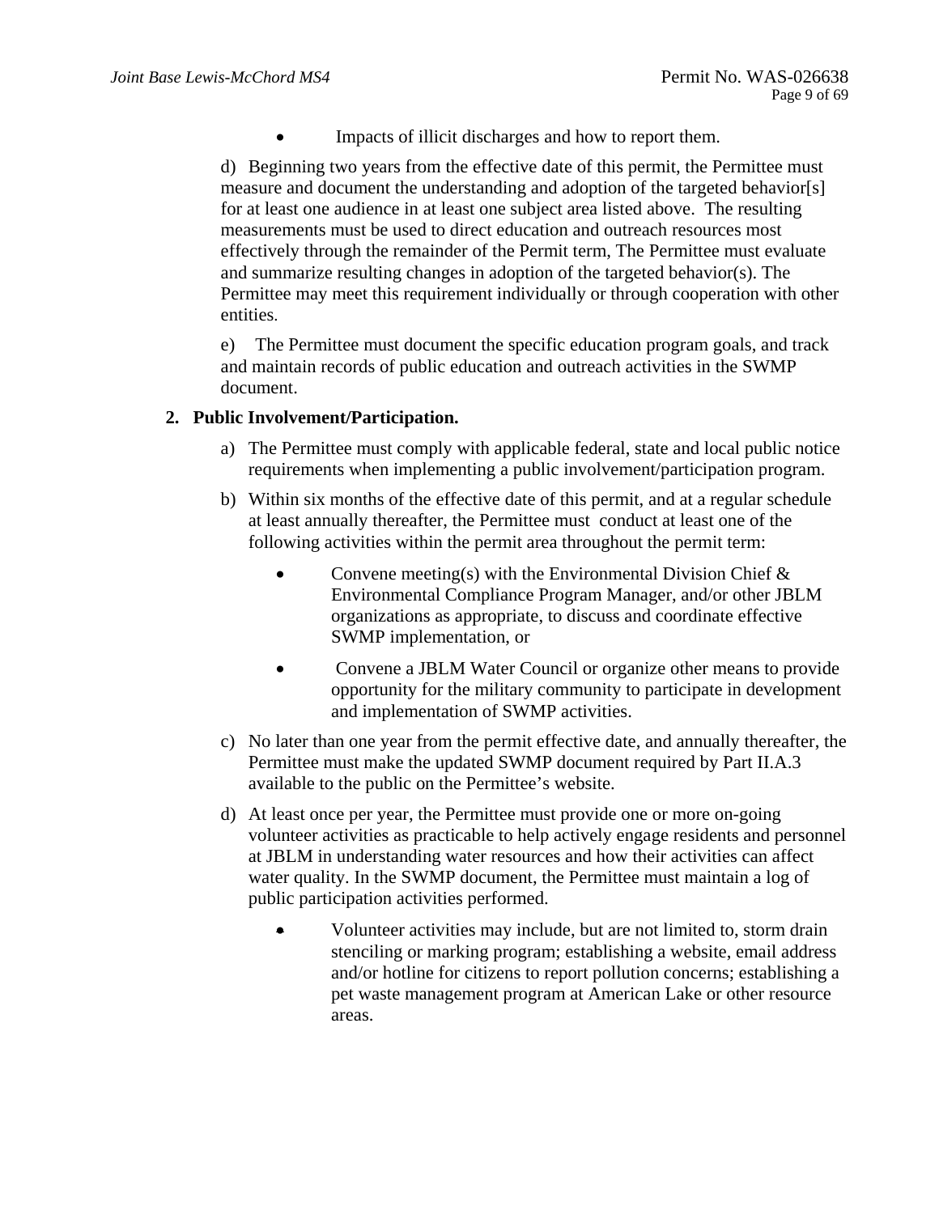- Impacts of illicit discharges and how to report them.

d) Beginning two years from the effective date of this permit, the Permittee must measure and document the understanding and adoption of the targeted behavior[s] for at least one audience in at least one subject area listed above. The resulting measurements must be used to direct education and outreach resources most effectively through the remainder of the Permit term, The Permittee must evaluate and summarize resulting changes in adoption of the targeted behavior(s). The Permittee may meet this requirement individually or through cooperation with other entities.

e) The Permittee must document the specific education program goals, and track and maintain records of public education and outreach activities in the SWMP document.

**2. Public Involvement/Participation.**

a) The Permittee must comply with applicable federal, state and local public notice requirements when implementing a public involvement/participation program.

b) Within six months of the effective date of this permit, and at a regular schedule at least annually thereafter, the Permittee must conduct at least one of the following activities within the permit area throughout the permit term:

- Convene meeting(s) with the Environmental Division Chief & Environmental Compliance Program Manager, and/or other JBLM organizations as appropriate, to discuss and coordinate effective SWMP implementation, or
- Convene a JBLM Water Council or organize other means to provide opportunity for the military community to participate in development and implementation of SWMP activities.

c) No later than one year from the permit effective date, and annually thereafter, the Permittee must make the updated SWMP document required by Part II.A.3 available to the public on the Permittee's website.

d) At least once per year, the Permittee must provide one or more on-going volunteer activities as practicable to help actively engage residents and personnel at JBLM in understanding water resources and how their activities can affect water quality. In the SWMP document, the Permittee must maintain a log of public participation activities performed.

- Volunteer activities may include, but are not limited to, storm drain stenciling or marking program; establishing a website, email address and/or hotline for citizens to report pollution concerns; establishing a pet waste management program at American Lake or other resource areas.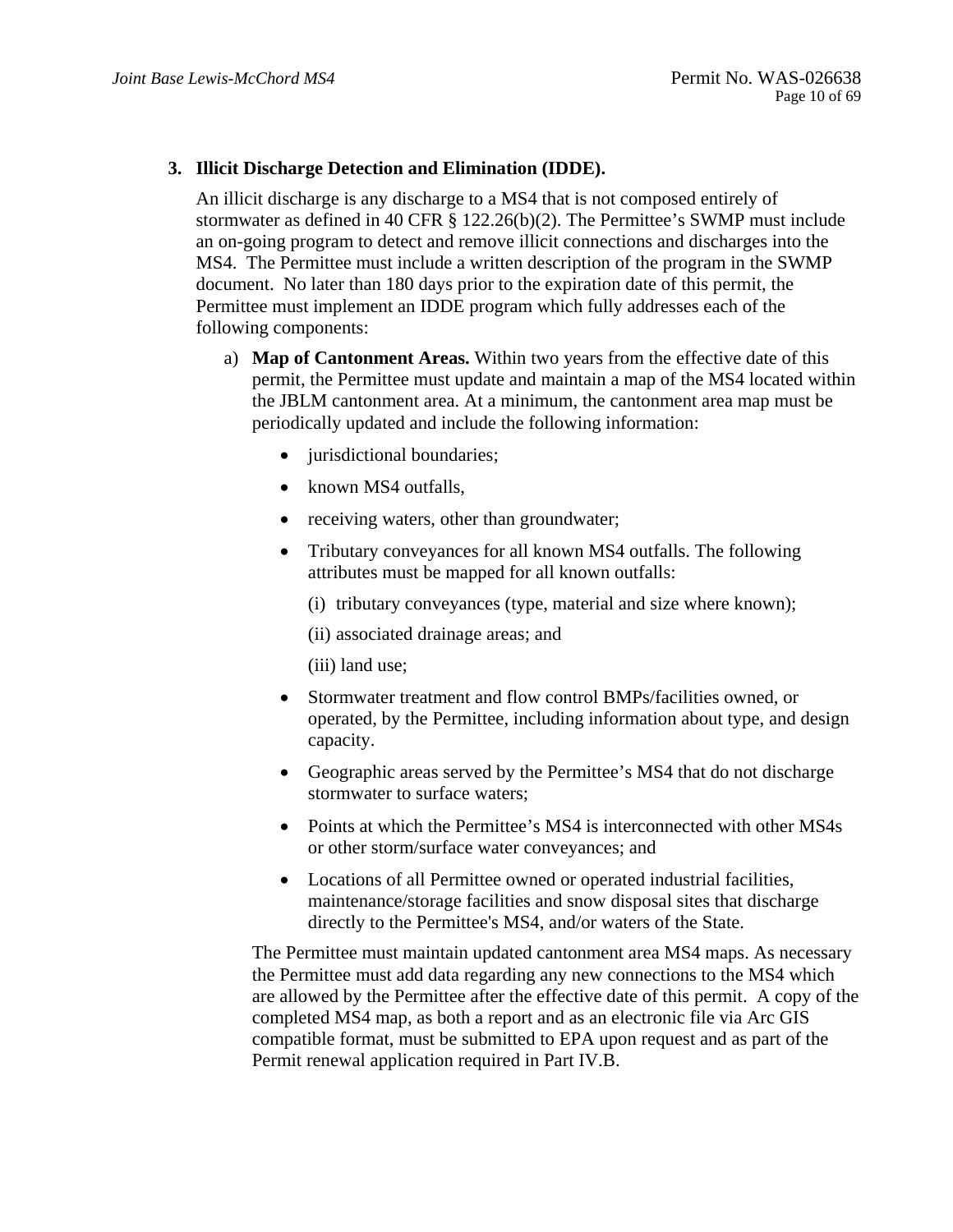### 3. Illicit Discharge Detection and Elimination (IDDE).

An illicit discharge is any discharge to a MS4 that is not composed entirely of stormwater as defined in 40 CFR § 122.26(b)(2). The Permittee's SWMP must include an on-going program to detect and remove illicit connections and discharges into the MS4. The Permittee must include a written description of the program in the SWMP document. No later than 180 days prior to the expiration date of this permit, the Permittee must implement an IDDE program which fully addresses each of the following components:

a) **Map of Cantonment Areas.** Within two years from the effective date of this permit, the Permittee must update and maintain a map of the MS4 located within the JBLM cantonment area. At a minimum, the cantonment area map must be periodically updated and include the following information:

- jurisdictional boundaries;
- known MS4 outfalls,
- receiving waters, other than groundwater;
- Tributary conveyances for all known MS4 outfalls. The following attributes must be mapped for all known outfalls:

  (i) tributary conveyances (type, material and size where known);

  (ii) associated drainage areas; and

  (iii) land use;
- Stormwater treatment and flow control BMPs/facilities owned, or operated, by the Permittee, including information about type, and design capacity.
- Geographic areas served by the Permittee's MS4 that do not discharge stormwater to surface waters;
- Points at which the Permittee's MS4 is interconnected with other MS4s or other storm/surface water conveyances; and
- Locations of all Permittee owned or operated industrial facilities, maintenance/storage facilities and snow disposal sites that discharge directly to the Permittee's MS4, and/or waters of the State.

The Permittee must maintain updated cantonment area MS4 maps. As necessary the Permittee must add data regarding any new connections to the MS4 which are allowed by the Permittee after the effective date of this permit. A copy of the completed MS4 map, as both a report and as an electronic file via Arc GIS compatible format, must be submitted to EPA upon request and as part of the Permit renewal application required in Part IV.B.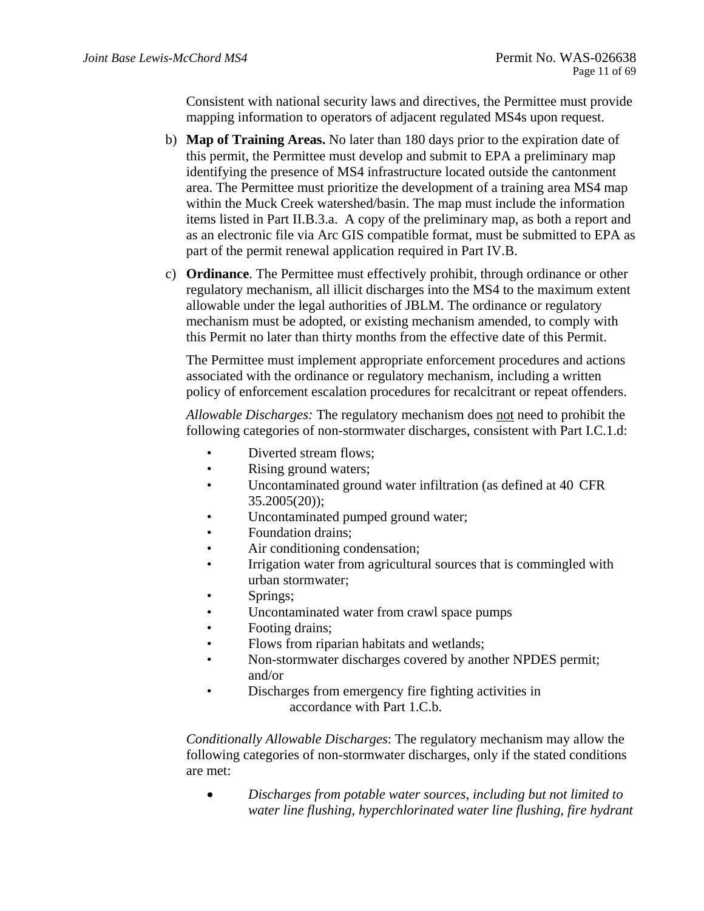Consistent with national security laws and directives, the Permittee must provide mapping information to operators of adjacent regulated MS4s upon request.

b) **Map of Training Areas.** No later than 180 days prior to the expiration date of this permit, the Permittee must develop and submit to EPA a preliminary map identifying the presence of MS4 infrastructure located outside the cantonment area. The Permittee must prioritize the development of a training area MS4 map within the Muck Creek watershed/basin. The map must include the information items listed in Part II.B.3.a. A copy of the preliminary map, as both a report and as an electronic file via Arc GIS compatible format, must be submitted to EPA as part of the permit renewal application required in Part IV.B.

c) **Ordinance**. The Permittee must effectively prohibit, through ordinance or other regulatory mechanism, all illicit discharges into the MS4 to the maximum extent allowable under the legal authorities of JBLM. The ordinance or regulatory mechanism must be adopted, or existing mechanism amended, to comply with this Permit no later than thirty months from the effective date of this Permit.

The Permittee must implement appropriate enforcement procedures and actions associated with the ordinance or regulatory mechanism, including a written policy of enforcement escalation procedures for recalcitrant or repeat offenders.

*Allowable Discharges:* The regulatory mechanism does not need to prohibit the following categories of non-stormwater discharges, consistent with Part I.C.1.d:

- Diverted stream flows;
- Rising ground waters;
- Uncontaminated ground water infiltration (as defined at 40 CFR 35.2005(20));
- Uncontaminated pumped ground water;
- Foundation drains;
- Air conditioning condensation;
- Irrigation water from agricultural sources that is commingled with urban stormwater;
- Springs;
- Uncontaminated water from crawl space pumps
- Footing drains;
- Flows from riparian habitats and wetlands;
- Non-stormwater discharges covered by another NPDES permit; and/or
- Discharges from emergency fire fighting activities in accordance with Part 1.C.b.

*Conditionally Allowable Discharges*: The regulatory mechanism may allow the following categories of non-stormwater discharges, only if the stated conditions are met:

- *Discharges from potable water sources, including but not limited to water line flushing, hyperchlorinated water line flushing, fire hydrant*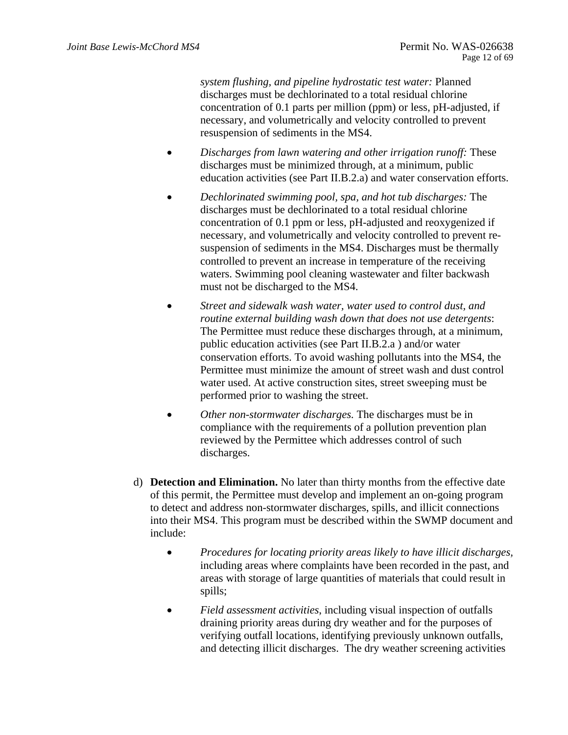*system flushing, and pipeline hydrostatic test water:* Planned discharges must be dechlorinated to a total residual chlorine concentration of 0.1 parts per million (ppm) or less, pH-adjusted, if necessary, and volumetrically and velocity controlled to prevent resuspension of sediments in the MS4.

- *Discharges from lawn watering and other irrigation runoff:* These discharges must be minimized through, at a minimum, public education activities (see Part II.B.2.a) and water conservation efforts.
- *Dechlorinated swimming pool, spa, and hot tub discharges:* The discharges must be dechlorinated to a total residual chlorine concentration of 0.1 ppm or less, pH-adjusted and reoxygenized if necessary, and volumetrically and velocity controlled to prevent re-suspension of sediments in the MS4. Discharges must be thermally controlled to prevent an increase in temperature of the receiving waters. Swimming pool cleaning wastewater and filter backwash must not be discharged to the MS4.
- *Street and sidewalk wash water, water used to control dust, and routine external building wash down that does not use detergents*: The Permittee must reduce these discharges through, at a minimum, public education activities (see Part II.B.2.a ) and/or water conservation efforts. To avoid washing pollutants into the MS4, the Permittee must minimize the amount of street wash and dust control water used. At active construction sites, street sweeping must be performed prior to washing the street.
- *Other non-stormwater discharges.* The discharges must be in compliance with the requirements of a pollution prevention plan reviewed by the Permittee which addresses control of such discharges.

d) **Detection and Elimination.** No later than thirty months from the effective date of this permit, the Permittee must develop and implement an on-going program to detect and address non-stormwater discharges, spills, and illicit connections into their MS4. This program must be described within the SWMP document and include:

- *Procedures for locating priority areas likely to have illicit discharges,* including areas where complaints have been recorded in the past, and areas with storage of large quantities of materials that could result in spills;
- *Field assessment activities*, including visual inspection of outfalls draining priority areas during dry weather and for the purposes of verifying outfall locations, identifying previously unknown outfalls, and detecting illicit discharges. The dry weather screening activities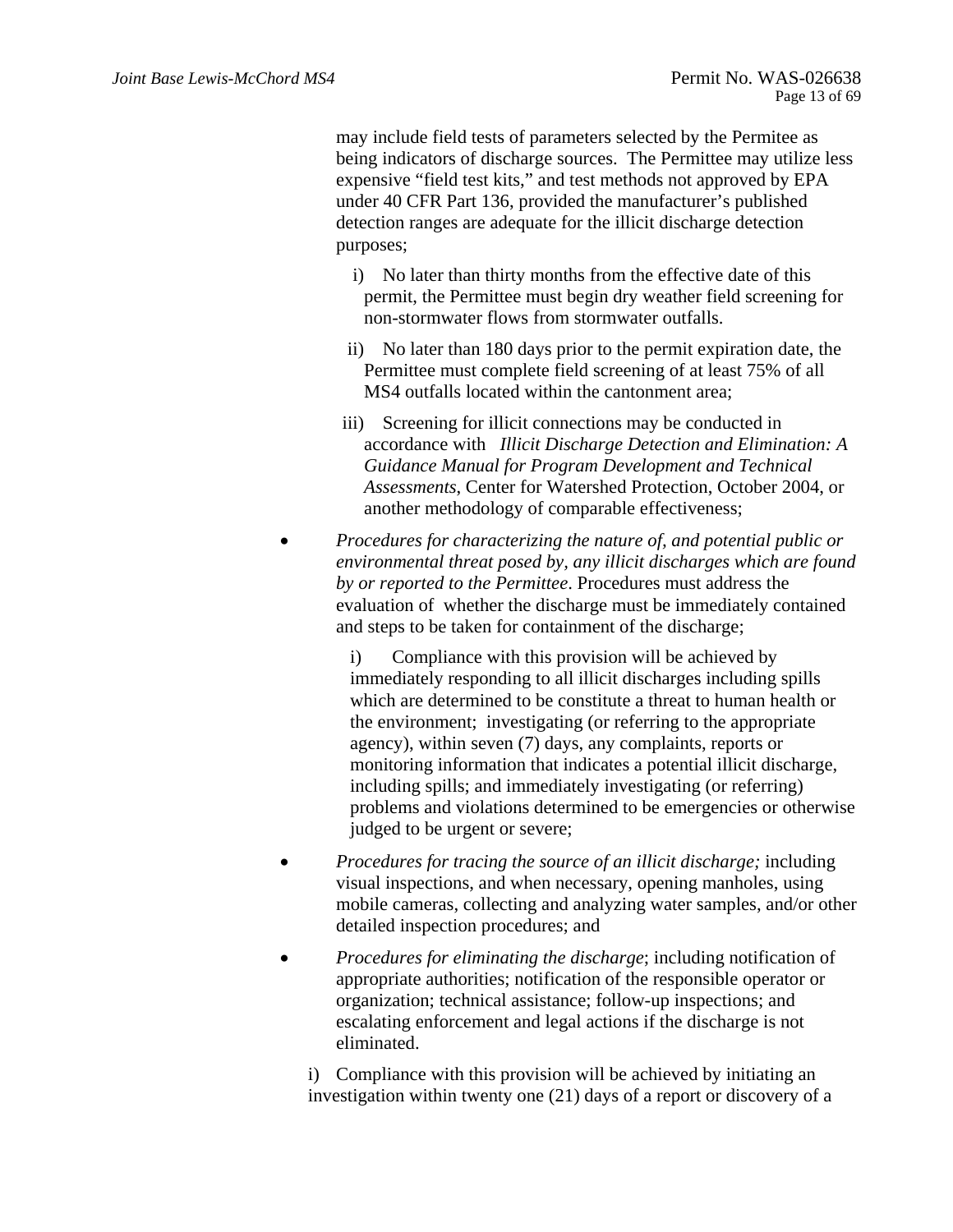may include field tests of parameters selected by the Permitee as being indicators of discharge sources. The Permittee may utilize less expensive "field test kits," and test methods not approved by EPA under 40 CFR Part 136, provided the manufacturer's published detection ranges are adequate for the illicit discharge detection purposes;

i) No later than thirty months from the effective date of this permit, the Permittee must begin dry weather field screening for non-stormwater flows from stormwater outfalls.

ii) No later than 180 days prior to the permit expiration date, the Permittee must complete field screening of at least 75% of all MS4 outfalls located within the cantonment area;

iii) Screening for illicit connections may be conducted in accordance with *Illicit Discharge Detection and Elimination: A Guidance Manual for Program Development and Technical Assessments*, Center for Watershed Protection, October 2004, or another methodology of comparable effectiveness;

- *Procedures for characterizing the nature of, and potential public or environmental threat posed by, any illicit discharges which are found by or reported to the Permittee*. Procedures must address the evaluation of whether the discharge must be immediately contained and steps to be taken for containment of the discharge;

  i) Compliance with this provision will be achieved by immediately responding to all illicit discharges including spills which are determined to be constitute a threat to human health or the environment; investigating (or referring to the appropriate agency), within seven (7) days, any complaints, reports or monitoring information that indicates a potential illicit discharge, including spills; and immediately investigating (or referring) problems and violations determined to be emergencies or otherwise judged to be urgent or severe;

- *Procedures for tracing the source of an illicit discharge;* including visual inspections, and when necessary, opening manholes, using mobile cameras, collecting and analyzing water samples, and/or other detailed inspection procedures; and

- *Procedures for eliminating the discharge*; including notification of appropriate authorities; notification of the responsible operator or organization; technical assistance; follow-up inspections; and escalating enforcement and legal actions if the discharge is not eliminated.

i) Compliance with this provision will be achieved by initiating an investigation within twenty one (21) days of a report or discovery of a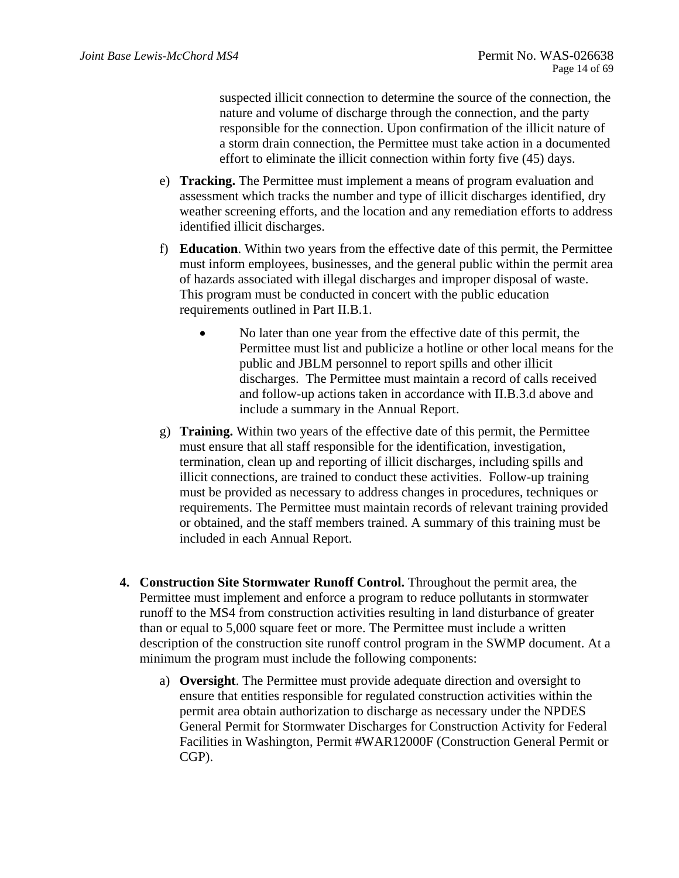suspected illicit connection to determine the source of the connection, the nature and volume of discharge through the connection, and the party responsible for the connection. Upon confirmation of the illicit nature of a storm drain connection, the Permittee must take action in a documented effort to eliminate the illicit connection within forty five (45) days.

e) **Tracking.** The Permittee must implement a means of program evaluation and assessment which tracks the number and type of illicit discharges identified, dry weather screening efforts, and the location and any remediation efforts to address identified illicit discharges.

f) **Education**. Within two years from the effective date of this permit, the Permittee must inform employees, businesses, and the general public within the permit area of hazards associated with illegal discharges and improper disposal of waste. This program must be conducted in concert with the public education requirements outlined in Part II.B.1.

- No later than one year from the effective date of this permit, the Permittee must list and publicize a hotline or other local means for the public and JBLM personnel to report spills and other illicit discharges. The Permittee must maintain a record of calls received and follow-up actions taken in accordance with II.B.3.d above and include a summary in the Annual Report.

g) **Training.** Within two years of the effective date of this permit, the Permittee must ensure that all staff responsible for the identification, investigation, termination, clean up and reporting of illicit discharges, including spills and illicit connections, are trained to conduct these activities. Follow-up training must be provided as necessary to address changes in procedures, techniques or requirements. The Permittee must maintain records of relevant training provided or obtained, and the staff members trained. A summary of this training must be included in each Annual Report.

**4. Construction Site Stormwater Runoff Control.** Throughout the permit area, the Permittee must implement and enforce a program to reduce pollutants in stormwater runoff to the MS4 from construction activities resulting in land disturbance of greater than or equal to 5,000 square feet or more. The Permittee must include a written description of the construction site runoff control program in the SWMP document. At a minimum the program must include the following components:

a) **Oversight**. The Permittee must provide adequate direction and oversight to ensure that entities responsible for regulated construction activities within the permit area obtain authorization to discharge as necessary under the NPDES General Permit for Stormwater Discharges for Construction Activity for Federal Facilities in Washington, Permit #WAR12000F (Construction General Permit or CGP).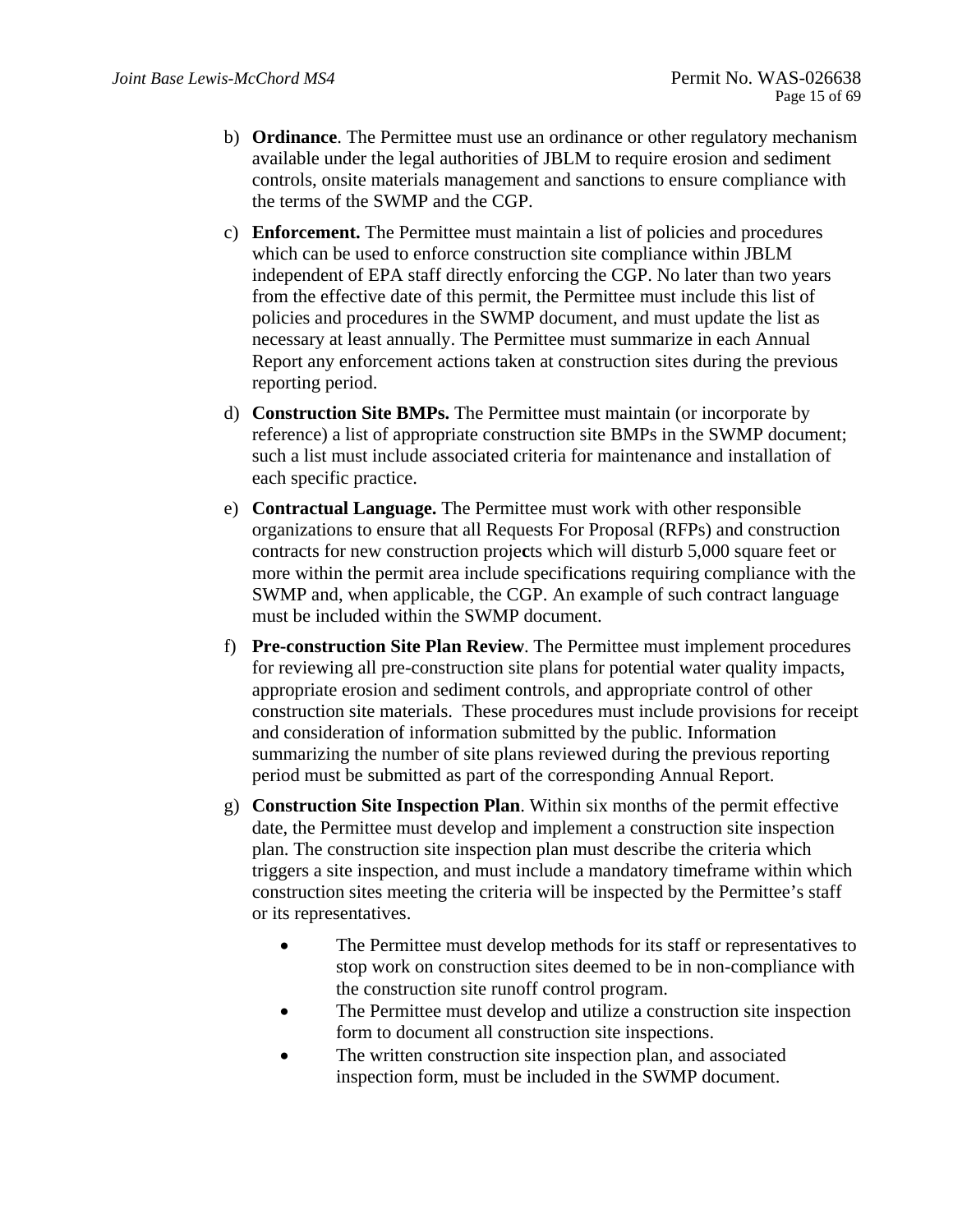b) **Ordinance**. The Permittee must use an ordinance or other regulatory mechanism available under the legal authorities of JBLM to require erosion and sediment controls, onsite materials management and sanctions to ensure compliance with the terms of the SWMP and the CGP.

c) **Enforcement.** The Permittee must maintain a list of policies and procedures which can be used to enforce construction site compliance within JBLM independent of EPA staff directly enforcing the CGP. No later than two years from the effective date of this permit, the Permittee must include this list of policies and procedures in the SWMP document, and must update the list as necessary at least annually. The Permittee must summarize in each Annual Report any enforcement actions taken at construction sites during the previous reporting period.

d) **Construction Site BMPs.** The Permittee must maintain (or incorporate by reference) a list of appropriate construction site BMPs in the SWMP document; such a list must include associated criteria for maintenance and installation of each specific practice.

e) **Contractual Language.** The Permittee must work with other responsible organizations to ensure that all Requests For Proposal (RFPs) and construction contracts for new construction projects which will disturb 5,000 square feet or more within the permit area include specifications requiring compliance with the SWMP and, when applicable, the CGP. An example of such contract language must be included within the SWMP document.

f) **Pre-construction Site Plan Review**. The Permittee must implement procedures for reviewing all pre-construction site plans for potential water quality impacts, appropriate erosion and sediment controls, and appropriate control of other construction site materials. These procedures must include provisions for receipt and consideration of information submitted by the public. Information summarizing the number of site plans reviewed during the previous reporting period must be submitted as part of the corresponding Annual Report.

g) **Construction Site Inspection Plan**. Within six months of the permit effective date, the Permittee must develop and implement a construction site inspection plan. The construction site inspection plan must describe the criteria which triggers a site inspection, and must include a mandatory timeframe within which construction sites meeting the criteria will be inspected by the Permittee's staff or its representatives.

- The Permittee must develop methods for its staff or representatives to stop work on construction sites deemed to be in non-compliance with the construction site runoff control program.
- The Permittee must develop and utilize a construction site inspection form to document all construction site inspections.
- The written construction site inspection plan, and associated inspection form, must be included in the SWMP document.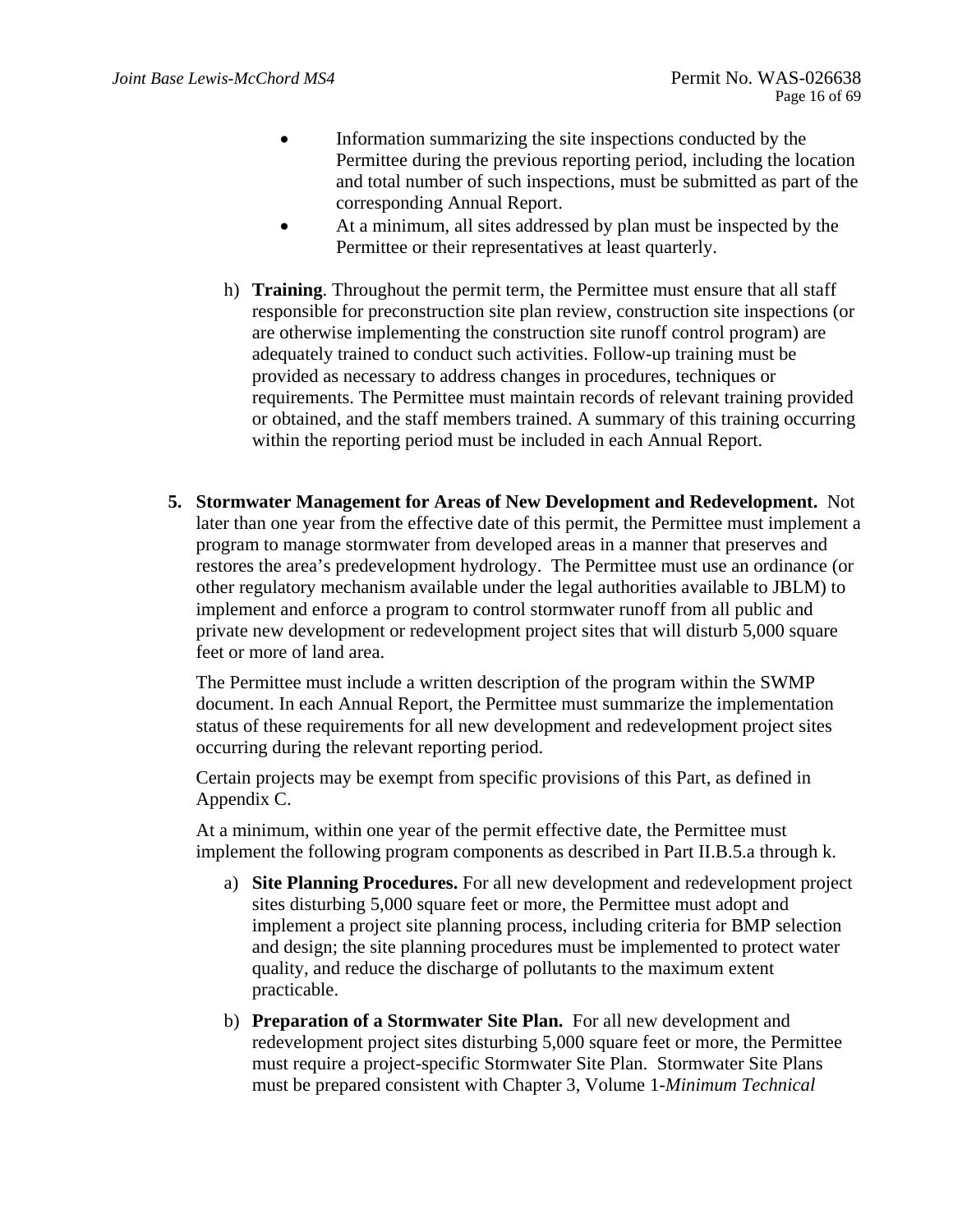- Information summarizing the site inspections conducted by the Permittee during the previous reporting period, including the location and total number of such inspections, must be submitted as part of the corresponding Annual Report.
- At a minimum, all sites addressed by plan must be inspected by the Permittee or their representatives at least quarterly.

h) **Training**. Throughout the permit term, the Permittee must ensure that all staff responsible for preconstruction site plan review, construction site inspections (or are otherwise implementing the construction site runoff control program) are adequately trained to conduct such activities. Follow-up training must be provided as necessary to address changes in procedures, techniques or requirements. The Permittee must maintain records of relevant training provided or obtained, and the staff members trained. A summary of this training occurring within the reporting period must be included in each Annual Report.

5. **Stormwater Management for Areas of New Development and Redevelopment.** Not later than one year from the effective date of this permit, the Permittee must implement a program to manage stormwater from developed areas in a manner that preserves and restores the area's predevelopment hydrology. The Permittee must use an ordinance (or other regulatory mechanism available under the legal authorities available to JBLM) to implement and enforce a program to control stormwater runoff from all public and private new development or redevelopment project sites that will disturb 5,000 square feet or more of land area.

   The Permittee must include a written description of the program within the SWMP document. In each Annual Report, the Permittee must summarize the implementation status of these requirements for all new development and redevelopment project sites occurring during the relevant reporting period.

   Certain projects may be exempt from specific provisions of this Part, as defined in Appendix C.

   At a minimum, within one year of the permit effective date, the Permittee must implement the following program components as described in Part II.B.5.a through k.

   a) **Site Planning Procedures.** For all new development and redevelopment project sites disturbing 5,000 square feet or more, the Permittee must adopt and implement a project site planning process, including criteria for BMP selection and design; the site planning procedures must be implemented to protect water quality, and reduce the discharge of pollutants to the maximum extent practicable.

   b) **Preparation of a Stormwater Site Plan.** For all new development and redevelopment project sites disturbing 5,000 square feet or more, the Permittee must require a project-specific Stormwater Site Plan. Stormwater Site Plans must be prepared consistent with Chapter 3, Volume 1-*Minimum Technical*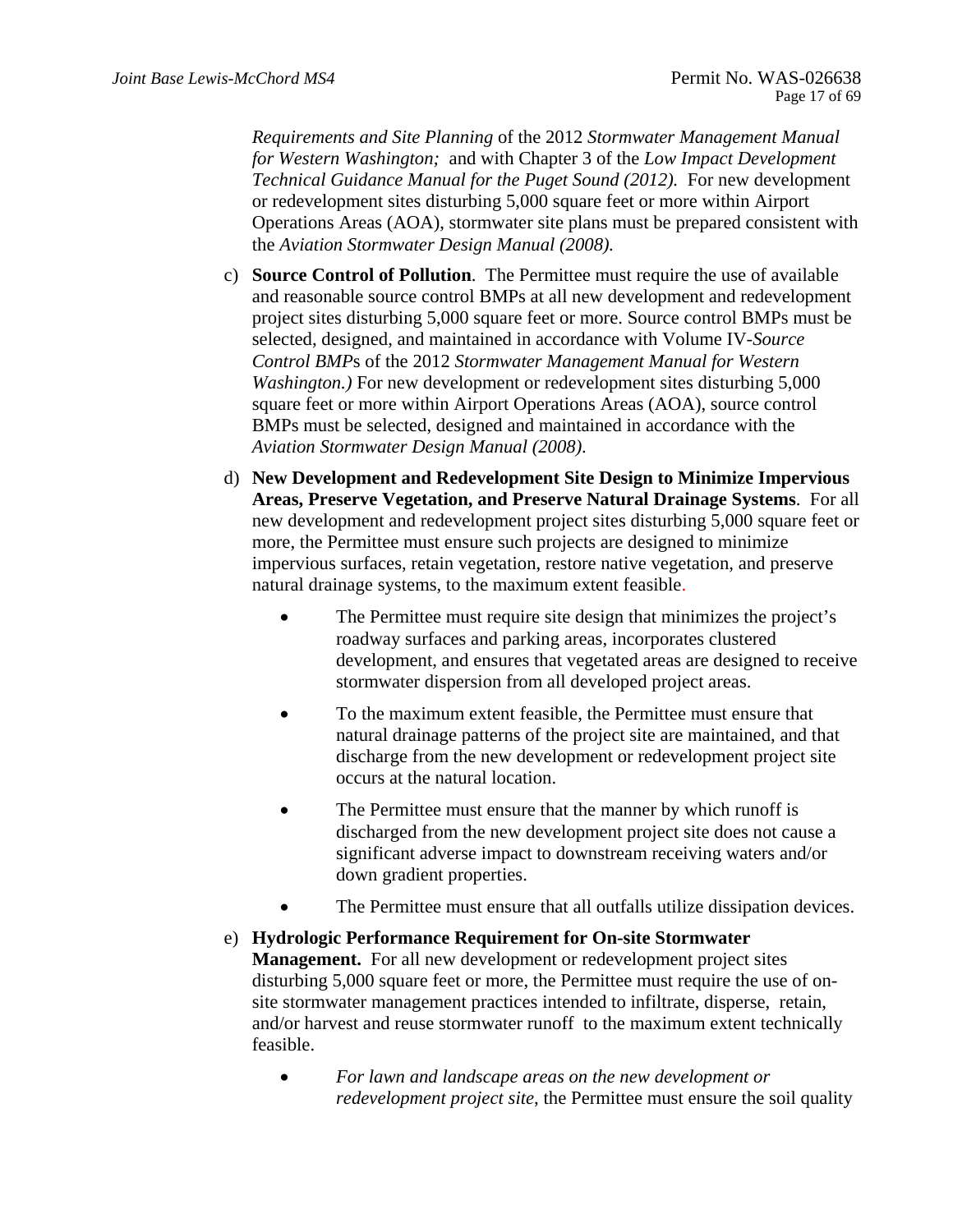*Requirements and Site Planning* of the 2012 *Stormwater Management Manual for Western Washington;* and with Chapter 3 of the *Low Impact Development Technical Guidance Manual for the Puget Sound (2012).* For new development or redevelopment sites disturbing 5,000 square feet or more within Airport Operations Areas (AOA), stormwater site plans must be prepared consistent with the *Aviation Stormwater Design Manual (2008).*

c) **Source Control of Pollution**. The Permittee must require the use of available and reasonable source control BMPs at all new development and redevelopment project sites disturbing 5,000 square feet or more. Source control BMPs must be selected, designed, and maintained in accordance with Volume IV-*Source Control BMP*s of the 2012 *Stormwater Management Manual for Western Washington.)* For new development or redevelopment sites disturbing 5,000 square feet or more within Airport Operations Areas (AOA), source control BMPs must be selected, designed and maintained in accordance with the *Aviation Stormwater Design Manual (2008).*

d) **New Development and Redevelopment Site Design to Minimize Impervious Areas, Preserve Vegetation, and Preserve Natural Drainage Systems**. For all new development and redevelopment project sites disturbing 5,000 square feet or more, the Permittee must ensure such projects are designed to minimize impervious surfaces, retain vegetation, restore native vegetation, and preserve natural drainage systems, to the maximum extent feasible.

- The Permittee must require site design that minimizes the project's roadway surfaces and parking areas, incorporates clustered development, and ensures that vegetated areas are designed to receive stormwater dispersion from all developed project areas.
- To the maximum extent feasible, the Permittee must ensure that natural drainage patterns of the project site are maintained, and that discharge from the new development or redevelopment project site occurs at the natural location.
- The Permittee must ensure that the manner by which runoff is discharged from the new development project site does not cause a significant adverse impact to downstream receiving waters and/or down gradient properties.
- The Permittee must ensure that all outfalls utilize dissipation devices.

e) **Hydrologic Performance Requirement for On-site Stormwater Management.** For all new development or redevelopment project sites disturbing 5,000 square feet or more, the Permittee must require the use of on-site stormwater management practices intended to infiltrate, disperse, retain, and/or harvest and reuse stormwater runoff to the maximum extent technically feasible.

- *For lawn and landscape areas on the new development or redevelopment project site,* the Permittee must ensure the soil quality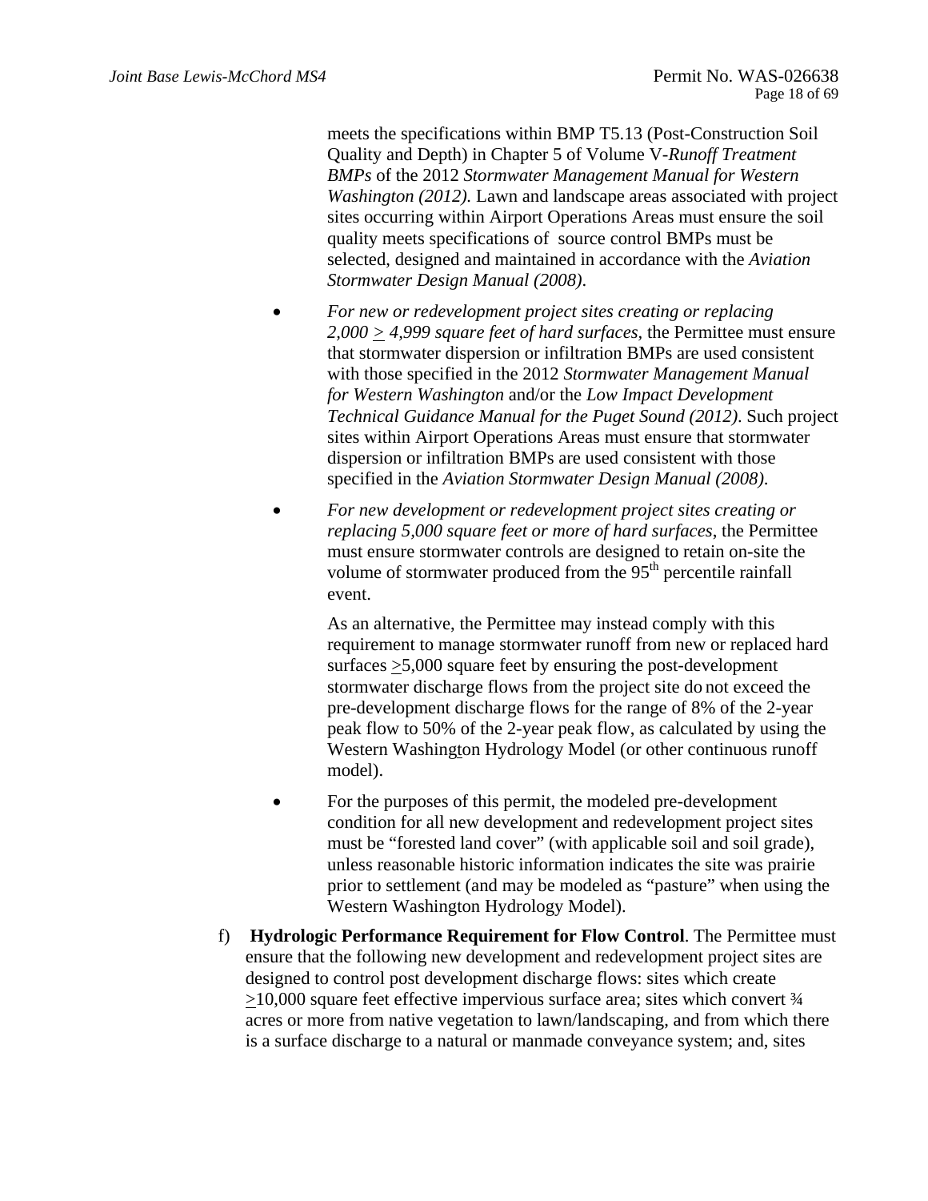meets the specifications within BMP T5.13 (Post-Construction Soil Quality and Depth) in Chapter 5 of Volume V-*Runoff Treatment BMPs* of the 2012 *Stormwater Management Manual for Western Washington (2012)*. Lawn and landscape areas associated with project sites occurring within Airport Operations Areas must ensure the soil quality meets specifications of source control BMPs must be selected, designed and maintained in accordance with the *Aviation Stormwater Design Manual (2008)*.

- *For new or redevelopment project sites creating or replacing 2,000 $\geq$ 4,999 square feet of hard surfaces*, the Permittee must ensure that stormwater dispersion or infiltration BMPs are used consistent with those specified in the 2012 *Stormwater Management Manual for Western Washington* and/or the *Low Impact Development Technical Guidance Manual for the Puget Sound (2012)*. Such project sites within Airport Operations Areas must ensure that stormwater dispersion or infiltration BMPs are used consistent with those specified in the *Aviation Stormwater Design Manual (2008)*.

- *For new development or redevelopment project sites creating or replacing 5,000 square feet or more of hard surfaces*, the Permittee must ensure stormwater controls are designed to retain on-site the volume of stormwater produced from the 95$^{th}$ percentile rainfall event.

  As an alternative, the Permittee may instead comply with this requirement to manage stormwater runoff from new or replaced hard surfaces $\geq$5,000 square feet by ensuring the post-development stormwater discharge flows from the project site do not exceed the pre-development discharge flows for the range of 8% of the 2-year peak flow to 50% of the 2-year peak flow, as calculated by using the Western Washington Hydrology Model (or other continuous runoff model).

- For the purposes of this permit, the modeled pre-development condition for all new development and redevelopment project sites must be "forested land cover" (with applicable soil and soil grade), unless reasonable historic information indicates the site was prairie prior to settlement (and may be modeled as "pasture" when using the Western Washington Hydrology Model).

f) **Hydrologic Performance Requirement for Flow Control**. The Permittee must ensure that the following new development and redevelopment project sites are designed to control post development discharge flows: sites which create $\geq$10,000 square feet effective impervious surface area; sites which convert ¾ acres or more from native vegetation to lawn/landscaping, and from which there is a surface discharge to a natural or manmade conveyance system; and, sites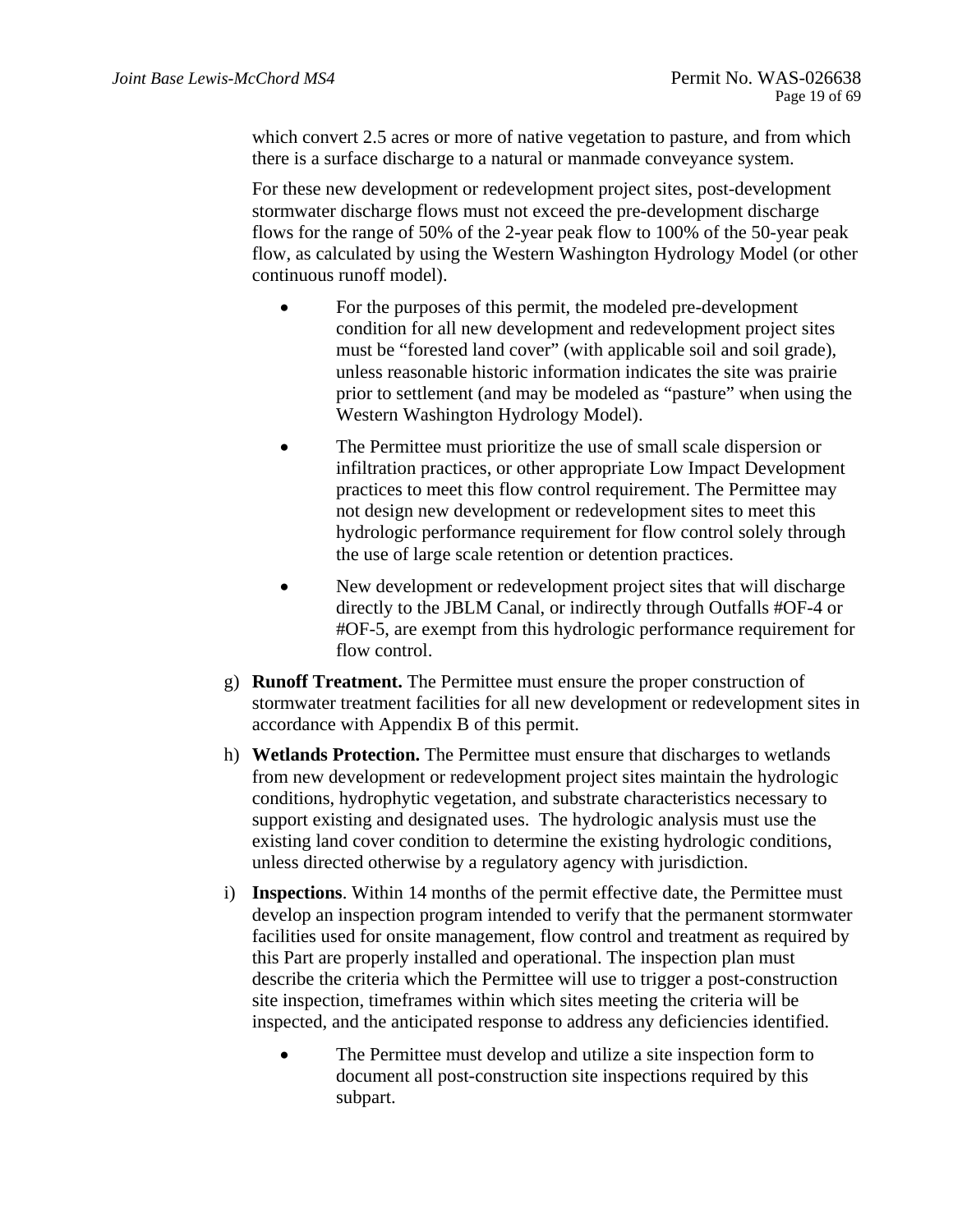which convert 2.5 acres or more of native vegetation to pasture, and from which there is a surface discharge to a natural or manmade conveyance system.

For these new development or redevelopment project sites, post-development stormwater discharge flows must not exceed the pre-development discharge flows for the range of 50% of the 2-year peak flow to 100% of the 50-year peak flow, as calculated by using the Western Washington Hydrology Model (or other continuous runoff model).

- For the purposes of this permit, the modeled pre-development condition for all new development and redevelopment project sites must be "forested land cover" (with applicable soil and soil grade), unless reasonable historic information indicates the site was prairie prior to settlement (and may be modeled as "pasture" when using the Western Washington Hydrology Model).
- The Permittee must prioritize the use of small scale dispersion or infiltration practices, or other appropriate Low Impact Development practices to meet this flow control requirement. The Permittee may not design new development or redevelopment sites to meet this hydrologic performance requirement for flow control solely through the use of large scale retention or detention practices.
- New development or redevelopment project sites that will discharge directly to the JBLM Canal, or indirectly through Outfalls #OF-4 or #OF-5, are exempt from this hydrologic performance requirement for flow control.

g) **Runoff Treatment.** The Permittee must ensure the proper construction of stormwater treatment facilities for all new development or redevelopment sites in accordance with Appendix B of this permit.

h) **Wetlands Protection.** The Permittee must ensure that discharges to wetlands from new development or redevelopment project sites maintain the hydrologic conditions, hydrophytic vegetation, and substrate characteristics necessary to support existing and designated uses. The hydrologic analysis must use the existing land cover condition to determine the existing hydrologic conditions, unless directed otherwise by a regulatory agency with jurisdiction.

i) **Inspections**. Within 14 months of the permit effective date, the Permittee must develop an inspection program intended to verify that the permanent stormwater facilities used for onsite management, flow control and treatment as required by this Part are properly installed and operational. The inspection plan must describe the criteria which the Permittee will use to trigger a post-construction site inspection, timeframes within which sites meeting the criteria will be inspected, and the anticipated response to address any deficiencies identified.

- The Permittee must develop and utilize a site inspection form to document all post-construction site inspections required by this subpart.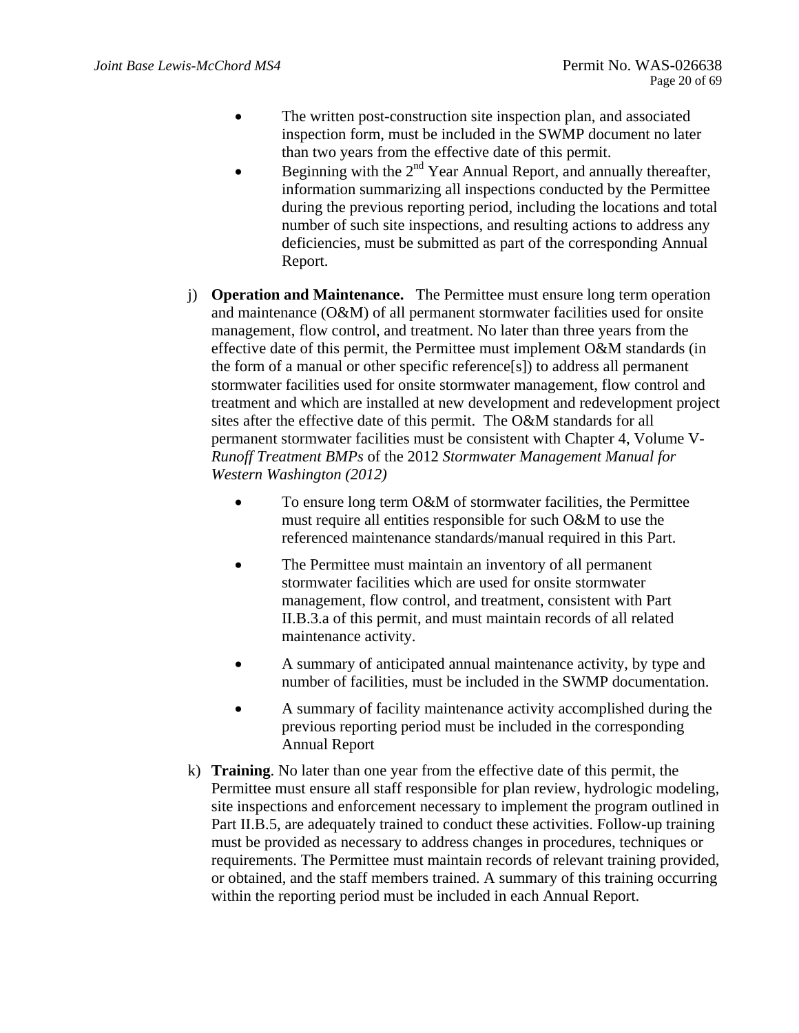- The written post-construction site inspection plan, and associated inspection form, must be included in the SWMP document no later than two years from the effective date of this permit.
- Beginning with the 2nd Year Annual Report, and annually thereafter, information summarizing all inspections conducted by the Permittee during the previous reporting period, including the locations and total number of such site inspections, and resulting actions to address any deficiencies, must be submitted as part of the corresponding Annual Report.

j) **Operation and Maintenance.** The Permittee must ensure long term operation and maintenance (O&M) of all permanent stormwater facilities used for onsite management, flow control, and treatment. No later than three years from the effective date of this permit, the Permittee must implement O&M standards (in the form of a manual or other specific reference[s]) to address all permanent stormwater facilities used for onsite stormwater management, flow control and treatment and which are installed at new development and redevelopment project sites after the effective date of this permit. The O&M standards for all permanent stormwater facilities must be consistent with Chapter 4, Volume V-*Runoff Treatment BMPs* of the 2012 *Stormwater Management Manual for Western Washington (2012)*

- To ensure long term O&M of stormwater facilities, the Permittee must require all entities responsible for such O&M to use the referenced maintenance standards/manual required in this Part.
- The Permittee must maintain an inventory of all permanent stormwater facilities which are used for onsite stormwater management, flow control, and treatment, consistent with Part II.B.3.a of this permit, and must maintain records of all related maintenance activity.
- A summary of anticipated annual maintenance activity, by type and number of facilities, must be included in the SWMP documentation.
- A summary of facility maintenance activity accomplished during the previous reporting period must be included in the corresponding Annual Report

k) **Training**. No later than one year from the effective date of this permit, the Permittee must ensure all staff responsible for plan review, hydrologic modeling, site inspections and enforcement necessary to implement the program outlined in Part II.B.5, are adequately trained to conduct these activities. Follow-up training must be provided as necessary to address changes in procedures, techniques or requirements. The Permittee must maintain records of relevant training provided, or obtained, and the staff members trained. A summary of this training occurring within the reporting period must be included in each Annual Report.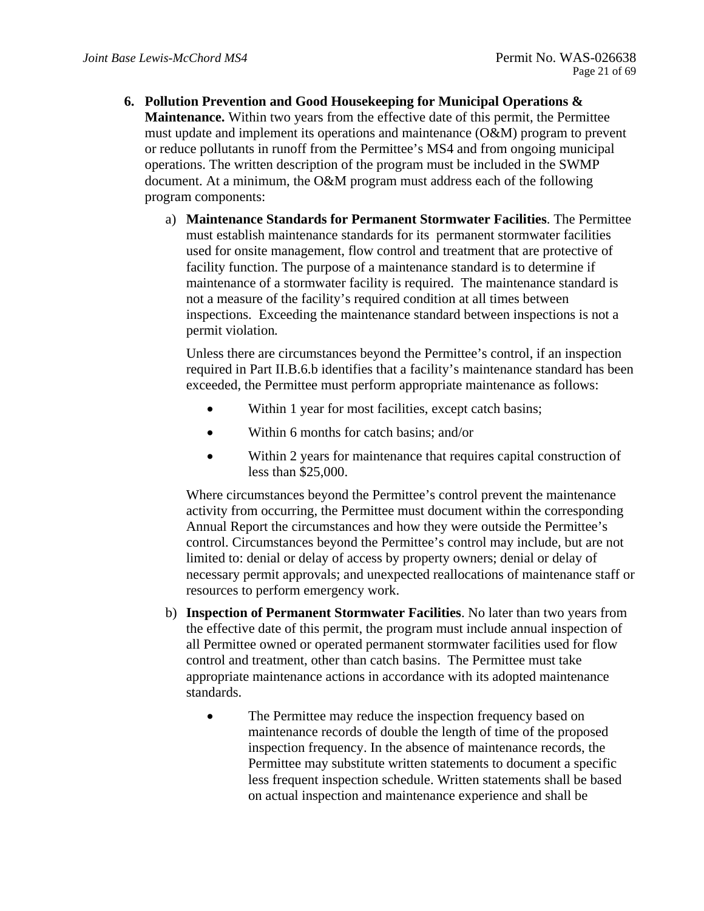6. **Pollution Prevention and Good Housekeeping for Municipal Operations & Maintenance.** Within two years from the effective date of this permit, the Permittee must update and implement its operations and maintenance (O&M) program to prevent or reduce pollutants in runoff from the Permittee's MS4 and from ongoing municipal operations. The written description of the program must be included in the SWMP document. At a minimum, the O&M program must address each of the following program components:

   a) **Maintenance Standards for Permanent Stormwater Facilities**. The Permittee must establish maintenance standards for its permanent stormwater facilities used for onsite management, flow control and treatment that are protective of facility function. The purpose of a maintenance standard is to determine if maintenance of a stormwater facility is required. The maintenance standard is not a measure of the facility's required condition at all times between inspections. Exceeding the maintenance standard between inspections is not a permit violation.

      Unless there are circumstances beyond the Permittee's control, if an inspection required in Part II.B.6.b identifies that a facility's maintenance standard has been exceeded, the Permittee must perform appropriate maintenance as follows:

      - Within 1 year for most facilities, except catch basins;
      - Within 6 months for catch basins; and/or
      - Within 2 years for maintenance that requires capital construction of less than $25,000.

      Where circumstances beyond the Permittee's control prevent the maintenance activity from occurring, the Permittee must document within the corresponding Annual Report the circumstances and how they were outside the Permittee's control. Circumstances beyond the Permittee's control may include, but are not limited to: denial or delay of access by property owners; denial or delay of necessary permit approvals; and unexpected reallocations of maintenance staff or resources to perform emergency work.

   b) **Inspection of Permanent Stormwater Facilities**. No later than two years from the effective date of this permit, the program must include annual inspection of all Permittee owned or operated permanent stormwater facilities used for flow control and treatment, other than catch basins. The Permittee must take appropriate maintenance actions in accordance with its adopted maintenance standards.

      - The Permittee may reduce the inspection frequency based on maintenance records of double the length of time of the proposed inspection frequency. In the absence of maintenance records, the Permittee may substitute written statements to document a specific less frequent inspection schedule. Written statements shall be based on actual inspection and maintenance experience and shall be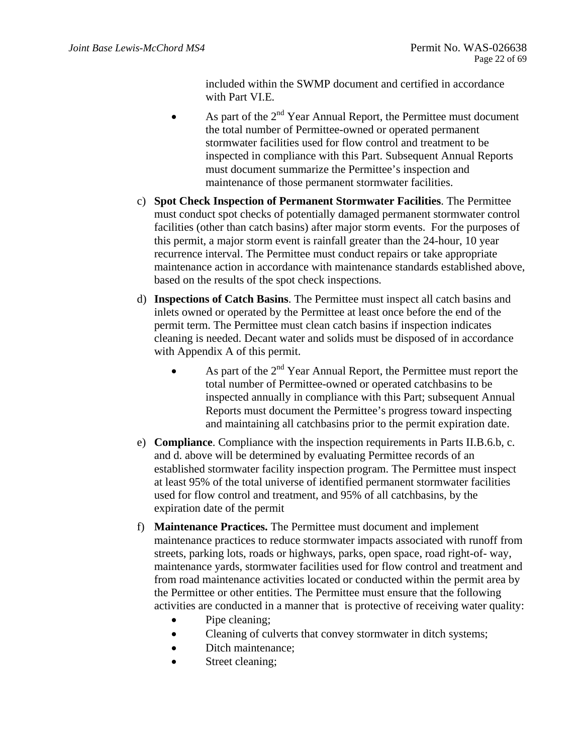included within the SWMP document and certified in accordance with Part VI.E.

- As part of the 2nd Year Annual Report, the Permittee must document the total number of Permittee-owned or operated permanent stormwater facilities used for flow control and treatment to be inspected in compliance with this Part. Subsequent Annual Reports must document summarize the Permittee's inspection and maintenance of those permanent stormwater facilities.

c) **Spot Check Inspection of Permanent Stormwater Facilities**. The Permittee must conduct spot checks of potentially damaged permanent stormwater control facilities (other than catch basins) after major storm events. For the purposes of this permit, a major storm event is rainfall greater than the 24-hour, 10 year recurrence interval. The Permittee must conduct repairs or take appropriate maintenance action in accordance with maintenance standards established above, based on the results of the spot check inspections.

d) **Inspections of Catch Basins**. The Permittee must inspect all catch basins and inlets owned or operated by the Permittee at least once before the end of the permit term. The Permittee must clean catch basins if inspection indicates cleaning is needed. Decant water and solids must be disposed of in accordance with Appendix A of this permit.

- As part of the 2nd Year Annual Report, the Permittee must report the total number of Permittee-owned or operated catchbasins to be inspected annually in compliance with this Part; subsequent Annual Reports must document the Permittee's progress toward inspecting and maintaining all catchbasins prior to the permit expiration date.

e) **Compliance**. Compliance with the inspection requirements in Parts II.B.6.b, c. and d. above will be determined by evaluating Permittee records of an established stormwater facility inspection program. The Permittee must inspect at least 95% of the total universe of identified permanent stormwater facilities used for flow control and treatment, and 95% of all catchbasins, by the expiration date of the permit

f) **Maintenance Practices.** The Permittee must document and implement maintenance practices to reduce stormwater impacts associated with runoff from streets, parking lots, roads or highways, parks, open space, road right-of- way, maintenance yards, stormwater facilities used for flow control and treatment and from road maintenance activities located or conducted within the permit area by the Permittee or other entities. The Permittee must ensure that the following activities are conducted in a manner that is protective of receiving water quality:

- Pipe cleaning;
- Cleaning of culverts that convey stormwater in ditch systems;
- Ditch maintenance;
- Street cleaning;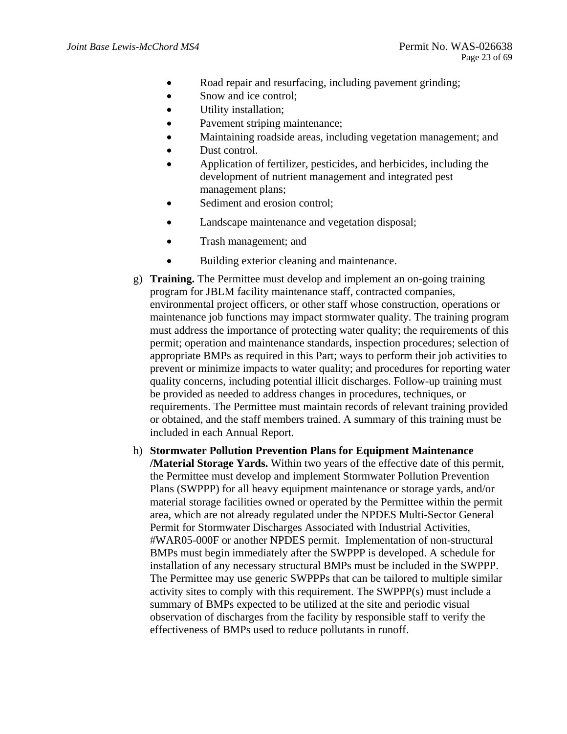- Road repair and resurfacing, including pavement grinding;
- Snow and ice control;
- Utility installation;
- Pavement striping maintenance;
- Maintaining roadside areas, including vegetation management; and
- Dust control.
- Application of fertilizer, pesticides, and herbicides, including the development of nutrient management and integrated pest management plans;
- Sediment and erosion control;
- Landscape maintenance and vegetation disposal;
- Trash management; and
- Building exterior cleaning and maintenance.

g) **Training.** The Permittee must develop and implement an on-going training program for JBLM facility maintenance staff, contracted companies, environmental project officers, or other staff whose construction, operations or maintenance job functions may impact stormwater quality. The training program must address the importance of protecting water quality; the requirements of this permit; operation and maintenance standards, inspection procedures; selection of appropriate BMPs as required in this Part; ways to perform their job activities to prevent or minimize impacts to water quality; and procedures for reporting water quality concerns, including potential illicit discharges. Follow-up training must be provided as needed to address changes in procedures, techniques, or requirements. The Permittee must maintain records of relevant training provided or obtained, and the staff members trained. A summary of this training must be included in each Annual Report.

h) **Stormwater Pollution Prevention Plans for Equipment Maintenance /Material Storage Yards.** Within two years of the effective date of this permit, the Permittee must develop and implement Stormwater Pollution Prevention Plans (SWPPP) for all heavy equipment maintenance or storage yards, and/or material storage facilities owned or operated by the Permittee within the permit area, which are not already regulated under the NPDES Multi-Sector General Permit for Stormwater Discharges Associated with Industrial Activities, #WAR05-000F or another NPDES permit. Implementation of non-structural BMPs must begin immediately after the SWPPP is developed. A schedule for installation of any necessary structural BMPs must be included in the SWPPP. The Permittee may use generic SWPPPs that can be tailored to multiple similar activity sites to comply with this requirement. The SWPPP(s) must include a summary of BMPs expected to be utilized at the site and periodic visual observation of discharges from the facility by responsible staff to verify the effectiveness of BMPs used to reduce pollutants in runoff.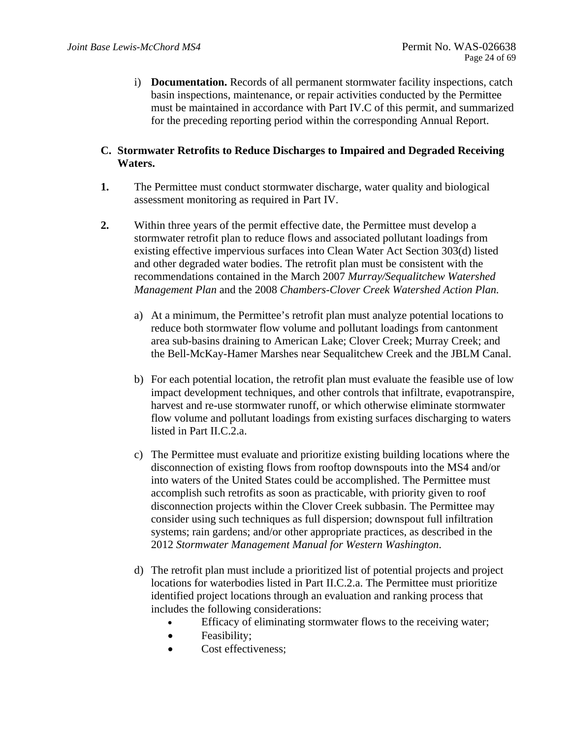i) **Documentation.** Records of all permanent stormwater facility inspections, catch basin inspections, maintenance, or repair activities conducted by the Permittee must be maintained in accordance with Part IV.C of this permit, and summarized for the preceding reporting period within the corresponding Annual Report.

### C. Stormwater Retrofits to Reduce Discharges to Impaired and Degraded Receiving Waters.

**1.** The Permittee must conduct stormwater discharge, water quality and biological assessment monitoring as required in Part IV.

**2.** Within three years of the permit effective date, the Permittee must develop a stormwater retrofit plan to reduce flows and associated pollutant loadings from existing effective impervious surfaces into Clean Water Act Section 303(d) listed and other degraded water bodies. The retrofit plan must be consistent with the recommendations contained in the March 2007 *Murray/Sequalitchew Watershed Management Plan* and the 2008 *Chambers-Clover Creek Watershed Action Plan.*

a) At a minimum, the Permittee's retrofit plan must analyze potential locations to reduce both stormwater flow volume and pollutant loadings from cantonment area sub-basins draining to American Lake; Clover Creek; Murray Creek; and the Bell-McKay-Hamer Marshes near Sequalitchew Creek and the JBLM Canal.

b) For each potential location, the retrofit plan must evaluate the feasible use of low impact development techniques, and other controls that infiltrate, evapotranspire, harvest and re-use stormwater runoff, or which otherwise eliminate stormwater flow volume and pollutant loadings from existing surfaces discharging to waters listed in Part II.C.2.a.

c) The Permittee must evaluate and prioritize existing building locations where the disconnection of existing flows from rooftop downspouts into the MS4 and/or into waters of the United States could be accomplished. The Permittee must accomplish such retrofits as soon as practicable, with priority given to roof disconnection projects within the Clover Creek subbasin. The Permittee may consider using such techniques as full dispersion; downspout full infiltration systems; rain gardens; and/or other appropriate practices, as described in the 2012 *Stormwater Management Manual for Western Washington*.

d) The retrofit plan must include a prioritized list of potential projects and project locations for waterbodies listed in Part II.C.2.a. The Permittee must prioritize identified project locations through an evaluation and ranking process that includes the following considerations:

- Efficacy of eliminating stormwater flows to the receiving water;
- Feasibility;
- Cost effectiveness;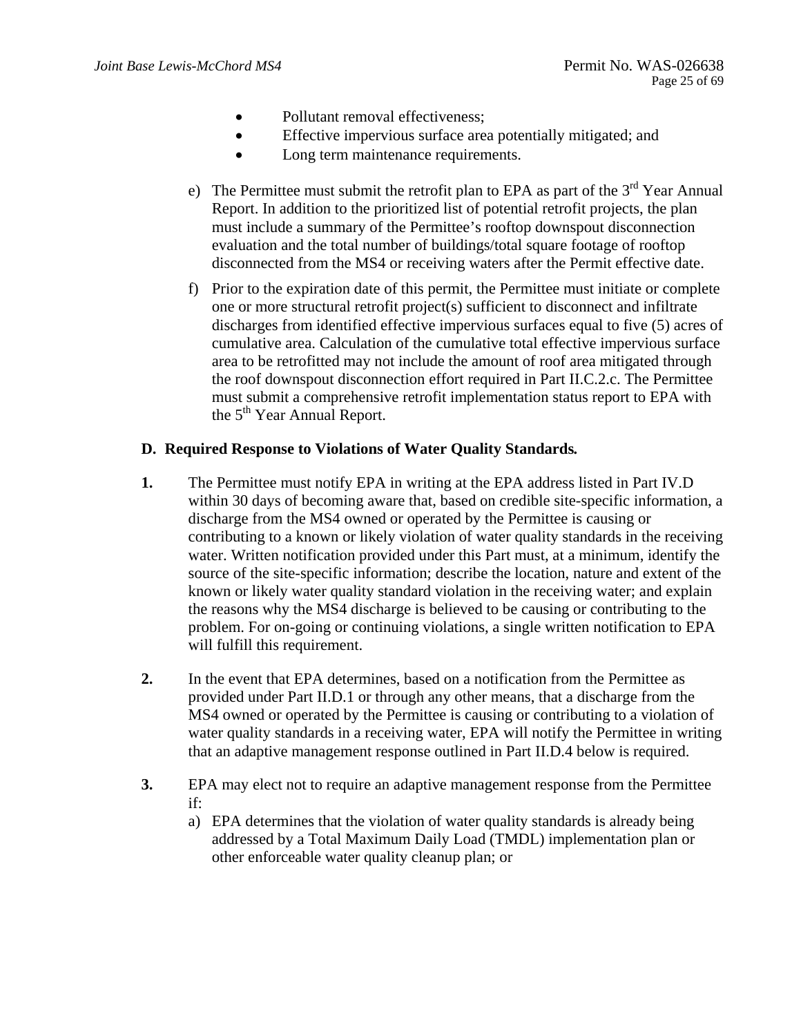- Pollutant removal effectiveness;
- Effective impervious surface area potentially mitigated; and
- Long term maintenance requirements.

e) The Permittee must submit the retrofit plan to EPA as part of the 3rd Year Annual Report. In addition to the prioritized list of potential retrofit projects, the plan must include a summary of the Permittee's rooftop downspout disconnection evaluation and the total number of buildings/total square footage of rooftop disconnected from the MS4 or receiving waters after the Permit effective date.

f) Prior to the expiration date of this permit, the Permittee must initiate or complete one or more structural retrofit project(s) sufficient to disconnect and infiltrate discharges from identified effective impervious surfaces equal to five (5) acres of cumulative area. Calculation of the cumulative total effective impervious surface area to be retrofitted may not include the amount of roof area mitigated through the roof downspout disconnection effort required in Part II.C.2.c. The Permittee must submit a comprehensive retrofit implementation status report to EPA with the 5th Year Annual Report.

### D. Required Response to Violations of Water Quality Standards.

**1.** The Permittee must notify EPA in writing at the EPA address listed in Part IV.D within 30 days of becoming aware that, based on credible site-specific information, a discharge from the MS4 owned or operated by the Permittee is causing or contributing to a known or likely violation of water quality standards in the receiving water. Written notification provided under this Part must, at a minimum, identify the source of the site-specific information; describe the location, nature and extent of the known or likely water quality standard violation in the receiving water; and explain the reasons why the MS4 discharge is believed to be causing or contributing to the problem. For on-going or continuing violations, a single written notification to EPA will fulfill this requirement.

**2.** In the event that EPA determines, based on a notification from the Permittee as provided under Part II.D.1 or through any other means, that a discharge from the MS4 owned or operated by the Permittee is causing or contributing to a violation of water quality standards in a receiving water, EPA will notify the Permittee in writing that an adaptive management response outlined in Part II.D.4 below is required.

**3.** EPA may elect not to require an adaptive management response from the Permittee if:

a) EPA determines that the violation of water quality standards is already being addressed by a Total Maximum Daily Load (TMDL) implementation plan or other enforceable water quality cleanup plan; or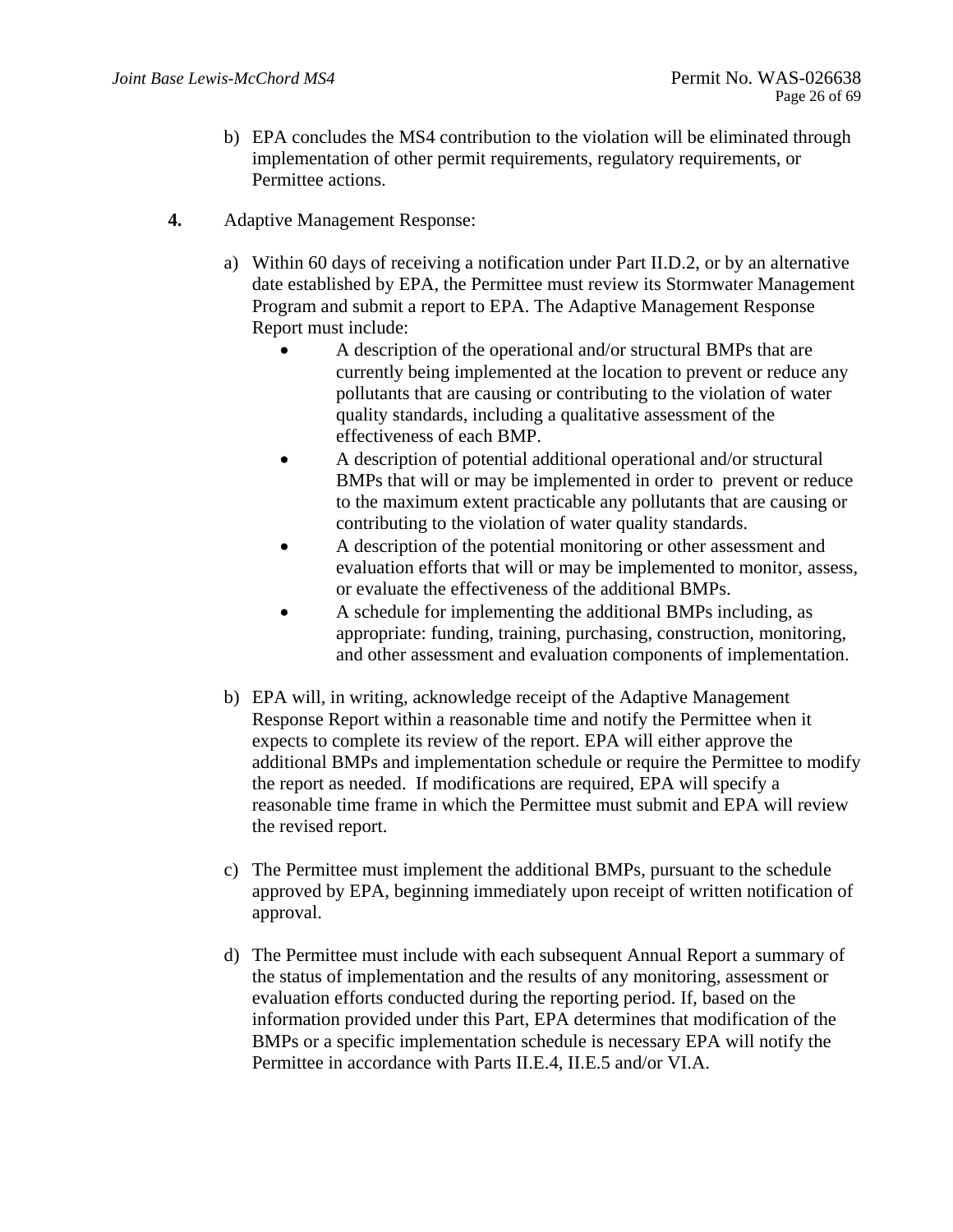b) EPA concludes the MS4 contribution to the violation will be eliminated through implementation of other permit requirements, regulatory requirements, or Permittee actions.

**4.** Adaptive Management Response:

a) Within 60 days of receiving a notification under Part II.D.2, or by an alternative date established by EPA, the Permittee must review its Stormwater Management Program and submit a report to EPA. The Adaptive Management Response Report must include:

- A description of the operational and/or structural BMPs that are currently being implemented at the location to prevent or reduce any pollutants that are causing or contributing to the violation of water quality standards, including a qualitative assessment of the effectiveness of each BMP.
- A description of potential additional operational and/or structural BMPs that will or may be implemented in order to prevent or reduce to the maximum extent practicable any pollutants that are causing or contributing to the violation of water quality standards.
- A description of the potential monitoring or other assessment and evaluation efforts that will or may be implemented to monitor, assess, or evaluate the effectiveness of the additional BMPs.
- A schedule for implementing the additional BMPs including, as appropriate: funding, training, purchasing, construction, monitoring, and other assessment and evaluation components of implementation.

b) EPA will, in writing, acknowledge receipt of the Adaptive Management Response Report within a reasonable time and notify the Permittee when it expects to complete its review of the report. EPA will either approve the additional BMPs and implementation schedule or require the Permittee to modify the report as needed. If modifications are required, EPA will specify a reasonable time frame in which the Permittee must submit and EPA will review the revised report.

c) The Permittee must implement the additional BMPs, pursuant to the schedule approved by EPA, beginning immediately upon receipt of written notification of approval.

d) The Permittee must include with each subsequent Annual Report a summary of the status of implementation and the results of any monitoring, assessment or evaluation efforts conducted during the reporting period. If, based on the information provided under this Part, EPA determines that modification of the BMPs or a specific implementation schedule is necessary EPA will notify the Permittee in accordance with Parts II.E.4, II.E.5 and/or VI.A.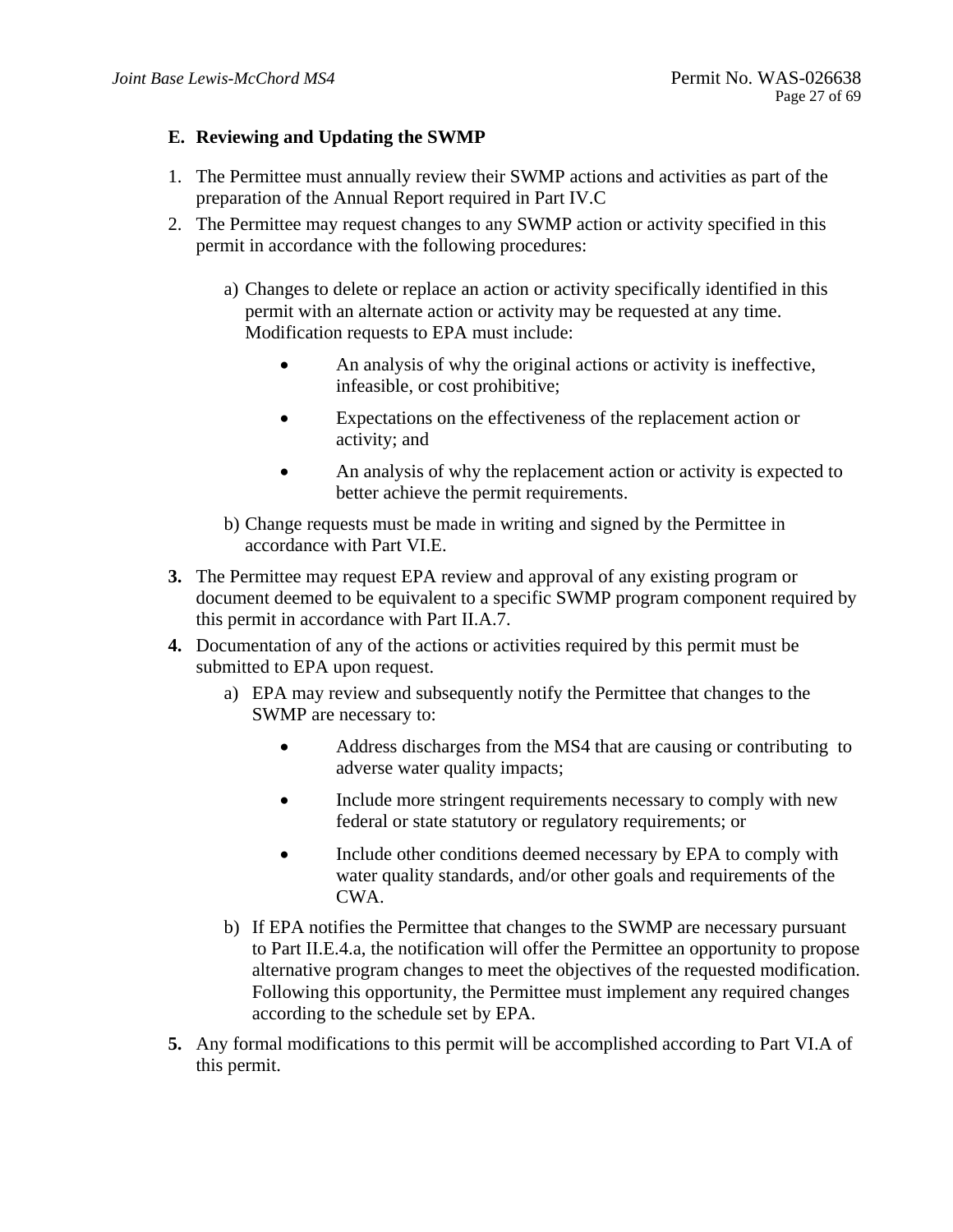### E. Reviewing and Updating the SWMP

1. The Permittee must annually review their SWMP actions and activities as part of the preparation of the Annual Report required in Part IV.C
2. The Permittee may request changes to any SWMP action or activity specified in this permit in accordance with the following procedures:

   a) Changes to delete or replace an action or activity specifically identified in this permit with an alternate action or activity may be requested at any time. Modification requests to EPA must include:

      - An analysis of why the original actions or activity is ineffective, infeasible, or cost prohibitive;
      - Expectations on the effectiveness of the replacement action or activity; and
      - An analysis of why the replacement action or activity is expected to better achieve the permit requirements.

   b) Change requests must be made in writing and signed by the Permittee in accordance with Part VI.E.

3. The Permittee may request EPA review and approval of any existing program or document deemed to be equivalent to a specific SWMP program component required by this permit in accordance with Part II.A.7.
4. Documentation of any of the actions or activities required by this permit must be submitted to EPA upon request.

   a) EPA may review and subsequently notify the Permittee that changes to the SWMP are necessary to:

      - Address discharges from the MS4 that are causing or contributing to adverse water quality impacts;
      - Include more stringent requirements necessary to comply with new federal or state statutory or regulatory requirements; or
      - Include other conditions deemed necessary by EPA to comply with water quality standards, and/or other goals and requirements of the CWA.

   b) If EPA notifies the Permittee that changes to the SWMP are necessary pursuant to Part II.E.4.a, the notification will offer the Permittee an opportunity to propose alternative program changes to meet the objectives of the requested modification. Following this opportunity, the Permittee must implement any required changes according to the schedule set by EPA.

5. Any formal modifications to this permit will be accomplished according to Part VI.A of this permit.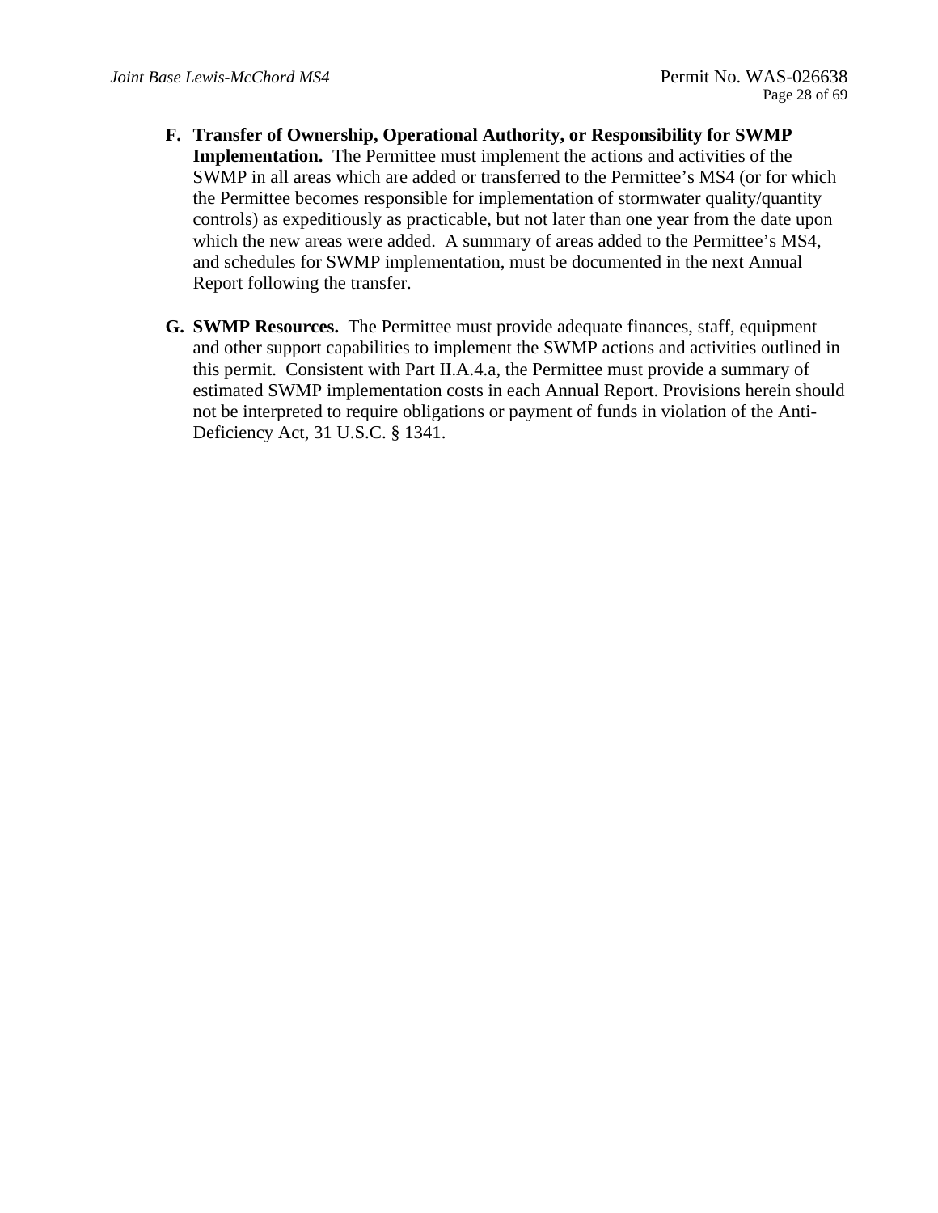F. **Transfer of Ownership, Operational Authority, or Responsibility for SWMP Implementation.** The Permittee must implement the actions and activities of the SWMP in all areas which are added or transferred to the Permittee's MS4 (or for which the Permittee becomes responsible for implementation of stormwater quality/quantity controls) as expeditiously as practicable, but not later than one year from the date upon which the new areas were added. A summary of areas added to the Permittee's MS4, and schedules for SWMP implementation, must be documented in the next Annual Report following the transfer.

G. **SWMP Resources.** The Permittee must provide adequate finances, staff, equipment and other support capabilities to implement the SWMP actions and activities outlined in this permit. Consistent with Part II.A.4.a, the Permittee must provide a summary of estimated SWMP implementation costs in each Annual Report. Provisions herein should not be interpreted to require obligations or payment of funds in violation of the Anti-Deficiency Act, 31 U.S.C. § 1341.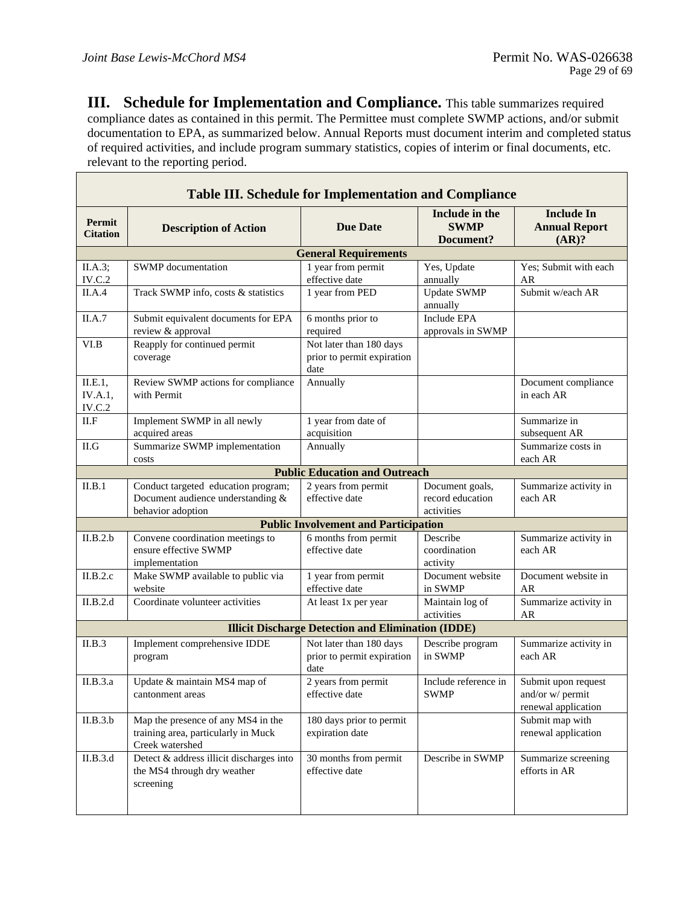## III. Schedule for Implementation and Compliance.

This table summarizes required compliance dates as contained in this permit. The Permittee must complete SWMP actions, and/or submit documentation to EPA, as summarized below. Annual Reports must document interim and completed status of required activities, and include program summary statistics, copies of interim or final documents, etc. relevant to the reporting period.

**Table III. Schedule for Implementation and Compliance**

| Permit Citation | Description of Action | Due Date | Include in the SWMP Document? | Include In Annual Report (AR)? |
|---|---|---|---|---|
| **General Requirements** | | | | |
| II.A.3; IV.C.2 | SWMP documentation | 1 year from permit effective date | Yes, Update annually | Yes; Submit with each AR |
| II.A.4 | Track SWMP info, costs & statistics | 1 year from PED | Update SWMP annually | Submit w/each AR |
| II.A.7 | Submit equivalent documents for EPA review & approval | 6 months prior to required | Include EPA approvals in SWMP | |
| VI.B | Reapply for continued permit coverage | Not later than 180 days prior to permit expiration date | | |
| II.E.1, IV.A.1, IV.C.2 | Review SWMP actions for compliance with Permit | Annually | | Document compliance in each AR |
| II.F | Implement SWMP in all newly acquired areas | 1 year from date of acquisition | | Summarize in subsequent AR |
| II.G | Summarize SWMP implementation costs | Annually | | Summarize costs in each AR |
| **Public Education and Outreach** | | | | |
| II.B.1 | Conduct targeted education program; Document audience understanding & behavior adoption | 2 years from permit effective date | Document goals, record education activities | Summarize activity in each AR |
| **Public Involvement and Participation** | | | | |
| II.B.2.b | Convene coordination meetings to ensure effective SWMP implementation | 6 months from permit effective date | Describe coordination activity | Summarize activity in each AR |
| II.B.2.c | Make SWMP available to public via website | 1 year from permit effective date | Document website in SWMP | Document website in AR |
| II.B.2.d | Coordinate volunteer activities | At least 1x per year | Maintain log of activities | Summarize activity in AR |
| **Illicit Discharge Detection and Elimination (IDDE)** | | | | |
| II.B.3 | Implement comprehensive IDDE program | Not later than 180 days prior to permit expiration date | Describe program in SWMP | Summarize activity in each AR |
| II.B.3.a | Update & maintain MS4 map of cantonment areas | 2 years from permit effective date | Include reference in SWMP | Submit upon request and/or w/ permit renewal application |
| II.B.3.b | Map the presence of any MS4 in the training area, particularly in Muck Creek watershed | 180 days prior to permit expiration date | | Submit map with renewal application |
| II.B.3.d | Detect & address illicit discharges into the MS4 through dry weather screening | 30 months from permit effective date | Describe in SWMP | Summarize screening efforts in AR |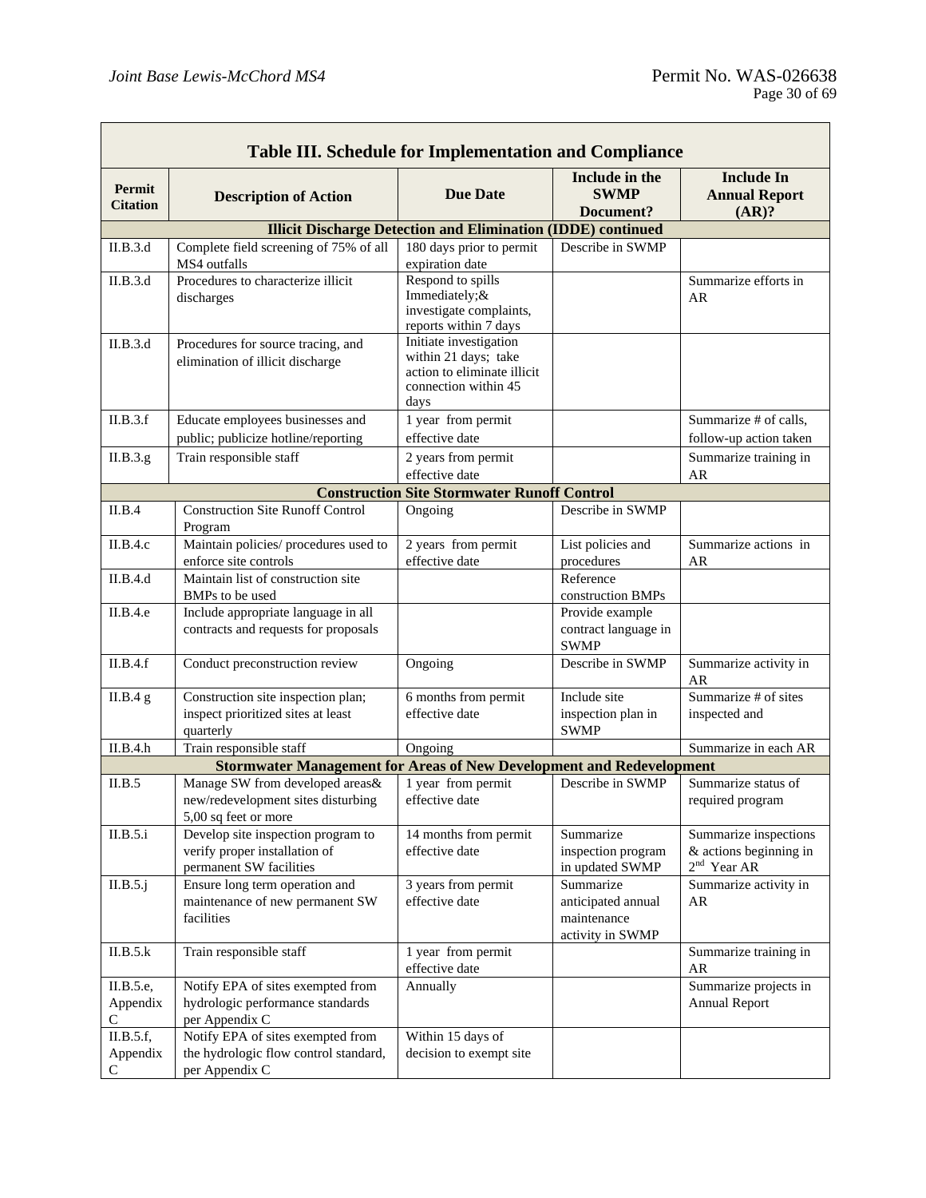| Table III. Schedule for Implementation and Compliance | | | | |
|---|---|---|---|---|
| Permit Citation | Description of Action | Due Date | Include in the SWMP Document? | Include In Annual Report (AR)? |
| **Illicit Discharge Detection and Elimination (IDDE) continued** | | | | |
| II.B.3.d | Complete field screening of 75% of all MS4 outfalls | 180 days prior to permit expiration date | Describe in SWMP | |
| II.B.3.d | Procedures to characterize illicit discharges | Respond to spills Immediately;& investigate complaints, reports within 7 days | | Summarize efforts in AR |
| II.B.3.d | Procedures for source tracing, and elimination of illicit discharge | Initiate investigation within 21 days; take action to eliminate illicit connection within 45 days | | |
| II.B.3.f | Educate employees businesses and public; publicize hotline/reporting | 1 year from permit effective date | | Summarize # of calls, follow-up action taken |
| II.B.3.g | Train responsible staff | 2 years from permit effective date | | Summarize training in AR |
| **Construction Site Stormwater Runoff Control** | | | | |
| II.B.4 | Construction Site Runoff Control Program | Ongoing | Describe in SWMP | |
| II.B.4.c | Maintain policies/ procedures used to enforce site controls | 2 years from permit effective date | List policies and procedures | Summarize actions in AR |
| II.B.4.d | Maintain list of construction site BMPs to be used | | Reference construction BMPs | |
| II.B.4.e | Include appropriate language in all contracts and requests for proposals | | Provide example contract language in SWMP | |
| II.B.4.f | Conduct preconstruction review | Ongoing | Describe in SWMP | Summarize activity in AR |
| II.B.4 g | Construction site inspection plan; inspect prioritized sites at least quarterly | 6 months from permit effective date | Include site inspection plan in SWMP | Summarize # of sites inspected and |
| II.B.4.h | Train responsible staff | Ongoing | | Summarize in each AR |
| **Stormwater Management for Areas of New Development and Redevelopment** | | | | |
| II.B.5 | Manage SW from developed areas& new/redevelopment sites disturbing 5,00 sq feet or more | 1 year from permit effective date | Describe in SWMP | Summarize status of required program |
| II.B.5.i | Develop site inspection program to verify proper installation of permanent SW facilities | 14 months from permit effective date | Summarize inspection program in updated SWMP | Summarize inspections & actions beginning in 2nd Year AR |
| II.B.5.j | Ensure long term operation and maintenance of new permanent SW facilities | 3 years from permit effective date | Summarize anticipated annual maintenance activity in SWMP | Summarize activity in AR |
| II.B.5.k | Train responsible staff | 1 year from permit effective date | | Summarize training in AR |
| II.B.5.e, Appendix C | Notify EPA of sites exempted from hydrologic performance standards per Appendix C | Annually | | Summarize projects in Annual Report |
| II.B.5.f, Appendix C | Notify EPA of sites exempted from the hydrologic flow control standard, per Appendix C | Within 15 days of decision to exempt site | | |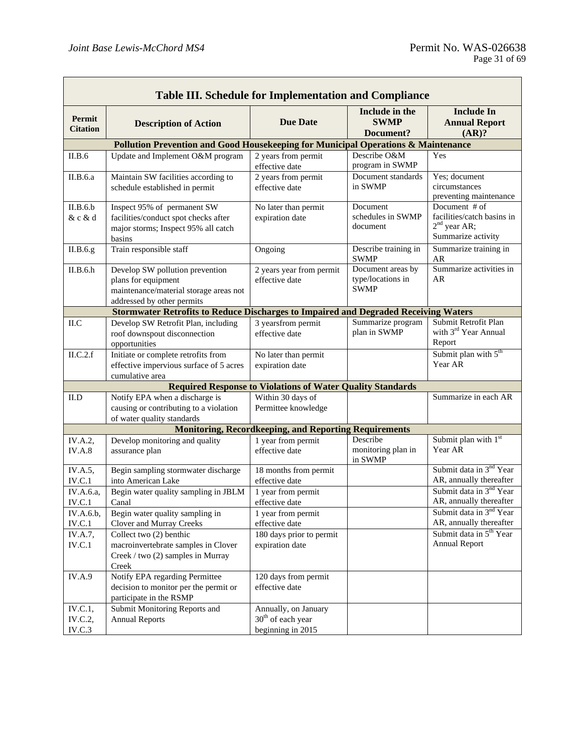| Table III. Schedule for Implementation and Compliance | | | | |
|---|---|---|---|---|
| **Permit Citation** | **Description of Action** | **Due Date** | **Include in the SWMP Document?** | **Include In Annual Report (AR)?** |
| **Pollution Prevention and Good Housekeeping for Municipal Operations & Maintenance** | | | | |
| II.B.6 | Update and Implement O&M program | 2 years from permit effective date | Describe O&M program in SWMP | Yes |
| II.B.6.a | Maintain SW facilities according to schedule established in permit | 2 years from permit effective date | Document standards in SWMP | Yes; document circumstances preventing maintenance |
| II.B.6.b & c & d | Inspect 95% of permanent SW facilities/conduct spot checks after major storms; Inspect 95% all catch basins | No later than permit expiration date | Document schedules in SWMP document | Document # of facilities/catch basins in 2nd year AR; Summarize activity |
| II.B.6.g | Train responsible staff | Ongoing | Describe training in SWMP | Summarize training in AR |
| II.B.6.h | Develop SW pollution prevention plans for equipment maintenance/material storage areas not addressed by other permits | 2 years year from permit effective date | Document areas by type/locations in SWMP | Summarize activities in AR |
| **Stormwater Retrofits to Reduce Discharges to Impaired and Degraded Receiving Waters** | | | | |
| II.C | Develop SW Retrofit Plan, including roof downspout disconnection opportunities | 3 yearsfrom permit effective date | Summarize program plan in SWMP | Submit Retrofit Plan with 3rd Year Annual Report |
| II.C.2.f | Initiate or complete retrofits from effective impervious surface of 5 acres cumulative area | No later than permit expiration date | | Submit plan with 5th Year AR |
| **Required Response to Violations of Water Quality Standards** | | | | |
| II.D | Notify EPA when a discharge is causing or contributing to a violation of water quality standards | Within 30 days of Permittee knowledge | | Summarize in each AR |
| **Monitoring, Recordkeeping, and Reporting Requirements** | | | | |
| IV.A.2, IV.A.8 | Develop monitoring and quality assurance plan | 1 year from permit effective date | Describe monitoring plan in in SWMP | Submit plan with 1st Year AR |
| IV.A.5, IV.C.1 | Begin sampling stormwater discharge into American Lake | 18 months from permit effective date | | Submit data in 3nd Year AR, annually thereafter |
| IV.A.6.a, IV.C.1 | Begin water quality sampling in JBLM Canal | 1 year from permit effective date | | Submit data in 3nd Year AR, annually thereafter |
| IV.A.6.b, IV.C.1 | Begin water quality sampling in Clover and Murray Creeks | 1 year from permit effective date | | Submit data in 3nd Year AR, annually thereafter |
| IV.A.7, IV.C.1 | Collect two (2) benthic macroinvertebrate samples in Clover Creek / two (2) samples in Murray Creek | 180 days prior to permit expiration date | | Submit data in 5th Year Annual Report |
| IV.A.9 | Notify EPA regarding Permittee decision to monitor per the permit or participate in the RSMP | 120 days from permit effective date | | |
| IV.C.1, IV.C.2, IV.C.3 | Submit Monitoring Reports and Annual Reports | Annually, on January 30th of each year beginning in 2015 | | |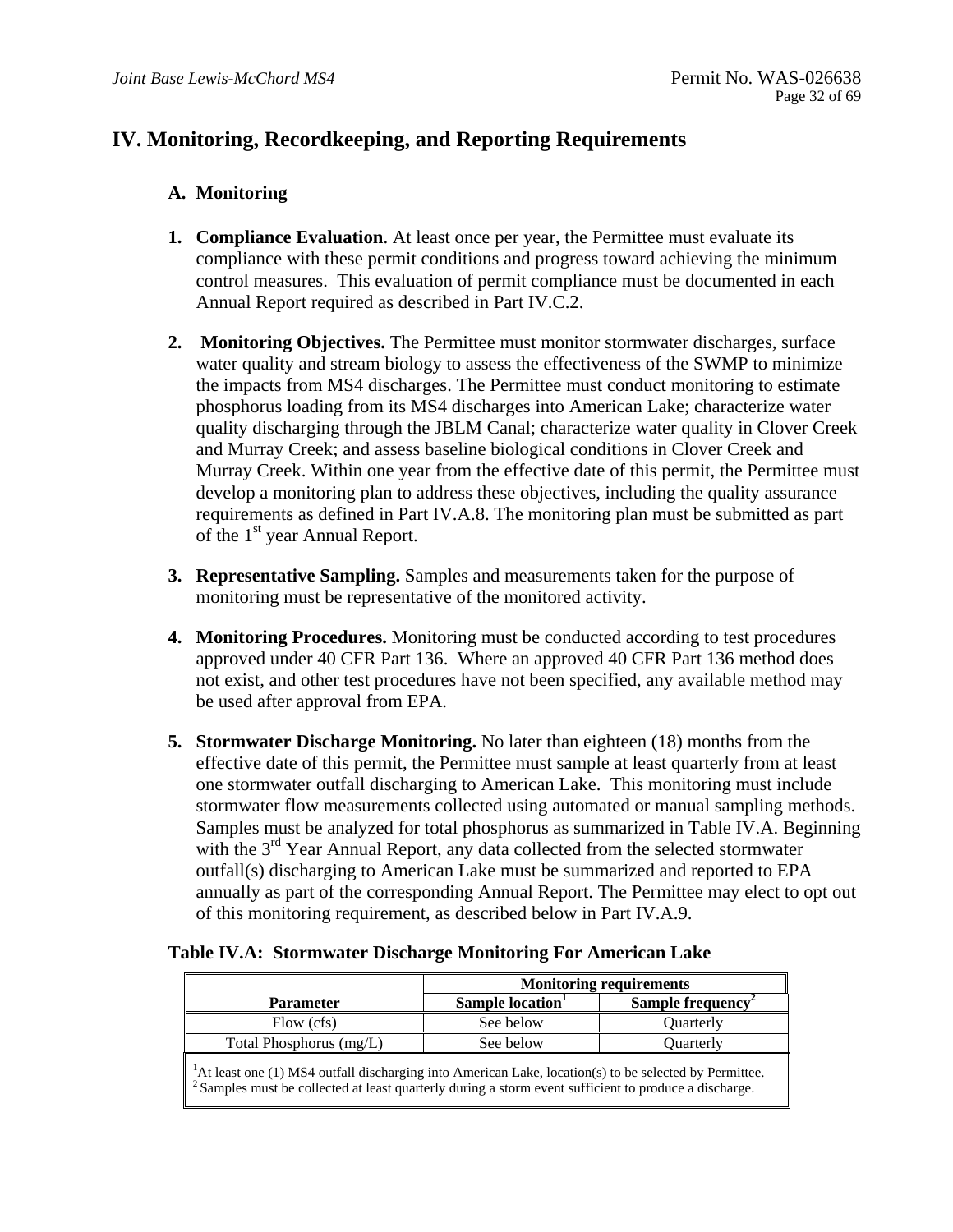# IV. Monitoring, Recordkeeping, and Reporting Requirements

## A. Monitoring

1. **Compliance Evaluation**. At least once per year, the Permittee must evaluate its compliance with these permit conditions and progress toward achieving the minimum control measures. This evaluation of permit compliance must be documented in each Annual Report required as described in Part IV.C.2.

2. **Monitoring Objectives.** The Permittee must monitor stormwater discharges, surface water quality and stream biology to assess the effectiveness of the SWMP to minimize the impacts from MS4 discharges. The Permittee must conduct monitoring to estimate phosphorus loading from its MS4 discharges into American Lake; characterize water quality discharging through the JBLM Canal; characterize water quality in Clover Creek and Murray Creek; and assess baseline biological conditions in Clover Creek and Murray Creek. Within one year from the effective date of this permit, the Permittee must develop a monitoring plan to address these objectives, including the quality assurance requirements as defined in Part IV.A.8. The monitoring plan must be submitted as part of the 1st year Annual Report.

3. **Representative Sampling.** Samples and measurements taken for the purpose of monitoring must be representative of the monitored activity.

4. **Monitoring Procedures.** Monitoring must be conducted according to test procedures approved under 40 CFR Part 136. Where an approved 40 CFR Part 136 method does not exist, and other test procedures have not been specified, any available method may be used after approval from EPA.

5. **Stormwater Discharge Monitoring.** No later than eighteen (18) months from the effective date of this permit, the Permittee must sample at least quarterly from at least one stormwater outfall discharging to American Lake. This monitoring must include stormwater flow measurements collected using automated or manual sampling methods. Samples must be analyzed for total phosphorus as summarized in Table IV.A. Beginning with the 3rd Year Annual Report, any data collected from the selected stormwater outfall(s) discharging to American Lake must be summarized and reported to EPA annually as part of the corresponding Annual Report. The Permittee may elect to opt out of this monitoring requirement, as described below in Part IV.A.9.

**Table IV.A: Stormwater Discharge Monitoring For American Lake**

| | Monitoring requirements | |
|---|---|---|
| **Parameter** | **Sample location[1]** | **Sample frequency[2]** |
| Flow (cfs) | See below | Quarterly |
| Total Phosphorus (mg/L) | See below | Quarterly |

[1]At least one (1) MS4 outfall discharging into American Lake, location(s) to be selected by Permittee.
[2] Samples must be collected at least quarterly during a storm event sufficient to produce a discharge.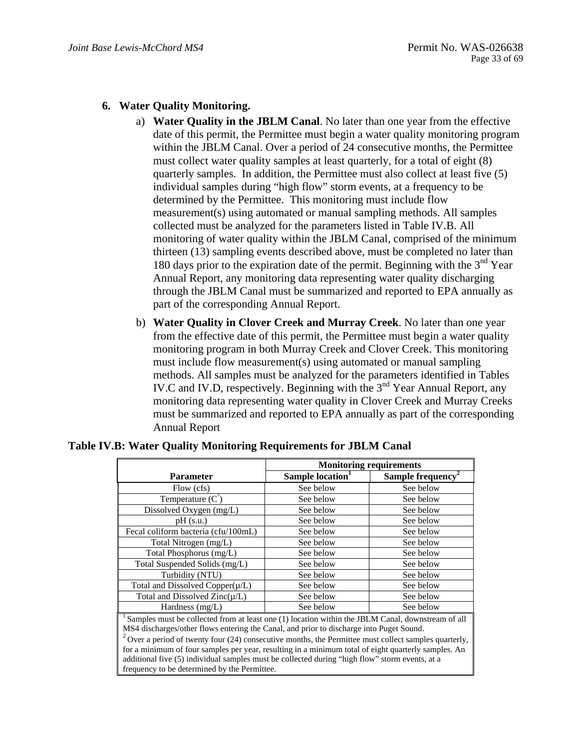6. **Water Quality Monitoring.**

   a) **Water Quality in the JBLM Canal**. No later than one year from the effective date of this permit, the Permittee must begin a water quality monitoring program within the JBLM Canal. Over a period of 24 consecutive months, the Permittee must collect water quality samples at least quarterly, for a total of eight (8) quarterly samples. In addition, the Permittee must also collect at least five (5) individual samples during "high flow" storm events, at a frequency to be determined by the Permittee. This monitoring must include flow measurement(s) using automated or manual sampling methods. All samples collected must be analyzed for the parameters listed in Table IV.B. All monitoring of water quality within the JBLM Canal, comprised of the minimum thirteen (13) sampling events described above, must be completed no later than 180 days prior to the expiration date of the permit. Beginning with the 3rd Year Annual Report, any monitoring data representing water quality discharging through the JBLM Canal must be summarized and reported to EPA annually as part of the corresponding Annual Report.

   b) **Water Quality in Clover Creek and Murray Creek**. No later than one year from the effective date of this permit, the Permittee must begin a water quality monitoring program in both Murray Creek and Clover Creek. This monitoring must include flow measurement(s) using automated or manual sampling methods. All samples must be analyzed for the parameters identified in Tables IV.C and IV.D, respectively. Beginning with the 3rd Year Annual Report, any monitoring data representing water quality in Clover Creek and Murray Creeks must be summarized and reported to EPA annually as part of the corresponding Annual Report

**Table IV.B: Water Quality Monitoring Requirements for JBLM Canal**

| Parameter | Monitoring requirements | |
|---|---|---|
| | Sample location[1] | Sample frequency[2] |
| Flow (cfs) | See below | See below |
| Temperature (C°) | See below | See below |
| Dissolved Oxygen (mg/L) | See below | See below |
| pH (s.u.) | See below | See below |
| Fecal coliform bacteria (cfu/100mL) | See below | See below |
| Total Nitrogen (mg/L) | See below | See below |
| Total Phosphorus (mg/L) | See below | See below |
| Total Suspended Solids (mg/L) | See below | See below |
| Turbidity (NTU) | See below | See below |
| Total and Dissolved Copper(μ/L) | See below | See below |
| Total and Dissolved Zinc(μ/L) | See below | See below |
| Hardness (mg/L) | See below | See below |

[1] Samples must be collected from at least one (1) location within the JBLM Canal, downstream of all MS4 discharges/other flows entering the Canal, and prior to discharge into Puget Sound.

[2] Over a period of twenty four (24) consecutive months, the Permittee must collect samples quarterly, for a minimum of four samples per year, resulting in a minimum total of eight quarterly samples. An additional five (5) individual samples must be collected during "high flow" storm events, at a frequency to be determined by the Permittee.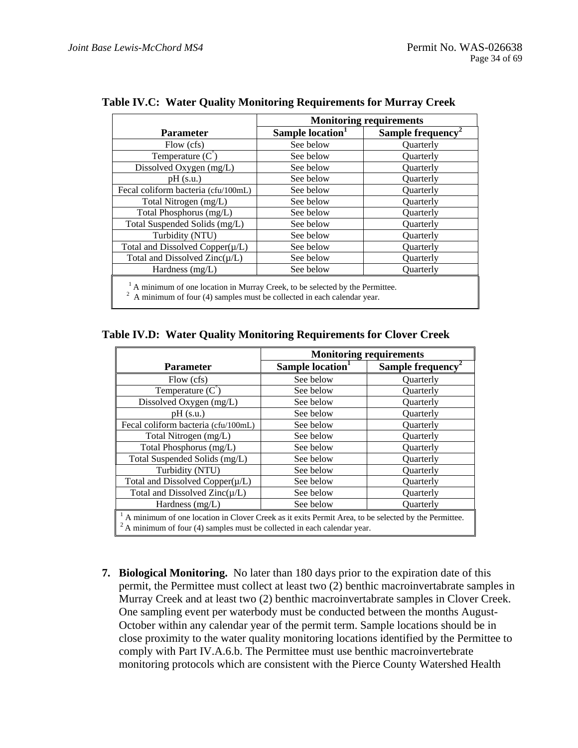**Table IV.C: Water Quality Monitoring Requirements for Murray Creek**

| Parameter | Monitoring requirements | |
|---|---|---|
| | Sample location[1] | Sample frequency[2] |
| Flow (cfs) | See below | Quarterly |
| Temperature (C°) | See below | Quarterly |
| Dissolved Oxygen (mg/L) | See below | Quarterly |
| pH (s.u.) | See below | Quarterly |
| Fecal coliform bacteria (cfu/100mL) | See below | Quarterly |
| Total Nitrogen (mg/L) | See below | Quarterly |
| Total Phosphorus (mg/L) | See below | Quarterly |
| Total Suspended Solids (mg/L) | See below | Quarterly |
| Turbidity (NTU) | See below | Quarterly |
| Total and Dissolved Copper(µ/L) | See below | Quarterly |
| Total and Dissolved Zinc(µ/L) | See below | Quarterly |
| Hardness (mg/L) | See below | Quarterly |

[1] A minimum of one location in Murray Creek, to be selected by the Permittee.
[2] A minimum of four (4) samples must be collected in each calendar year.

**Table IV.D: Water Quality Monitoring Requirements for Clover Creek**

| Parameter | Monitoring requirements | |
|---|---|---|
| | Sample location[1] | Sample frequency[2] |
| Flow (cfs) | See below | Quarterly |
| Temperature (C°) | See below | Quarterly |
| Dissolved Oxygen (mg/L) | See below | Quarterly |
| pH (s.u.) | See below | Quarterly |
| Fecal coliform bacteria (cfu/100mL) | See below | Quarterly |
| Total Nitrogen (mg/L) | See below | Quarterly |
| Total Phosphorus (mg/L) | See below | Quarterly |
| Total Suspended Solids (mg/L) | See below | Quarterly |
| Turbidity (NTU) | See below | Quarterly |
| Total and Dissolved Copper(µ/L) | See below | Quarterly |
| Total and Dissolved Zinc(µ/L) | See below | Quarterly |
| Hardness (mg/L) | See below | Quarterly |

[1] A minimum of one location in Clover Creek as it exits Permit Area, to be selected by the Permittee.
[2] A minimum of four (4) samples must be collected in each calendar year.

7. **Biological Monitoring.** No later than 180 days prior to the expiration date of this permit, the Permittee must collect at least two (2) benthic macroinvertabrate samples in Murray Creek and at least two (2) benthic macroinvertabrate samples in Clover Creek. One sampling event per waterbody must be conducted between the months August-October within any calendar year of the permit term. Sample locations should be in close proximity to the water quality monitoring locations identified by the Permittee to comply with Part IV.A.6.b. The Permittee must use benthic macroinvertebrate monitoring protocols which are consistent with the Pierce County Watershed Health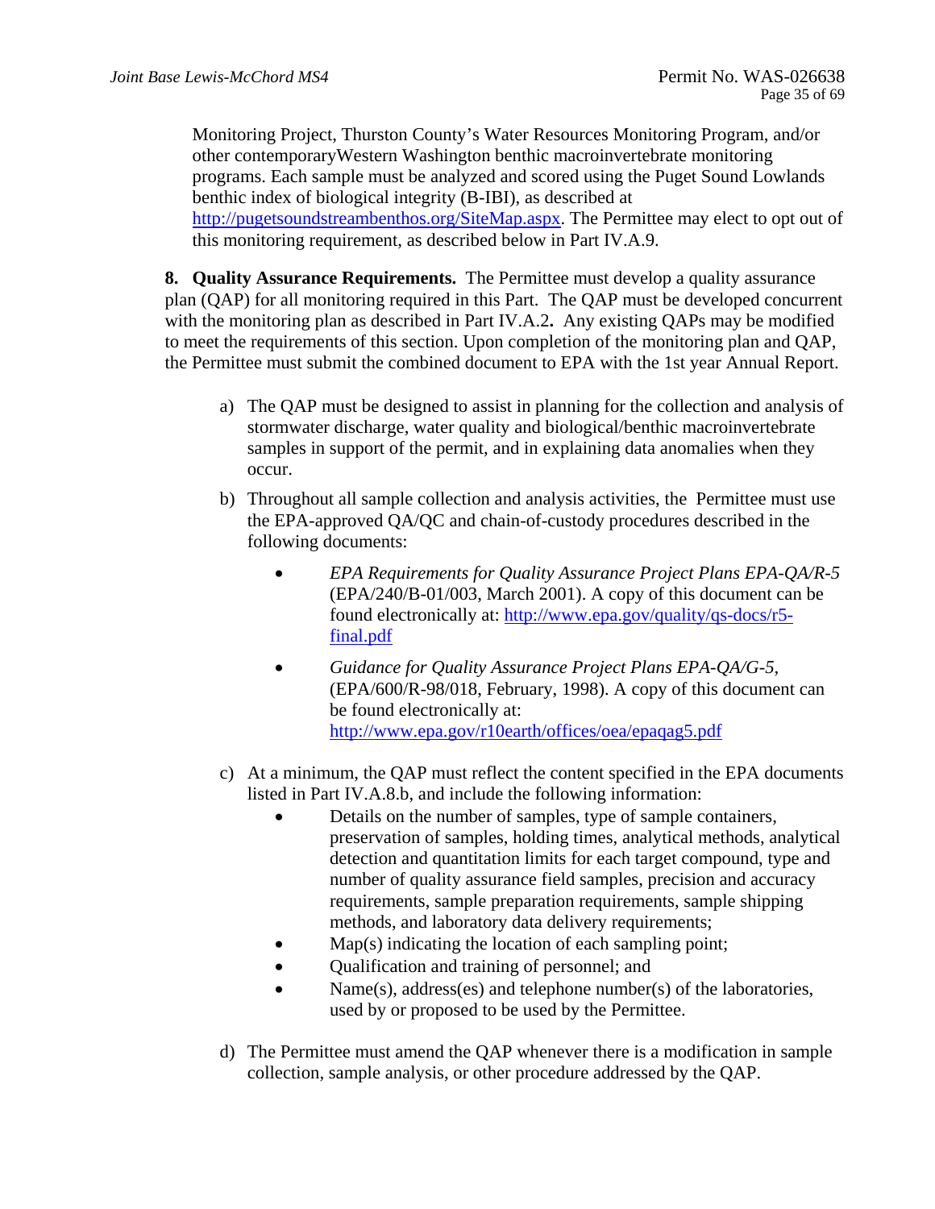Monitoring Project, Thurston County's Water Resources Monitoring Program, and/or other contemporaryWestern Washington benthic macroinvertebrate monitoring programs. Each sample must be analyzed and scored using the Puget Sound Lowlands benthic index of biological integrity (B-IBI), as described at http://pugetsoundstreambenthos.org/SiteMap.aspx. The Permittee may elect to opt out of this monitoring requirement, as described below in Part IV.A.9.

**8. Quality Assurance Requirements.** The Permittee must develop a quality assurance plan (QAP) for all monitoring required in this Part. The QAP must be developed concurrent with the monitoring plan as described in Part IV.A.2**.** Any existing QAPs may be modified to meet the requirements of this section. Upon completion of the monitoring plan and QAP, the Permittee must submit the combined document to EPA with the 1st year Annual Report.

a) The QAP must be designed to assist in planning for the collection and analysis of stormwater discharge, water quality and biological/benthic macroinvertebrate samples in support of the permit, and in explaining data anomalies when they occur.

b) Throughout all sample collection and analysis activities, the Permittee must use the EPA-approved QA/QC and chain-of-custody procedures described in the following documents:

- *EPA Requirements for Quality Assurance Project Plans EPA-QA/R-5* (EPA/240/B-01/003, March 2001). A copy of this document can be found electronically at: http://www.epa.gov/quality/qs-docs/r5-final.pdf
- *Guidance for Quality Assurance Project Plans EPA-QA/G-5*, (EPA/600/R-98/018, February, 1998). A copy of this document can be found electronically at: http://www.epa.gov/r10earth/offices/oea/epaqag5.pdf

c) At a minimum, the QAP must reflect the content specified in the EPA documents listed in Part IV.A.8.b, and include the following information:

- Details on the number of samples, type of sample containers, preservation of samples, holding times, analytical methods, analytical detection and quantitation limits for each target compound, type and number of quality assurance field samples, precision and accuracy requirements, sample preparation requirements, sample shipping methods, and laboratory data delivery requirements;
- Map(s) indicating the location of each sampling point;
- Qualification and training of personnel; and
- Name(s), address(es) and telephone number(s) of the laboratories, used by or proposed to be used by the Permittee.

d) The Permittee must amend the QAP whenever there is a modification in sample collection, sample analysis, or other procedure addressed by the QAP.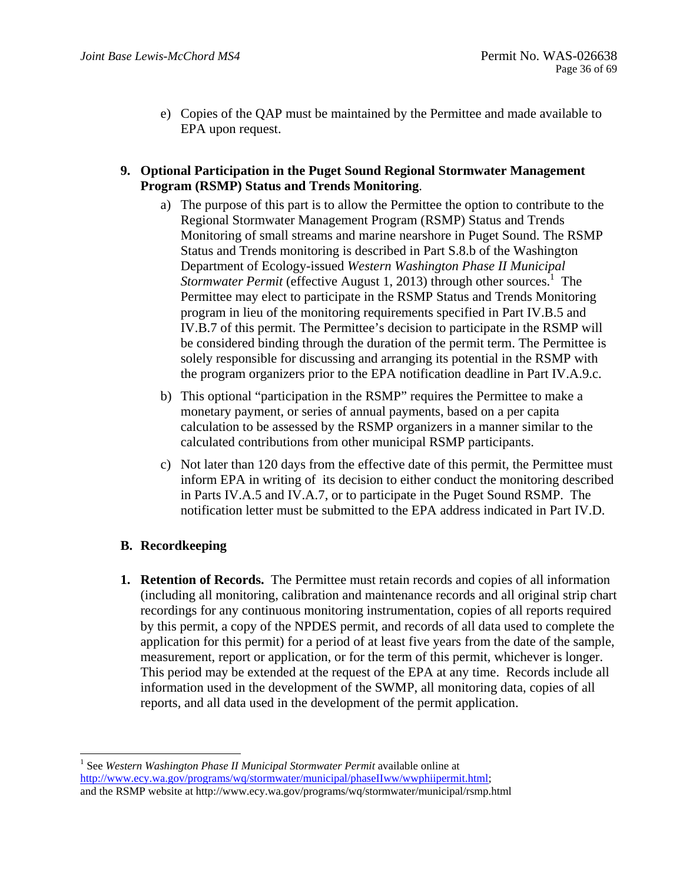e) Copies of the QAP must be maintained by the Permittee and made available to EPA upon request.

**9. Optional Participation in the Puget Sound Regional Stormwater Management Program (RSMP) Status and Trends Monitoring**.

a) The purpose of this part is to allow the Permittee the option to contribute to the Regional Stormwater Management Program (RSMP) Status and Trends Monitoring of small streams and marine nearshore in Puget Sound. The RSMP Status and Trends monitoring is described in Part S.8.b of the Washington Department of Ecology-issued *Western Washington Phase II Municipal Stormwater Permit* (effective August 1, 2013) through other sources.[1] The Permittee may elect to participate in the RSMP Status and Trends Monitoring program in lieu of the monitoring requirements specified in Part IV.B.5 and IV.B.7 of this permit. The Permittee's decision to participate in the RSMP will be considered binding through the duration of the permit term. The Permittee is solely responsible for discussing and arranging its potential in the RSMP with the program organizers prior to the EPA notification deadline in Part IV.A.9.c.

b) This optional "participation in the RSMP" requires the Permittee to make a monetary payment, or series of annual payments, based on a per capita calculation to be assessed by the RSMP organizers in a manner similar to the calculated contributions from other municipal RSMP participants.

c) Not later than 120 days from the effective date of this permit, the Permittee must inform EPA in writing of its decision to either conduct the monitoring described in Parts IV.A.5 and IV.A.7, or to participate in the Puget Sound RSMP. The notification letter must be submitted to the EPA address indicated in Part IV.D.

## B. Recordkeeping

**1. Retention of Records.** The Permittee must retain records and copies of all information (including all monitoring, calibration and maintenance records and all original strip chart recordings for any continuous monitoring instrumentation, copies of all reports required by this permit, a copy of the NPDES permit, and records of all data used to complete the application for this permit) for a period of at least five years from the date of the sample, measurement, report or application, or for the term of this permit, whichever is longer. This period may be extended at the request of the EPA at any time. Records include all information used in the development of the SWMP, all monitoring data, copies of all reports, and all data used in the development of the permit application.

---

[1] See *Western Washington Phase II Municipal Stormwater Permit* available online at http://www.ecy.wa.gov/programs/wq/stormwater/municipal/phaseIIww/wwphiipermit.html; and the RSMP website at http://www.ecy.wa.gov/programs/wq/stormwater/municipal/rsmp.html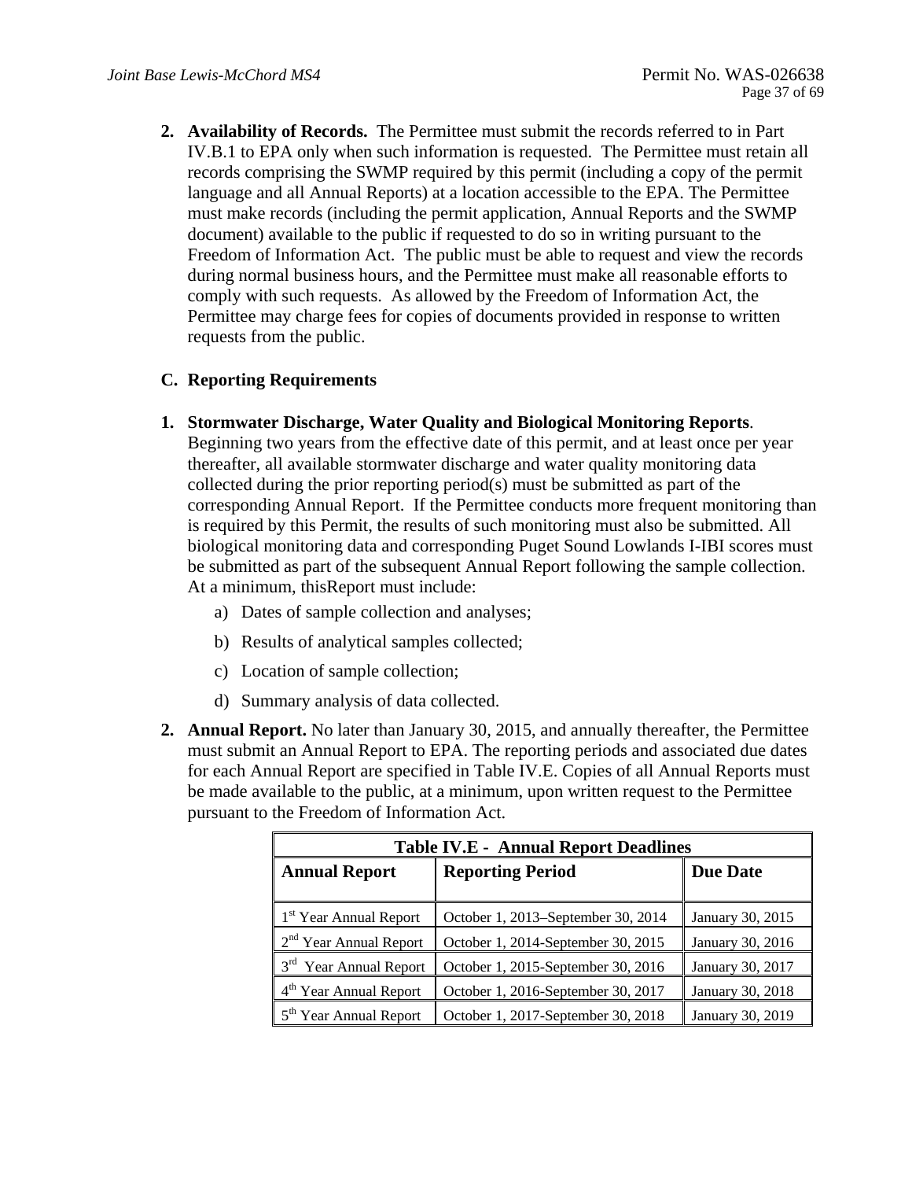2. **Availability of Records.** The Permittee must submit the records referred to in Part IV.B.1 to EPA only when such information is requested. The Permittee must retain all records comprising the SWMP required by this permit (including a copy of the permit language and all Annual Reports) at a location accessible to the EPA. The Permittee must make records (including the permit application, Annual Reports and the SWMP document) available to the public if requested to do so in writing pursuant to the Freedom of Information Act. The public must be able to request and view the records during normal business hours, and the Permittee must make all reasonable efforts to comply with such requests. As allowed by the Freedom of Information Act, the Permittee may charge fees for copies of documents provided in response to written requests from the public.

### C. Reporting Requirements

1. **Stormwater Discharge, Water Quality and Biological Monitoring Reports**. Beginning two years from the effective date of this permit, and at least once per year thereafter, all available stormwater discharge and water quality monitoring data collected during the prior reporting period(s) must be submitted as part of the corresponding Annual Report. If the Permittee conducts more frequent monitoring than is required by this Permit, the results of such monitoring must also be submitted. All biological monitoring data and corresponding Puget Sound Lowlands I-IBI scores must be submitted as part of the subsequent Annual Report following the sample collection. At a minimum, thisReport must include:
   a) Dates of sample collection and analyses;
   b) Results of analytical samples collected;
   c) Location of sample collection;
   d) Summary analysis of data collected.

2. **Annual Report.** No later than January 30, 2015, and annually thereafter, the Permittee must submit an Annual Report to EPA. The reporting periods and associated due dates for each Annual Report are specified in Table IV.E. Copies of all Annual Reports must be made available to the public, at a minimum, upon written request to the Permittee pursuant to the Freedom of Information Act.

**Table IV.E - Annual Report Deadlines**

| Annual Report | Reporting Period | Due Date |
|---|---|---|
| 1st Year Annual Report | October 1, 2013–September 30, 2014 | January 30, 2015 |
| 2nd Year Annual Report | October 1, 2014-September 30, 2015 | January 30, 2016 |
| 3rd Year Annual Report | October 1, 2015-September 30, 2016 | January 30, 2017 |
| 4th Year Annual Report | October 1, 2016-September 30, 2017 | January 30, 2018 |
| 5th Year Annual Report | October 1, 2017-September 30, 2018 | January 30, 2019 |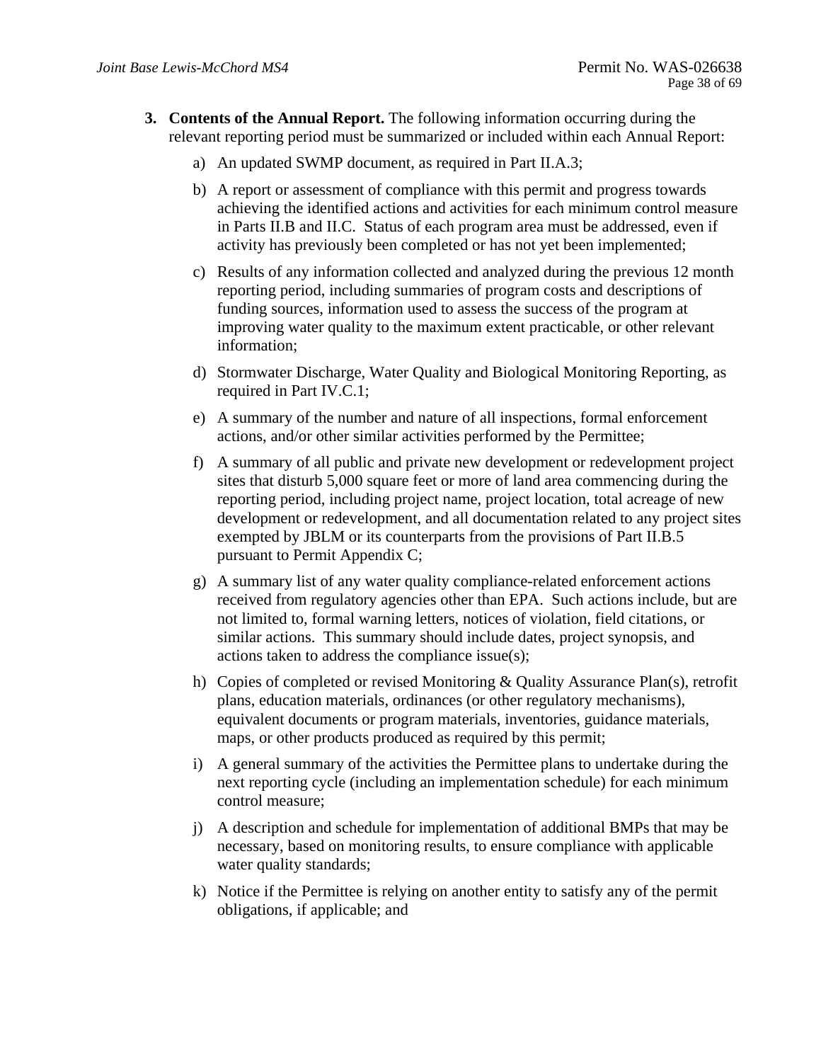3. **Contents of the Annual Report.** The following information occurring during the relevant reporting period must be summarized or included within each Annual Report:

   a) An updated SWMP document, as required in Part II.A.3;

   b) A report or assessment of compliance with this permit and progress towards achieving the identified actions and activities for each minimum control measure in Parts II.B and II.C. Status of each program area must be addressed, even if activity has previously been completed or has not yet been implemented;

   c) Results of any information collected and analyzed during the previous 12 month reporting period, including summaries of program costs and descriptions of funding sources, information used to assess the success of the program at improving water quality to the maximum extent practicable, or other relevant information;

   d) Stormwater Discharge, Water Quality and Biological Monitoring Reporting, as required in Part IV.C.1;

   e) A summary of the number and nature of all inspections, formal enforcement actions, and/or other similar activities performed by the Permittee;

   f) A summary of all public and private new development or redevelopment project sites that disturb 5,000 square feet or more of land area commencing during the reporting period, including project name, project location, total acreage of new development or redevelopment, and all documentation related to any project sites exempted by JBLM or its counterparts from the provisions of Part II.B.5 pursuant to Permit Appendix C;

   g) A summary list of any water quality compliance-related enforcement actions received from regulatory agencies other than EPA. Such actions include, but are not limited to, formal warning letters, notices of violation, field citations, or similar actions. This summary should include dates, project synopsis, and actions taken to address the compliance issue(s);

   h) Copies of completed or revised Monitoring & Quality Assurance Plan(s), retrofit plans, education materials, ordinances (or other regulatory mechanisms), equivalent documents or program materials, inventories, guidance materials, maps, or other products produced as required by this permit;

   i) A general summary of the activities the Permittee plans to undertake during the next reporting cycle (including an implementation schedule) for each minimum control measure;

   j) A description and schedule for implementation of additional BMPs that may be necessary, based on monitoring results, to ensure compliance with applicable water quality standards;

   k) Notice if the Permittee is relying on another entity to satisfy any of the permit obligations, if applicable; and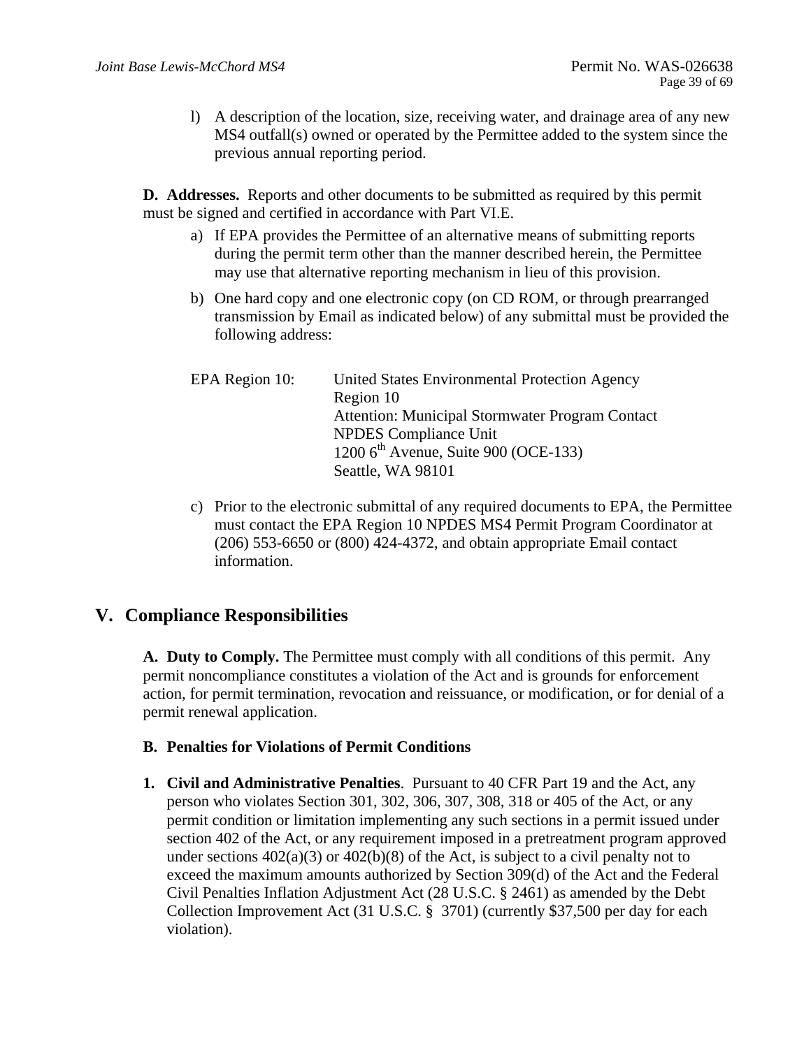l) A description of the location, size, receiving water, and drainage area of any new MS4 outfall(s) owned or operated by the Permittee added to the system since the previous annual reporting period.

**D. Addresses.** Reports and other documents to be submitted as required by this permit must be signed and certified in accordance with Part VI.E.

a) If EPA provides the Permittee of an alternative means of submitting reports during the permit term other than the manner described herein, the Permittee may use that alternative reporting mechanism in lieu of this provision.

b) One hard copy and one electronic copy (on CD ROM, or through prearranged transmission by Email as indicated below) of any submittal must be provided the following address:

EPA Region 10: United States Environmental Protection Agency
Region 10
Attention: Municipal Stormwater Program Contact
NPDES Compliance Unit
1200 6th Avenue, Suite 900 (OCE-133)
Seattle, WA 98101

c) Prior to the electronic submittal of any required documents to EPA, the Permittee must contact the EPA Region 10 NPDES MS4 Permit Program Coordinator at (206) 553-6650 or (800) 424-4372, and obtain appropriate Email contact information.

# V. Compliance Responsibilities

**A. Duty to Comply.** The Permittee must comply with all conditions of this permit. Any permit noncompliance constitutes a violation of the Act and is grounds for enforcement action, for permit termination, revocation and reissuance, or modification, or for denial of a permit renewal application.

**B. Penalties for Violations of Permit Conditions**

1. **Civil and Administrative Penalties**. Pursuant to 40 CFR Part 19 and the Act, any person who violates Section 301, 302, 306, 307, 308, 318 or 405 of the Act, or any permit condition or limitation implementing any such sections in a permit issued under section 402 of the Act, or any requirement imposed in a pretreatment program approved under sections 402(a)(3) or 402(b)(8) of the Act, is subject to a civil penalty not to exceed the maximum amounts authorized by Section 309(d) of the Act and the Federal Civil Penalties Inflation Adjustment Act (28 U.S.C. § 2461) as amended by the Debt Collection Improvement Act (31 U.S.C. § 3701) (currently $37,500 per day for each violation).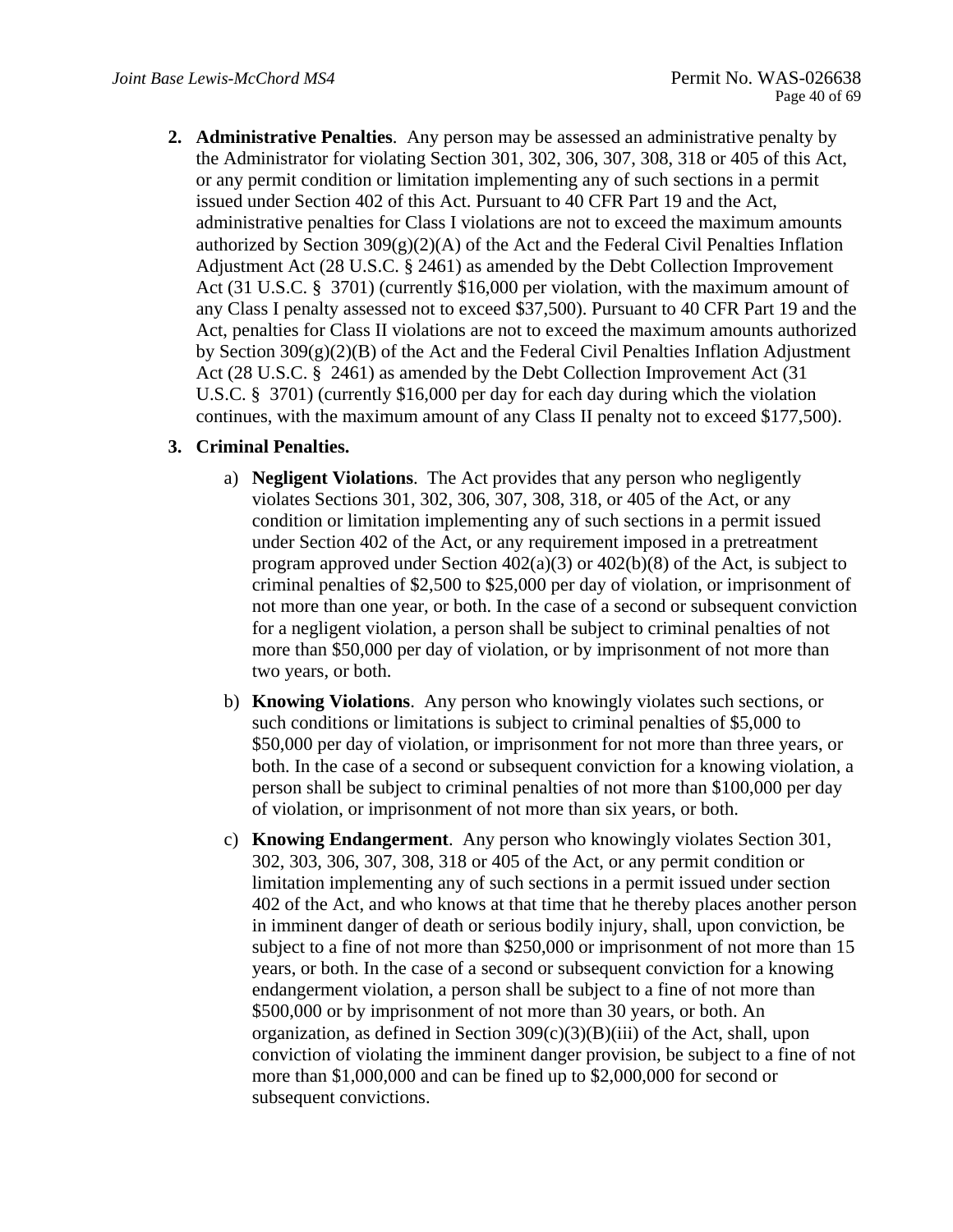2. **Administrative Penalties**. Any person may be assessed an administrative penalty by the Administrator for violating Section 301, 302, 306, 307, 308, 318 or 405 of this Act, or any permit condition or limitation implementing any of such sections in a permit issued under Section 402 of this Act. Pursuant to 40 CFR Part 19 and the Act, administrative penalties for Class I violations are not to exceed the maximum amounts authorized by Section 309(g)(2)(A) of the Act and the Federal Civil Penalties Inflation Adjustment Act (28 U.S.C. § 2461) as amended by the Debt Collection Improvement Act (31 U.S.C. § 3701) (currently $16,000 per violation, with the maximum amount of any Class I penalty assessed not to exceed $37,500). Pursuant to 40 CFR Part 19 and the Act, penalties for Class II violations are not to exceed the maximum amounts authorized by Section 309(g)(2)(B) of the Act and the Federal Civil Penalties Inflation Adjustment Act (28 U.S.C. § 2461) as amended by the Debt Collection Improvement Act (31 U.S.C. § 3701) (currently $16,000 per day for each day during which the violation continues, with the maximum amount of any Class II penalty not to exceed $177,500).

3. **Criminal Penalties.**

    a) **Negligent Violations**. The Act provides that any person who negligently violates Sections 301, 302, 306, 307, 308, 318, or 405 of the Act, or any condition or limitation implementing any of such sections in a permit issued under Section 402 of the Act, or any requirement imposed in a pretreatment program approved under Section 402(a)(3) or 402(b)(8) of the Act, is subject to criminal penalties of $2,500 to $25,000 per day of violation, or imprisonment of not more than one year, or both. In the case of a second or subsequent conviction for a negligent violation, a person shall be subject to criminal penalties of not more than $50,000 per day of violation, or by imprisonment of not more than two years, or both.

    b) **Knowing Violations**. Any person who knowingly violates such sections, or such conditions or limitations is subject to criminal penalties of $5,000 to $50,000 per day of violation, or imprisonment for not more than three years, or both. In the case of a second or subsequent conviction for a knowing violation, a person shall be subject to criminal penalties of not more than $100,000 per day of violation, or imprisonment of not more than six years, or both.

    c) **Knowing Endangerment**. Any person who knowingly violates Section 301, 302, 303, 306, 307, 308, 318 or 405 of the Act, or any permit condition or limitation implementing any of such sections in a permit issued under section 402 of the Act, and who knows at that time that he thereby places another person in imminent danger of death or serious bodily injury, shall, upon conviction, be subject to a fine of not more than $250,000 or imprisonment of not more than 15 years, or both. In the case of a second or subsequent conviction for a knowing endangerment violation, a person shall be subject to a fine of not more than $500,000 or by imprisonment of not more than 30 years, or both. An organization, as defined in Section 309(c)(3)(B)(iii) of the Act, shall, upon conviction of violating the imminent danger provision, be subject to a fine of not more than $1,000,000 and can be fined up to $2,000,000 for second or subsequent convictions.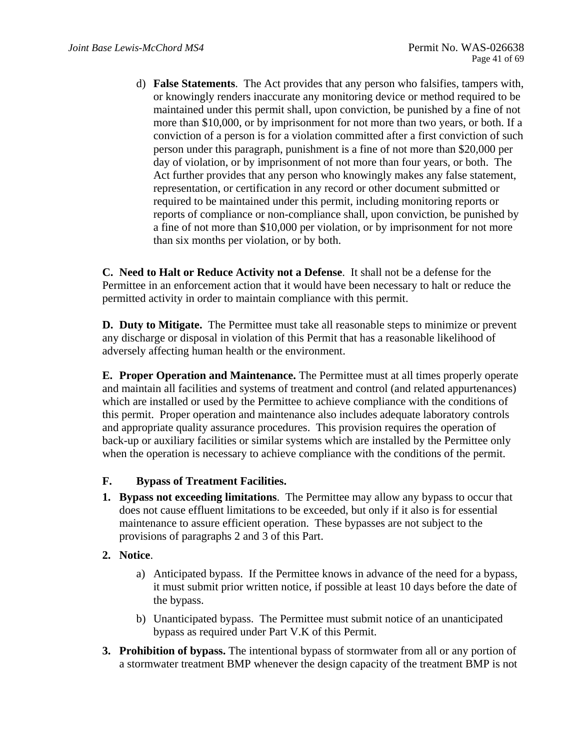d) **False Statements**. The Act provides that any person who falsifies, tampers with, or knowingly renders inaccurate any monitoring device or method required to be maintained under this permit shall, upon conviction, be punished by a fine of not more than $10,000, or by imprisonment for not more than two years, or both. If a conviction of a person is for a violation committed after a first conviction of such person under this paragraph, punishment is a fine of not more than $20,000 per day of violation, or by imprisonment of not more than four years, or both. The Act further provides that any person who knowingly makes any false statement, representation, or certification in any record or other document submitted or required to be maintained under this permit, including monitoring reports or reports of compliance or non-compliance shall, upon conviction, be punished by a fine of not more than $10,000 per violation, or by imprisonment for not more than six months per violation, or by both.

**C. Need to Halt or Reduce Activity not a Defense**. It shall not be a defense for the Permittee in an enforcement action that it would have been necessary to halt or reduce the permitted activity in order to maintain compliance with this permit.

**D. Duty to Mitigate.** The Permittee must take all reasonable steps to minimize or prevent any discharge or disposal in violation of this Permit that has a reasonable likelihood of adversely affecting human health or the environment.

**E. Proper Operation and Maintenance.** The Permittee must at all times properly operate and maintain all facilities and systems of treatment and control (and related appurtenances) which are installed or used by the Permittee to achieve compliance with the conditions of this permit. Proper operation and maintenance also includes adequate laboratory controls and appropriate quality assurance procedures. This provision requires the operation of back-up or auxiliary facilities or similar systems which are installed by the Permittee only when the operation is necessary to achieve compliance with the conditions of the permit.

**F. Bypass of Treatment Facilities.**

1. **Bypass not exceeding limitations**. The Permittee may allow any bypass to occur that does not cause effluent limitations to be exceeded, but only if it also is for essential maintenance to assure efficient operation. These bypasses are not subject to the provisions of paragraphs 2 and 3 of this Part.
2. **Notice**.
   a) Anticipated bypass. If the Permittee knows in advance of the need for a bypass, it must submit prior written notice, if possible at least 10 days before the date of the bypass.
   b) Unanticipated bypass. The Permittee must submit notice of an unanticipated bypass as required under Part V.K of this Permit.
3. **Prohibition of bypass.** The intentional bypass of stormwater from all or any portion of a stormwater treatment BMP whenever the design capacity of the treatment BMP is not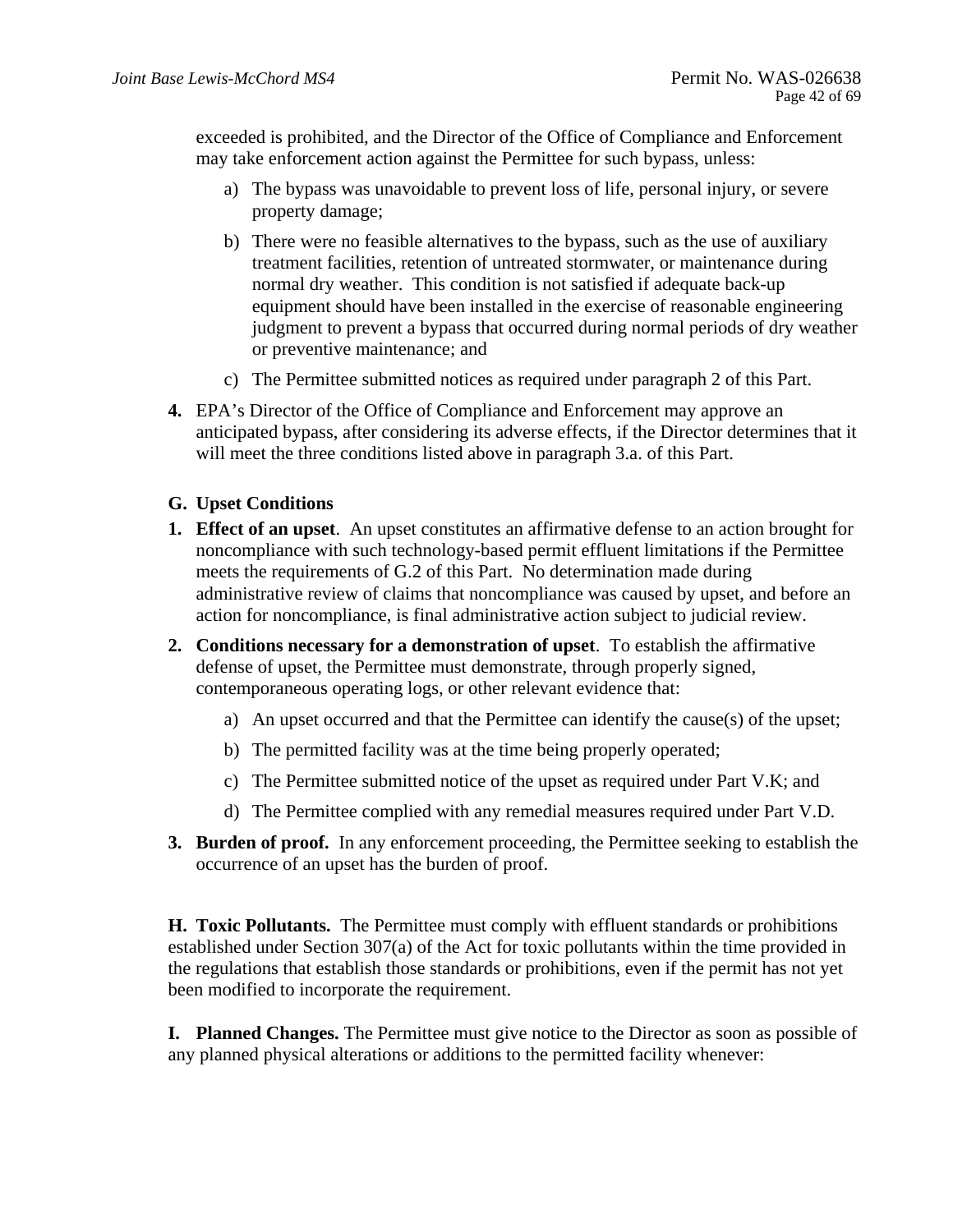exceeded is prohibited, and the Director of the Office of Compliance and Enforcement may take enforcement action against the Permittee for such bypass, unless:

a) The bypass was unavoidable to prevent loss of life, personal injury, or severe property damage;

b) There were no feasible alternatives to the bypass, such as the use of auxiliary treatment facilities, retention of untreated stormwater, or maintenance during normal dry weather. This condition is not satisfied if adequate back-up equipment should have been installed in the exercise of reasonable engineering judgment to prevent a bypass that occurred during normal periods of dry weather or preventive maintenance; and

c) The Permittee submitted notices as required under paragraph 2 of this Part.

**4.** EPA's Director of the Office of Compliance and Enforcement may approve an anticipated bypass, after considering its adverse effects, if the Director determines that it will meet the three conditions listed above in paragraph 3.a. of this Part.

**G. Upset Conditions**

**1. Effect of an upset**. An upset constitutes an affirmative defense to an action brought for noncompliance with such technology-based permit effluent limitations if the Permittee meets the requirements of G.2 of this Part. No determination made during administrative review of claims that noncompliance was caused by upset, and before an action for noncompliance, is final administrative action subject to judicial review.

**2. Conditions necessary for a demonstration of upset**. To establish the affirmative defense of upset, the Permittee must demonstrate, through properly signed, contemporaneous operating logs, or other relevant evidence that:

a) An upset occurred and that the Permittee can identify the cause(s) of the upset;

b) The permitted facility was at the time being properly operated;

c) The Permittee submitted notice of the upset as required under Part V.K; and

d) The Permittee complied with any remedial measures required under Part V.D.

**3. Burden of proof.** In any enforcement proceeding, the Permittee seeking to establish the occurrence of an upset has the burden of proof.

**H. Toxic Pollutants.** The Permittee must comply with effluent standards or prohibitions established under Section 307(a) of the Act for toxic pollutants within the time provided in the regulations that establish those standards or prohibitions, even if the permit has not yet been modified to incorporate the requirement.

**I. Planned Changes.** The Permittee must give notice to the Director as soon as possible of any planned physical alterations or additions to the permitted facility whenever: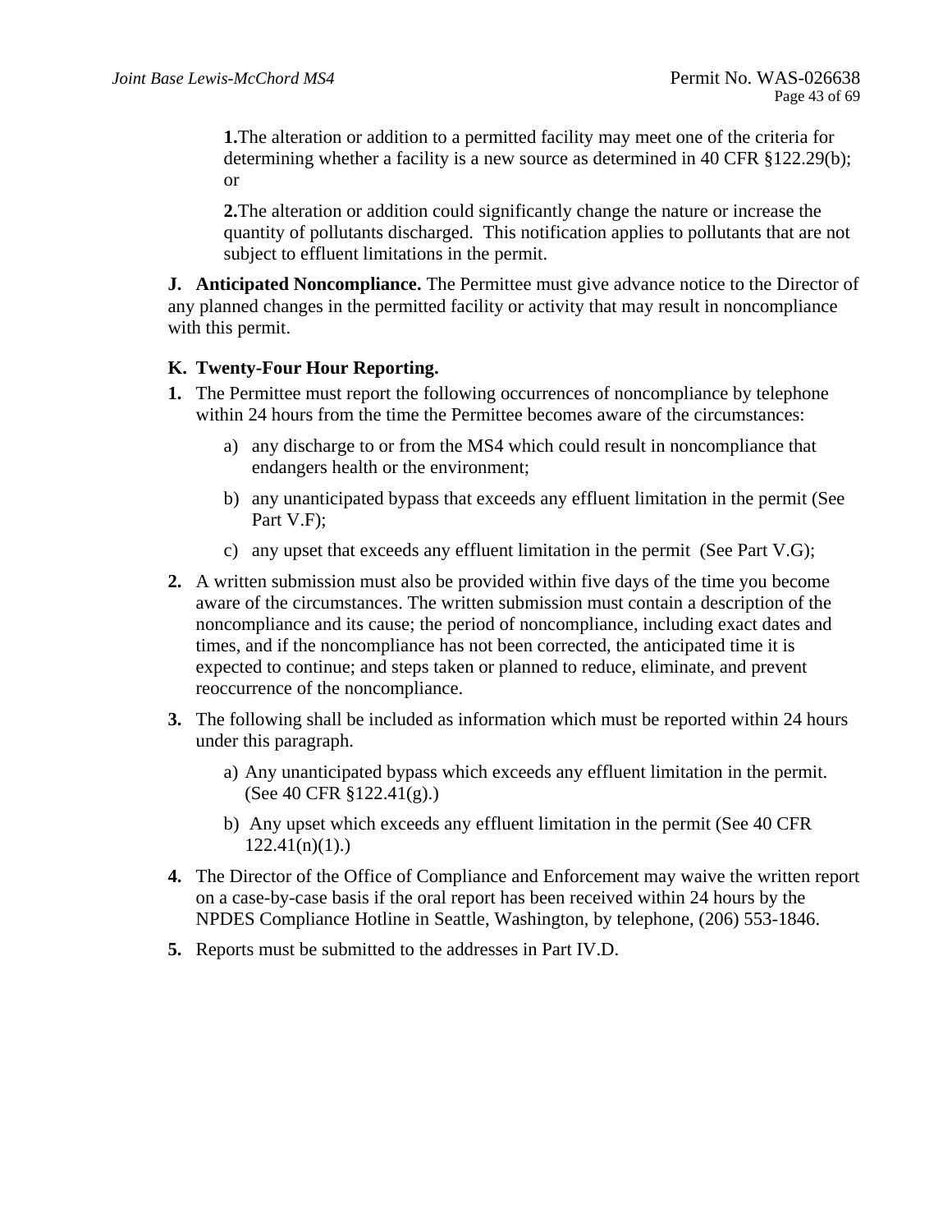**1.** The alteration or addition to a permitted facility may meet one of the criteria for determining whether a facility is a new source as determined in 40 CFR §122.29(b); or

**2.** The alteration or addition could significantly change the nature or increase the quantity of pollutants discharged. This notification applies to pollutants that are not subject to effluent limitations in the permit.

**J. Anticipated Noncompliance.** The Permittee must give advance notice to the Director of any planned changes in the permitted facility or activity that may result in noncompliance with this permit.

**K. Twenty-Four Hour Reporting.**

**1.** The Permittee must report the following occurrences of noncompliance by telephone within 24 hours from the time the Permittee becomes aware of the circumstances:

a) any discharge to or from the MS4 which could result in noncompliance that endangers health or the environment;

b) any unanticipated bypass that exceeds any effluent limitation in the permit (See Part V.F);

c) any upset that exceeds any effluent limitation in the permit (See Part V.G);

**2.** A written submission must also be provided within five days of the time you become aware of the circumstances. The written submission must contain a description of the noncompliance and its cause; the period of noncompliance, including exact dates and times, and if the noncompliance has not been corrected, the anticipated time it is expected to continue; and steps taken or planned to reduce, eliminate, and prevent reoccurrence of the noncompliance.

**3.** The following shall be included as information which must be reported within 24 hours under this paragraph.

a) Any unanticipated bypass which exceeds any effluent limitation in the permit. (See 40 CFR §122.41(g).)

b) Any upset which exceeds any effluent limitation in the permit (See 40 CFR 122.41(n)(1).)

**4.** The Director of the Office of Compliance and Enforcement may waive the written report on a case-by-case basis if the oral report has been received within 24 hours by the NPDES Compliance Hotline in Seattle, Washington, by telephone, (206) 553-1846.

**5.** Reports must be submitted to the addresses in Part IV.D.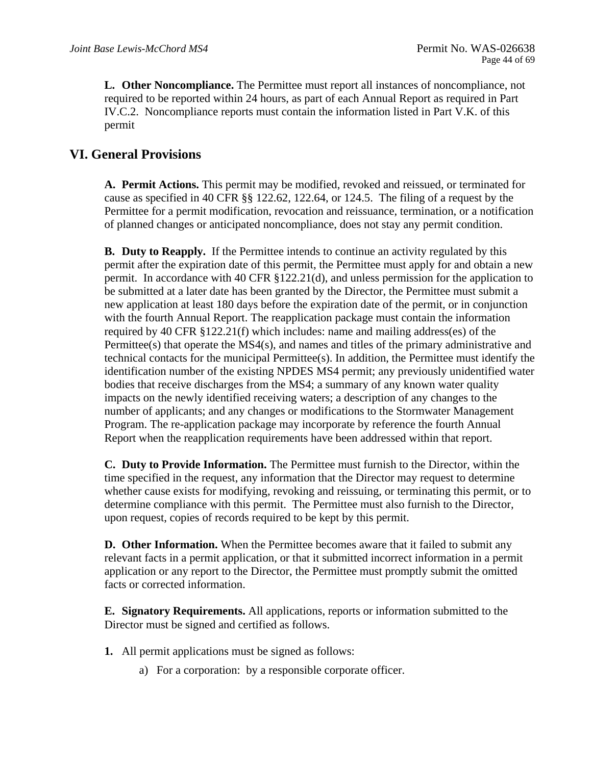**L. Other Noncompliance.** The Permittee must report all instances of noncompliance, not required to be reported within 24 hours, as part of each Annual Report as required in Part IV.C.2. Noncompliance reports must contain the information listed in Part V.K. of this permit

## VI. General Provisions

**A. Permit Actions.** This permit may be modified, revoked and reissued, or terminated for cause as specified in 40 CFR §§ 122.62, 122.64, or 124.5. The filing of a request by the Permittee for a permit modification, revocation and reissuance, termination, or a notification of planned changes or anticipated noncompliance, does not stay any permit condition.

**B. Duty to Reapply.** If the Permittee intends to continue an activity regulated by this permit after the expiration date of this permit, the Permittee must apply for and obtain a new permit. In accordance with 40 CFR §122.21(d), and unless permission for the application to be submitted at a later date has been granted by the Director, the Permittee must submit a new application at least 180 days before the expiration date of the permit, or in conjunction with the fourth Annual Report. The reapplication package must contain the information required by 40 CFR §122.21(f) which includes: name and mailing address(es) of the Permittee(s) that operate the MS4(s), and names and titles of the primary administrative and technical contacts for the municipal Permittee(s). In addition, the Permittee must identify the identification number of the existing NPDES MS4 permit; any previously unidentified water bodies that receive discharges from the MS4; a summary of any known water quality impacts on the newly identified receiving waters; a description of any changes to the number of applicants; and any changes or modifications to the Stormwater Management Program. The re-application package may incorporate by reference the fourth Annual Report when the reapplication requirements have been addressed within that report.

**C. Duty to Provide Information.** The Permittee must furnish to the Director, within the time specified in the request, any information that the Director may request to determine whether cause exists for modifying, revoking and reissuing, or terminating this permit, or to determine compliance with this permit. The Permittee must also furnish to the Director, upon request, copies of records required to be kept by this permit.

**D. Other Information.** When the Permittee becomes aware that it failed to submit any relevant facts in a permit application, or that it submitted incorrect information in a permit application or any report to the Director, the Permittee must promptly submit the omitted facts or corrected information.

**E. Signatory Requirements.** All applications, reports or information submitted to the Director must be signed and certified as follows.

**1.** All permit applications must be signed as follows:

a) For a corporation: by a responsible corporate officer.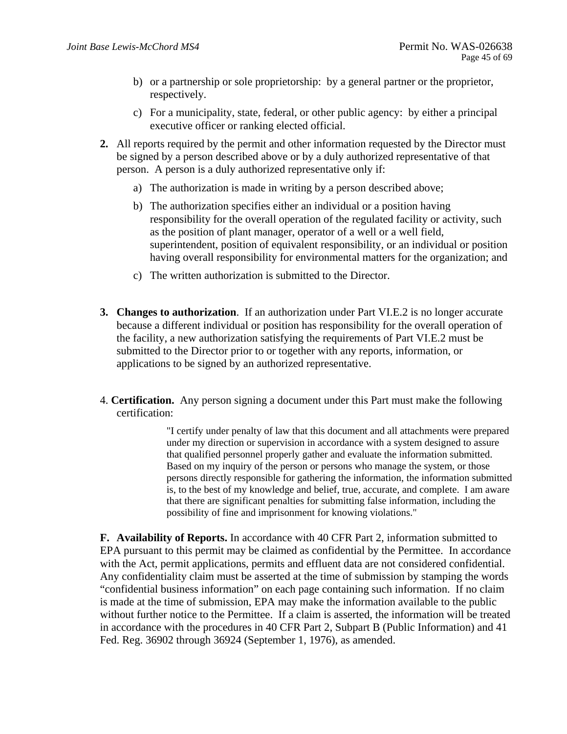b) or a partnership or sole proprietorship: by a general partner or the proprietor, respectively.

c) For a municipality, state, federal, or other public agency: by either a principal executive officer or ranking elected official.

**2.** All reports required by the permit and other information requested by the Director must be signed by a person described above or by a duly authorized representative of that person. A person is a duly authorized representative only if:

a) The authorization is made in writing by a person described above;

b) The authorization specifies either an individual or a position having responsibility for the overall operation of the regulated facility or activity, such as the position of plant manager, operator of a well or a well field, superintendent, position of equivalent responsibility, or an individual or position having overall responsibility for environmental matters for the organization; and

c) The written authorization is submitted to the Director.

**3. Changes to authorization**. If an authorization under Part VI.E.2 is no longer accurate because a different individual or position has responsibility for the overall operation of the facility, a new authorization satisfying the requirements of Part VI.E.2 must be submitted to the Director prior to or together with any reports, information, or applications to be signed by an authorized representative.

4. **Certification.** Any person signing a document under this Part must make the following certification:

> "I certify under penalty of law that this document and all attachments were prepared under my direction or supervision in accordance with a system designed to assure that qualified personnel properly gather and evaluate the information submitted. Based on my inquiry of the person or persons who manage the system, or those persons directly responsible for gathering the information, the information submitted is, to the best of my knowledge and belief, true, accurate, and complete. I am aware that there are significant penalties for submitting false information, including the possibility of fine and imprisonment for knowing violations."

**F. Availability of Reports.** In accordance with 40 CFR Part 2, information submitted to EPA pursuant to this permit may be claimed as confidential by the Permittee. In accordance with the Act, permit applications, permits and effluent data are not considered confidential. Any confidentiality claim must be asserted at the time of submission by stamping the words "confidential business information" on each page containing such information. If no claim is made at the time of submission, EPA may make the information available to the public without further notice to the Permittee. If a claim is asserted, the information will be treated in accordance with the procedures in 40 CFR Part 2, Subpart B (Public Information) and 41 Fed. Reg. 36902 through 36924 (September 1, 1976), as amended.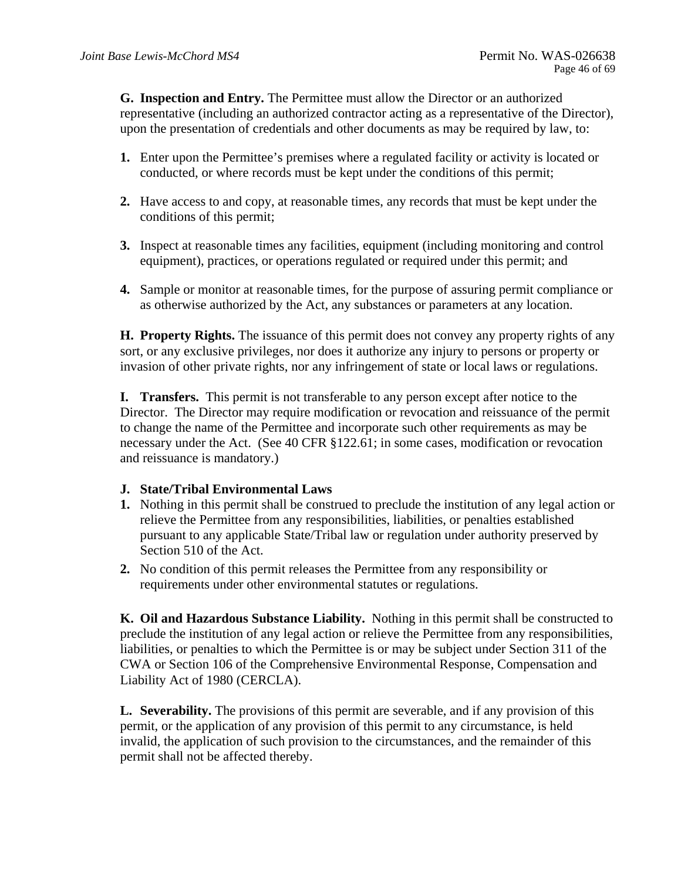**G. Inspection and Entry.** The Permittee must allow the Director or an authorized representative (including an authorized contractor acting as a representative of the Director), upon the presentation of credentials and other documents as may be required by law, to:

1. Enter upon the Permittee's premises where a regulated facility or activity is located or conducted, or where records must be kept under the conditions of this permit;

2. Have access to and copy, at reasonable times, any records that must be kept under the conditions of this permit;

3. Inspect at reasonable times any facilities, equipment (including monitoring and control equipment), practices, or operations regulated or required under this permit; and

4. Sample or monitor at reasonable times, for the purpose of assuring permit compliance or as otherwise authorized by the Act, any substances or parameters at any location.

**H. Property Rights.** The issuance of this permit does not convey any property rights of any sort, or any exclusive privileges, nor does it authorize any injury to persons or property or invasion of other private rights, nor any infringement of state or local laws or regulations.

**I. Transfers.** This permit is not transferable to any person except after notice to the Director. The Director may require modification or revocation and reissuance of the permit to change the name of the Permittee and incorporate such other requirements as may be necessary under the Act. (See 40 CFR §122.61; in some cases, modification or revocation and reissuance is mandatory.)

**J. State/Tribal Environmental Laws**

1. Nothing in this permit shall be construed to preclude the institution of any legal action or relieve the Permittee from any responsibilities, liabilities, or penalties established pursuant to any applicable State/Tribal law or regulation under authority preserved by Section 510 of the Act.
2. No condition of this permit releases the Permittee from any responsibility or requirements under other environmental statutes or regulations.

**K. Oil and Hazardous Substance Liability.** Nothing in this permit shall be constructed to preclude the institution of any legal action or relieve the Permittee from any responsibilities, liabilities, or penalties to which the Permittee is or may be subject under Section 311 of the CWA or Section 106 of the Comprehensive Environmental Response, Compensation and Liability Act of 1980 (CERCLA).

**L. Severability.** The provisions of this permit are severable, and if any provision of this permit, or the application of any provision of this permit to any circumstance, is held invalid, the application of such provision to the circumstances, and the remainder of this permit shall not be affected thereby.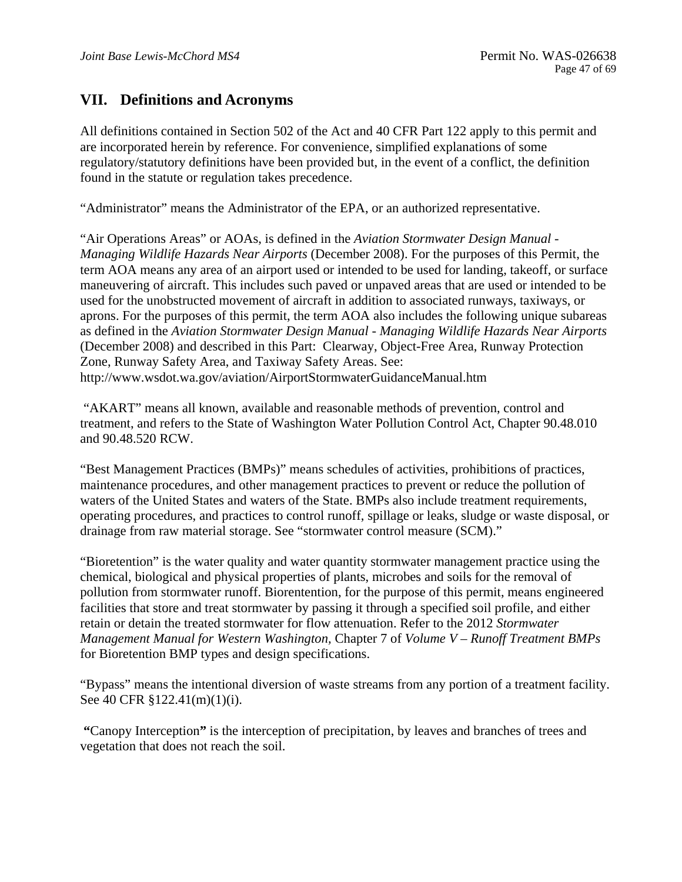## VII. Definitions and Acronyms

All definitions contained in Section 502 of the Act and 40 CFR Part 122 apply to this permit and are incorporated herein by reference. For convenience, simplified explanations of some regulatory/statutory definitions have been provided but, in the event of a conflict, the definition found in the statute or regulation takes precedence.

"Administrator" means the Administrator of the EPA, or an authorized representative.

"Air Operations Areas" or AOAs, is defined in the *Aviation Stormwater Design Manual - Managing Wildlife Hazards Near Airports* (December 2008). For the purposes of this Permit, the term AOA means any area of an airport used or intended to be used for landing, takeoff, or surface maneuvering of aircraft. This includes such paved or unpaved areas that are used or intended to be used for the unobstructed movement of aircraft in addition to associated runways, taxiways, or aprons. For the purposes of this permit, the term AOA also includes the following unique subareas as defined in the *Aviation Stormwater Design Manual - Managing Wildlife Hazards Near Airports* (December 2008) and described in this Part: Clearway, Object-Free Area, Runway Protection Zone, Runway Safety Area, and Taxiway Safety Areas. See: http://www.wsdot.wa.gov/aviation/AirportStormwaterGuidanceManual.htm

"AKART" means all known, available and reasonable methods of prevention, control and treatment, and refers to the State of Washington Water Pollution Control Act, Chapter 90.48.010 and 90.48.520 RCW.

"Best Management Practices (BMPs)" means schedules of activities, prohibitions of practices, maintenance procedures, and other management practices to prevent or reduce the pollution of waters of the United States and waters of the State. BMPs also include treatment requirements, operating procedures, and practices to control runoff, spillage or leaks, sludge or waste disposal, or drainage from raw material storage. See "stormwater control measure (SCM)."

"Bioretention" is the water quality and water quantity stormwater management practice using the chemical, biological and physical properties of plants, microbes and soils for the removal of pollution from stormwater runoff. Biorentention, for the purpose of this permit, means engineered facilities that store and treat stormwater by passing it through a specified soil profile, and either retain or detain the treated stormwater for flow attenuation. Refer to the 2012 *Stormwater Management Manual for Western Washington,* Chapter 7 of *Volume V – Runoff Treatment BMPs* for Bioretention BMP types and design specifications.

"Bypass" means the intentional diversion of waste streams from any portion of a treatment facility. See 40 CFR §122.41(m)(1)(i).

**"**Canopy Interception**"** is the interception of precipitation, by leaves and branches of trees and vegetation that does not reach the soil.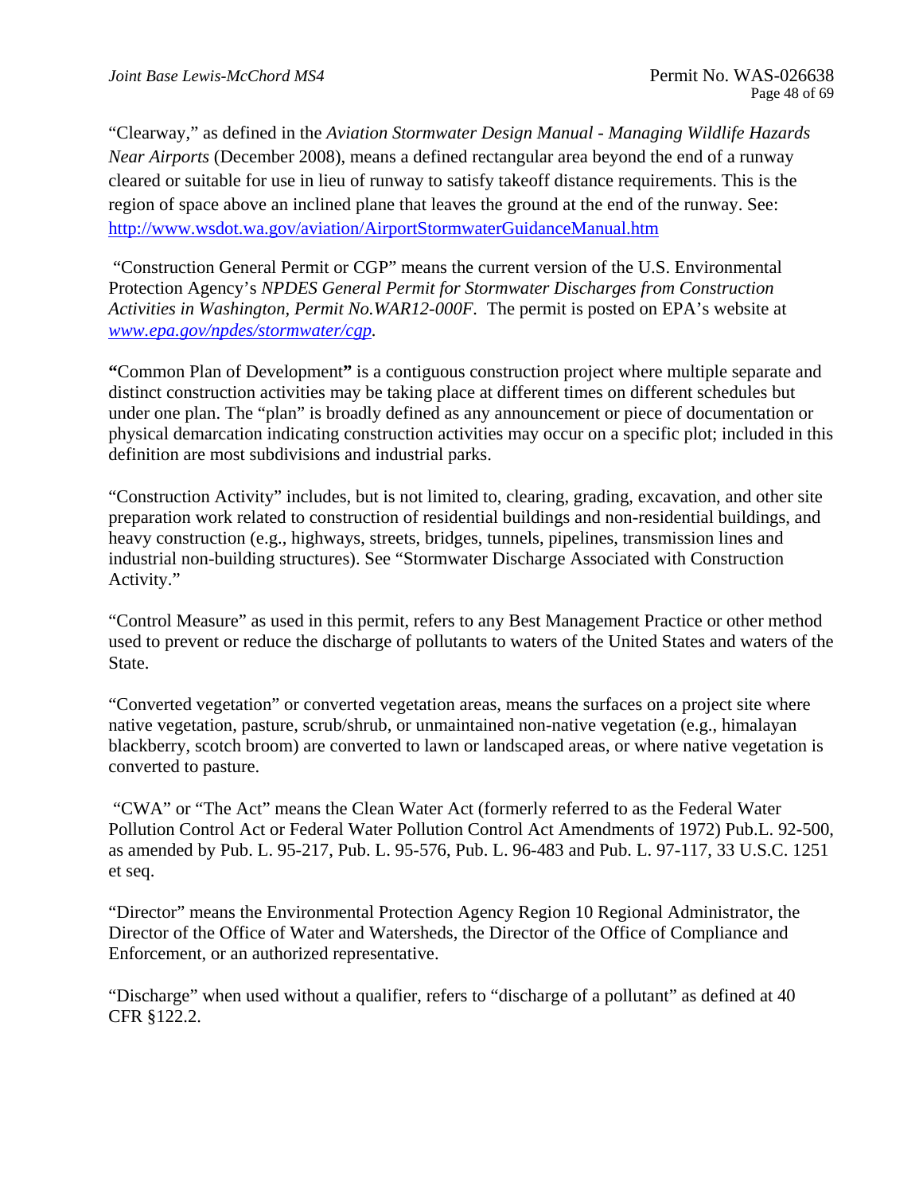"Clearway," as defined in the *Aviation Stormwater Design Manual - Managing Wildlife Hazards Near Airports* (December 2008), means a defined rectangular area beyond the end of a runway cleared or suitable for use in lieu of runway to satisfy takeoff distance requirements. This is the region of space above an inclined plane that leaves the ground at the end of the runway. See: http://www.wsdot.wa.gov/aviation/AirportStormwaterGuidanceManual.htm

"Construction General Permit or CGP" means the current version of the U.S. Environmental Protection Agency's *NPDES General Permit for Stormwater Discharges from Construction Activities in Washington, Permit No.WAR12-000F.* The permit is posted on EPA's website at *www.epa.gov/npdes/stormwater/cgp.*

**"**Common Plan of Development**"** is a contiguous construction project where multiple separate and distinct construction activities may be taking place at different times on different schedules but under one plan. The "plan" is broadly defined as any announcement or piece of documentation or physical demarcation indicating construction activities may occur on a specific plot; included in this definition are most subdivisions and industrial parks.

"Construction Activity" includes, but is not limited to, clearing, grading, excavation, and other site preparation work related to construction of residential buildings and non-residential buildings, and heavy construction (e.g., highways, streets, bridges, tunnels, pipelines, transmission lines and industrial non-building structures). See "Stormwater Discharge Associated with Construction Activity."

"Control Measure" as used in this permit, refers to any Best Management Practice or other method used to prevent or reduce the discharge of pollutants to waters of the United States and waters of the State.

"Converted vegetation" or converted vegetation areas, means the surfaces on a project site where native vegetation, pasture, scrub/shrub, or unmaintained non-native vegetation (e.g., himalayan blackberry, scotch broom) are converted to lawn or landscaped areas, or where native vegetation is converted to pasture.

"CWA" or "The Act" means the Clean Water Act (formerly referred to as the Federal Water Pollution Control Act or Federal Water Pollution Control Act Amendments of 1972) Pub.L. 92-500, as amended by Pub. L. 95-217, Pub. L. 95-576, Pub. L. 96-483 and Pub. L. 97-117, 33 U.S.C. 1251 et seq.

"Director" means the Environmental Protection Agency Region 10 Regional Administrator, the Director of the Office of Water and Watersheds, the Director of the Office of Compliance and Enforcement, or an authorized representative.

"Discharge" when used without a qualifier, refers to "discharge of a pollutant" as defined at 40 CFR §122.2.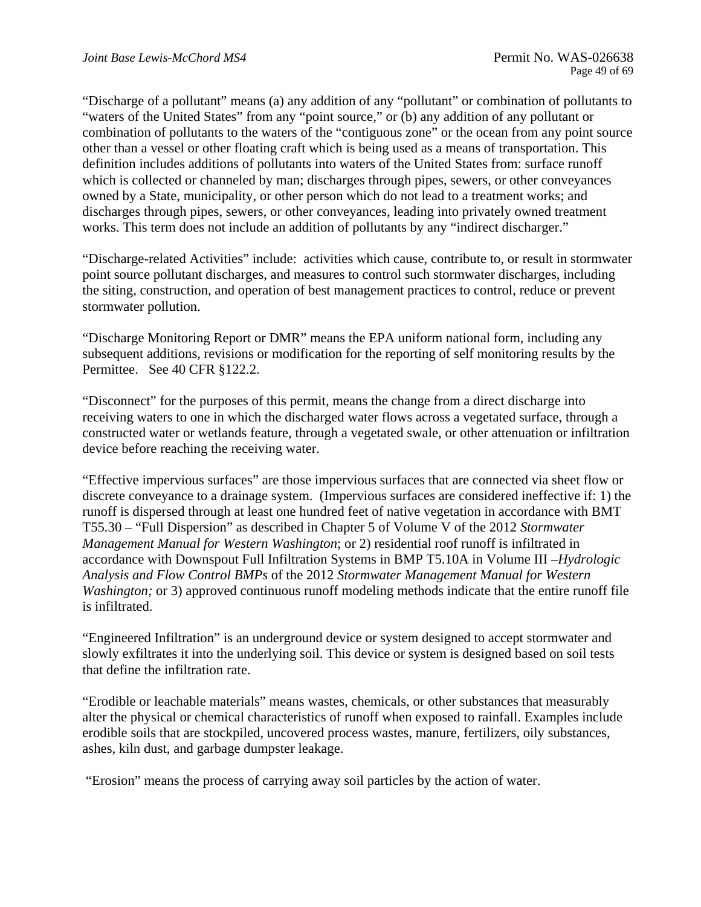"Discharge of a pollutant" means (a) any addition of any "pollutant" or combination of pollutants to "waters of the United States" from any "point source," or (b) any addition of any pollutant or combination of pollutants to the waters of the "contiguous zone" or the ocean from any point source other than a vessel or other floating craft which is being used as a means of transportation. This definition includes additions of pollutants into waters of the United States from: surface runoff which is collected or channeled by man; discharges through pipes, sewers, or other conveyances owned by a State, municipality, or other person which do not lead to a treatment works; and discharges through pipes, sewers, or other conveyances, leading into privately owned treatment works. This term does not include an addition of pollutants by any "indirect discharger."

"Discharge-related Activities" include: activities which cause, contribute to, or result in stormwater point source pollutant discharges, and measures to control such stormwater discharges, including the siting, construction, and operation of best management practices to control, reduce or prevent stormwater pollution.

"Discharge Monitoring Report or DMR" means the EPA uniform national form, including any subsequent additions, revisions or modification for the reporting of self monitoring results by the Permittee. See 40 CFR §122.2.

"Disconnect" for the purposes of this permit, means the change from a direct discharge into receiving waters to one in which the discharged water flows across a vegetated surface, through a constructed water or wetlands feature, through a vegetated swale, or other attenuation or infiltration device before reaching the receiving water.

"Effective impervious surfaces" are those impervious surfaces that are connected via sheet flow or discrete conveyance to a drainage system. (Impervious surfaces are considered ineffective if: 1) the runoff is dispersed through at least one hundred feet of native vegetation in accordance with BMT T55.30 – "Full Dispersion" as described in Chapter 5 of Volume V of the 2012 *Stormwater Management Manual for Western Washington*; or 2) residential roof runoff is infiltrated in accordance with Downspout Full Infiltration Systems in BMP T5.10A in Volume III –*Hydrologic Analysis and Flow Control BMPs* of the 2012 *Stormwater Management Manual for Western Washington;* or 3) approved continuous runoff modeling methods indicate that the entire runoff file is infiltrated.

"Engineered Infiltration" is an underground device or system designed to accept stormwater and slowly exfiltrates it into the underlying soil. This device or system is designed based on soil tests that define the infiltration rate.

"Erodible or leachable materials" means wastes, chemicals, or other substances that measurably alter the physical or chemical characteristics of runoff when exposed to rainfall. Examples include erodible soils that are stockpiled, uncovered process wastes, manure, fertilizers, oily substances, ashes, kiln dust, and garbage dumpster leakage.

"Erosion" means the process of carrying away soil particles by the action of water.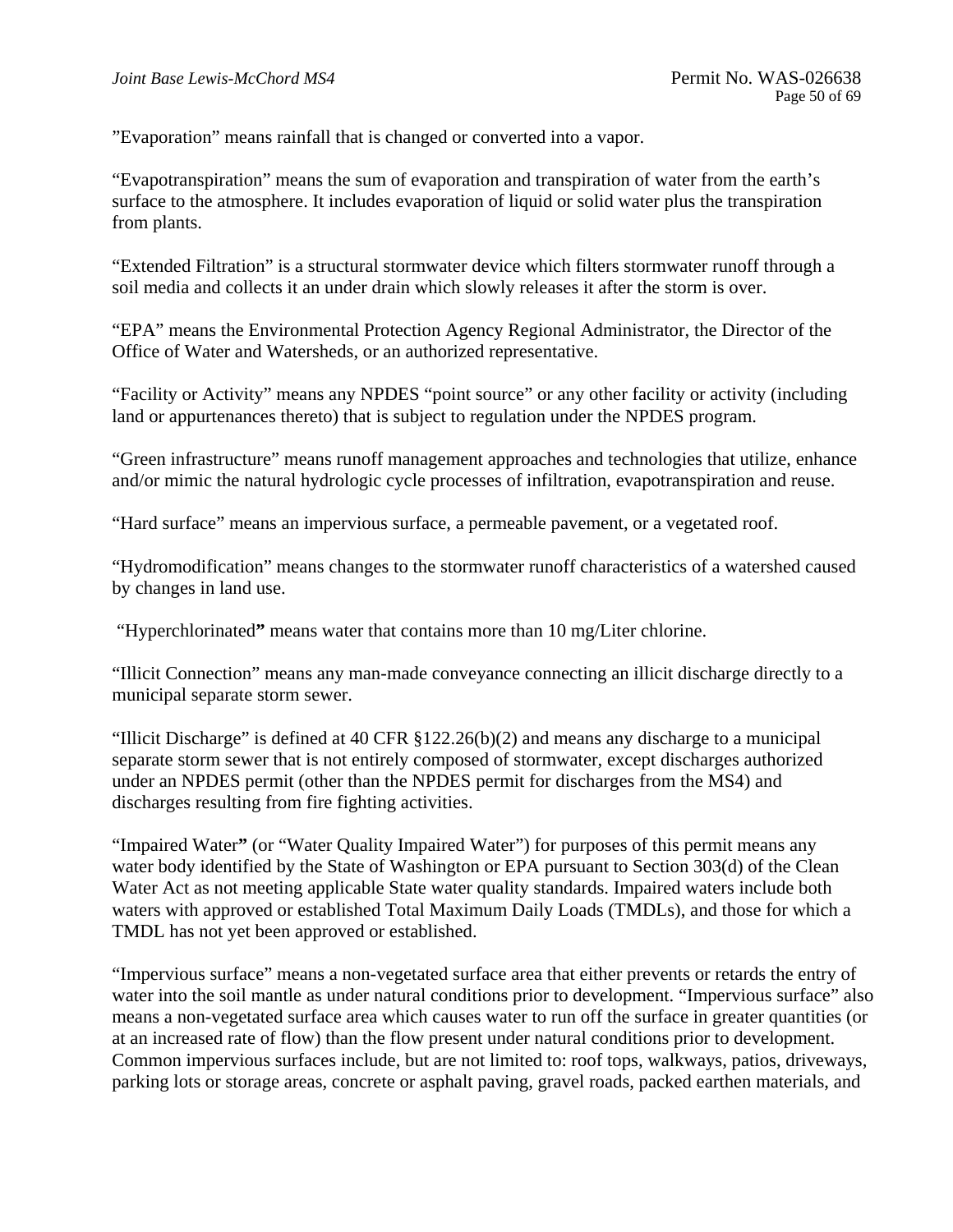"Evaporation" means rainfall that is changed or converted into a vapor.

"Evapotranspiration" means the sum of evaporation and transpiration of water from the earth's surface to the atmosphere. It includes evaporation of liquid or solid water plus the transpiration from plants.

"Extended Filtration" is a structural stormwater device which filters stormwater runoff through a soil media and collects it an under drain which slowly releases it after the storm is over.

"EPA" means the Environmental Protection Agency Regional Administrator, the Director of the Office of Water and Watersheds, or an authorized representative.

"Facility or Activity" means any NPDES "point source" or any other facility or activity (including land or appurtenances thereto) that is subject to regulation under the NPDES program.

"Green infrastructure" means runoff management approaches and technologies that utilize, enhance and/or mimic the natural hydrologic cycle processes of infiltration, evapotranspiration and reuse.

"Hard surface" means an impervious surface, a permeable pavement, or a vegetated roof.

"Hydromodification" means changes to the stormwater runoff characteristics of a watershed caused by changes in land use.

"Hyperchlorinated**"** means water that contains more than 10 mg/Liter chlorine.

"Illicit Connection" means any man-made conveyance connecting an illicit discharge directly to a municipal separate storm sewer.

"Illicit Discharge" is defined at 40 CFR §122.26(b)(2) and means any discharge to a municipal separate storm sewer that is not entirely composed of stormwater, except discharges authorized under an NPDES permit (other than the NPDES permit for discharges from the MS4) and discharges resulting from fire fighting activities.

"Impaired Water**"** (or "Water Quality Impaired Water") for purposes of this permit means any water body identified by the State of Washington or EPA pursuant to Section 303(d) of the Clean Water Act as not meeting applicable State water quality standards. Impaired waters include both waters with approved or established Total Maximum Daily Loads (TMDLs), and those for which a TMDL has not yet been approved or established.

"Impervious surface" means a non-vegetated surface area that either prevents or retards the entry of water into the soil mantle as under natural conditions prior to development. "Impervious surface" also means a non-vegetated surface area which causes water to run off the surface in greater quantities (or at an increased rate of flow) than the flow present under natural conditions prior to development. Common impervious surfaces include, but are not limited to: roof tops, walkways, patios, driveways, parking lots or storage areas, concrete or asphalt paving, gravel roads, packed earthen materials, and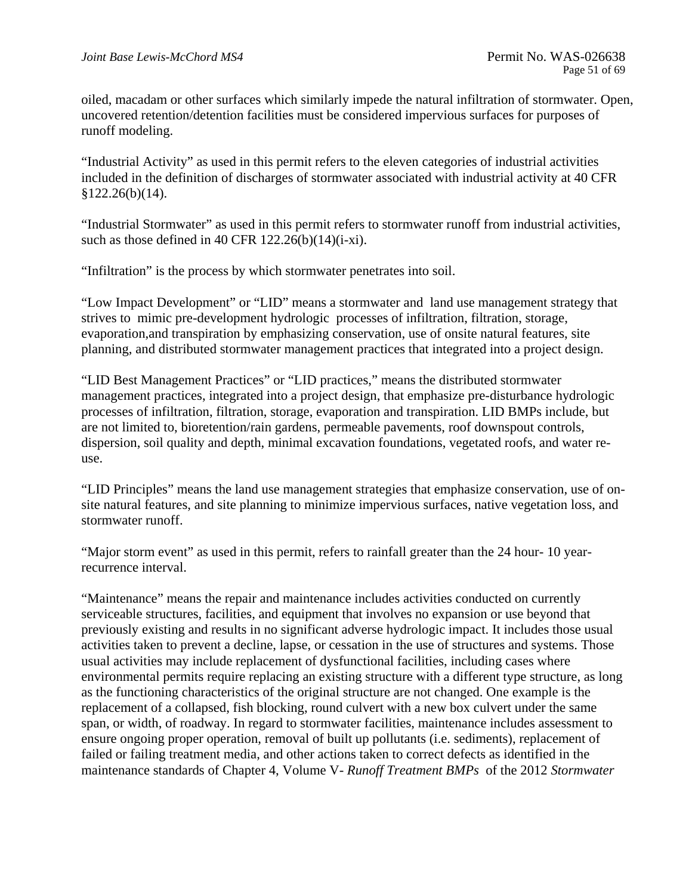oiled, macadam or other surfaces which similarly impede the natural infiltration of stormwater. Open, uncovered retention/detention facilities must be considered impervious surfaces for purposes of runoff modeling.

"Industrial Activity" as used in this permit refers to the eleven categories of industrial activities included in the definition of discharges of stormwater associated with industrial activity at 40 CFR §122.26(b)(14).

"Industrial Stormwater" as used in this permit refers to stormwater runoff from industrial activities, such as those defined in 40 CFR 122.26(b)(14)(i-xi).

"Infiltration" is the process by which stormwater penetrates into soil.

"Low Impact Development" or "LID" means a stormwater and land use management strategy that strives to mimic pre-development hydrologic processes of infiltration, filtration, storage, evaporation,and transpiration by emphasizing conservation, use of onsite natural features, site planning, and distributed stormwater management practices that integrated into a project design.

"LID Best Management Practices" or "LID practices," means the distributed stormwater management practices, integrated into a project design, that emphasize pre-disturbance hydrologic processes of infiltration, filtration, storage, evaporation and transpiration. LID BMPs include, but are not limited to, bioretention/rain gardens, permeable pavements, roof downspout controls, dispersion, soil quality and depth, minimal excavation foundations, vegetated roofs, and water re-use.

"LID Principles" means the land use management strategies that emphasize conservation, use of on-site natural features, and site planning to minimize impervious surfaces, native vegetation loss, and stormwater runoff.

"Major storm event" as used in this permit, refers to rainfall greater than the 24 hour- 10 year-recurrence interval.

"Maintenance" means the repair and maintenance includes activities conducted on currently serviceable structures, facilities, and equipment that involves no expansion or use beyond that previously existing and results in no significant adverse hydrologic impact. It includes those usual activities taken to prevent a decline, lapse, or cessation in the use of structures and systems. Those usual activities may include replacement of dysfunctional facilities, including cases where environmental permits require replacing an existing structure with a different type structure, as long as the functioning characteristics of the original structure are not changed. One example is the replacement of a collapsed, fish blocking, round culvert with a new box culvert under the same span, or width, of roadway. In regard to stormwater facilities, maintenance includes assessment to ensure ongoing proper operation, removal of built up pollutants (i.e. sediments), replacement of failed or failing treatment media, and other actions taken to correct defects as identified in the maintenance standards of Chapter 4, Volume V- *Runoff Treatment BMPs* of the 2012 *Stormwater*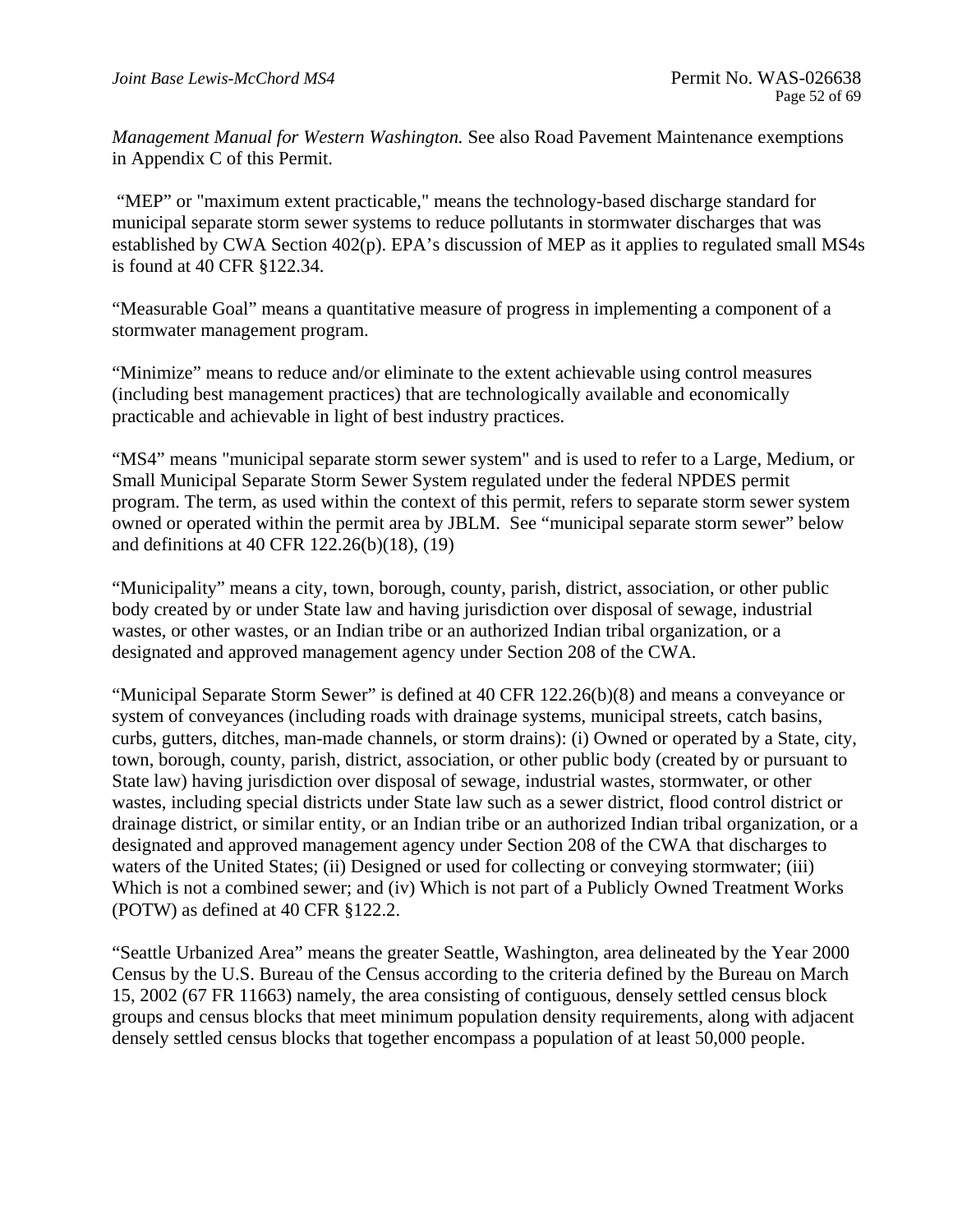*Management Manual for Western Washington.* See also Road Pavement Maintenance exemptions in Appendix C of this Permit.

"MEP" or "maximum extent practicable," means the technology-based discharge standard for municipal separate storm sewer systems to reduce pollutants in stormwater discharges that was established by CWA Section 402(p). EPA's discussion of MEP as it applies to regulated small MS4s is found at 40 CFR §122.34.

"Measurable Goal" means a quantitative measure of progress in implementing a component of a stormwater management program.

"Minimize" means to reduce and/or eliminate to the extent achievable using control measures (including best management practices) that are technologically available and economically practicable and achievable in light of best industry practices.

"MS4" means "municipal separate storm sewer system" and is used to refer to a Large, Medium, or Small Municipal Separate Storm Sewer System regulated under the federal NPDES permit program. The term, as used within the context of this permit, refers to separate storm sewer system owned or operated within the permit area by JBLM. See "municipal separate storm sewer" below and definitions at 40 CFR 122.26(b)(18), (19)

"Municipality" means a city, town, borough, county, parish, district, association, or other public body created by or under State law and having jurisdiction over disposal of sewage, industrial wastes, or other wastes, or an Indian tribe or an authorized Indian tribal organization, or a designated and approved management agency under Section 208 of the CWA.

"Municipal Separate Storm Sewer" is defined at 40 CFR 122.26(b)(8) and means a conveyance or system of conveyances (including roads with drainage systems, municipal streets, catch basins, curbs, gutters, ditches, man-made channels, or storm drains): (i) Owned or operated by a State, city, town, borough, county, parish, district, association, or other public body (created by or pursuant to State law) having jurisdiction over disposal of sewage, industrial wastes, stormwater, or other wastes, including special districts under State law such as a sewer district, flood control district or drainage district, or similar entity, or an Indian tribe or an authorized Indian tribal organization, or a designated and approved management agency under Section 208 of the CWA that discharges to waters of the United States; (ii) Designed or used for collecting or conveying stormwater; (iii) Which is not a combined sewer; and (iv) Which is not part of a Publicly Owned Treatment Works (POTW) as defined at 40 CFR §122.2.

"Seattle Urbanized Area" means the greater Seattle, Washington, area delineated by the Year 2000 Census by the U.S. Bureau of the Census according to the criteria defined by the Bureau on March 15, 2002 (67 FR 11663) namely, the area consisting of contiguous, densely settled census block groups and census blocks that meet minimum population density requirements, along with adjacent densely settled census blocks that together encompass a population of at least 50,000 people.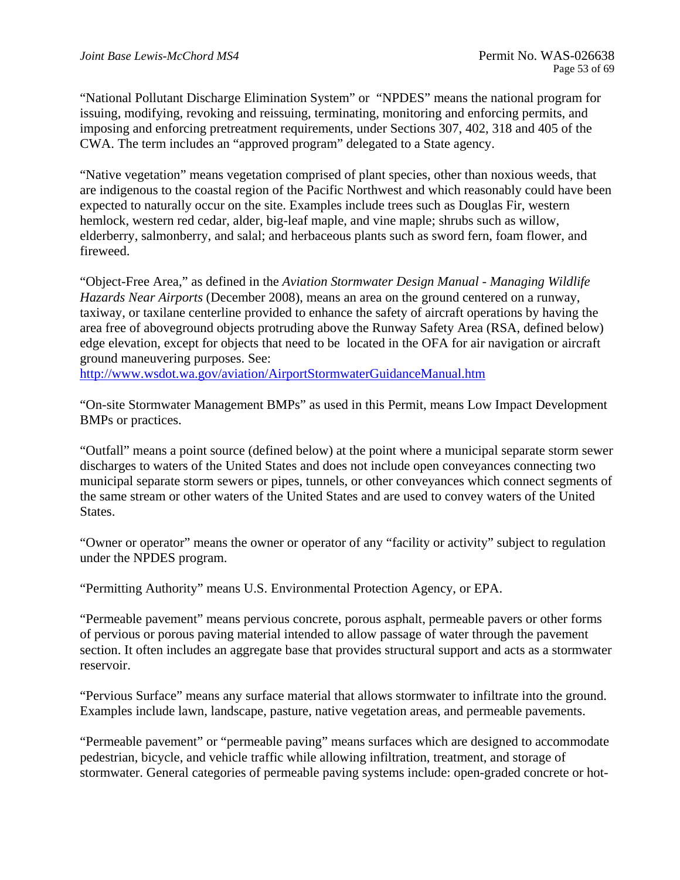"National Pollutant Discharge Elimination System" or "NPDES" means the national program for issuing, modifying, revoking and reissuing, terminating, monitoring and enforcing permits, and imposing and enforcing pretreatment requirements, under Sections 307, 402, 318 and 405 of the CWA. The term includes an "approved program" delegated to a State agency.

"Native vegetation" means vegetation comprised of plant species, other than noxious weeds, that are indigenous to the coastal region of the Pacific Northwest and which reasonably could have been expected to naturally occur on the site. Examples include trees such as Douglas Fir, western hemlock, western red cedar, alder, big-leaf maple, and vine maple; shrubs such as willow, elderberry, salmonberry, and salal; and herbaceous plants such as sword fern, foam flower, and fireweed.

"Object-Free Area," as defined in the *Aviation Stormwater Design Manual - Managing Wildlife Hazards Near Airports* (December 2008), means an area on the ground centered on a runway, taxiway, or taxilane centerline provided to enhance the safety of aircraft operations by having the area free of aboveground objects protruding above the Runway Safety Area (RSA, defined below) edge elevation, except for objects that need to be located in the OFA for air navigation or aircraft ground maneuvering purposes. See: [http://www.wsdot.wa.gov/aviation/AirportStormwaterGuidanceManual.htm](http://www.wsdot.wa.gov/aviation/AirportStormwaterGuidanceManual.htm)

"On-site Stormwater Management BMPs" as used in this Permit, means Low Impact Development BMPs or practices.

"Outfall" means a point source (defined below) at the point where a municipal separate storm sewer discharges to waters of the United States and does not include open conveyances connecting two municipal separate storm sewers or pipes, tunnels, or other conveyances which connect segments of the same stream or other waters of the United States and are used to convey waters of the United States.

"Owner or operator" means the owner or operator of any "facility or activity" subject to regulation under the NPDES program.

"Permitting Authority" means U.S. Environmental Protection Agency, or EPA.

"Permeable pavement" means pervious concrete, porous asphalt, permeable pavers or other forms of pervious or porous paving material intended to allow passage of water through the pavement section. It often includes an aggregate base that provides structural support and acts as a stormwater reservoir.

"Pervious Surface" means any surface material that allows stormwater to infiltrate into the ground. Examples include lawn, landscape, pasture, native vegetation areas, and permeable pavements.

"Permeable pavement" or "permeable paving" means surfaces which are designed to accommodate pedestrian, bicycle, and vehicle traffic while allowing infiltration, treatment, and storage of stormwater. General categories of permeable paving systems include: open-graded concrete or hot-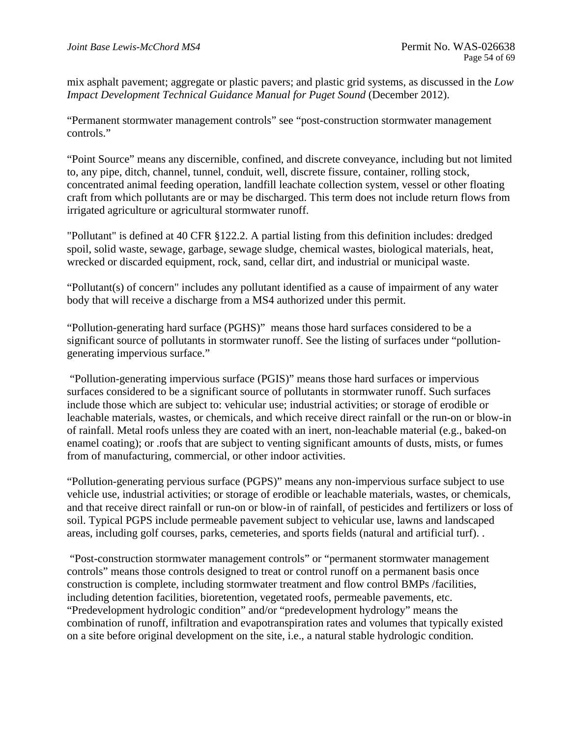mix asphalt pavement; aggregate or plastic pavers; and plastic grid systems, as discussed in the *Low Impact Development Technical Guidance Manual for Puget Sound* (December 2012).

“Permanent stormwater management controls” see “post-construction stormwater management controls.”

“Point Source” means any discernible, confined, and discrete conveyance, including but not limited to, any pipe, ditch, channel, tunnel, conduit, well, discrete fissure, container, rolling stock, concentrated animal feeding operation, landfill leachate collection system, vessel or other floating craft from which pollutants are or may be discharged. This term does not include return flows from irrigated agriculture or agricultural stormwater runoff.

"Pollutant" is defined at 40 CFR §122.2. A partial listing from this definition includes: dredged spoil, solid waste, sewage, garbage, sewage sludge, chemical wastes, biological materials, heat, wrecked or discarded equipment, rock, sand, cellar dirt, and industrial or municipal waste.

“Pollutant(s) of concern" includes any pollutant identified as a cause of impairment of any water body that will receive a discharge from a MS4 authorized under this permit.

“Pollution-generating hard surface (PGHS)” means those hard surfaces considered to be a significant source of pollutants in stormwater runoff. See the listing of surfaces under “pollution-generating impervious surface.”

“Pollution-generating impervious surface (PGIS)” means those hard surfaces or impervious surfaces considered to be a significant source of pollutants in stormwater runoff. Such surfaces include those which are subject to: vehicular use; industrial activities; or storage of erodible or leachable materials, wastes, or chemicals, and which receive direct rainfall or the run-on or blow-in of rainfall. Metal roofs unless they are coated with an inert, non-leachable material (e.g., baked-on enamel coating); or .roofs that are subject to venting significant amounts of dusts, mists, or fumes from of manufacturing, commercial, or other indoor activities.

“Pollution-generating pervious surface (PGPS)” means any non-impervious surface subject to use vehicle use, industrial activities; or storage of erodible or leachable materials, wastes, or chemicals, and that receive direct rainfall or run-on or blow-in of rainfall, of pesticides and fertilizers or loss of soil. Typical PGPS include permeable pavement subject to vehicular use, lawns and landscaped areas, including golf courses, parks, cemeteries, and sports fields (natural and artificial turf). .

“Post-construction stormwater management controls” or “permanent stormwater management controls” means those controls designed to treat or control runoff on a permanent basis once construction is complete, including stormwater treatment and flow control BMPs /facilities, including detention facilities, bioretention, vegetated roofs, permeable pavements, etc.

“Predevelopment hydrologic condition” and/or “predevelopment hydrology” means the combination of runoff, infiltration and evapotranspiration rates and volumes that typically existed on a site before original development on the site, i.e., a natural stable hydrologic condition.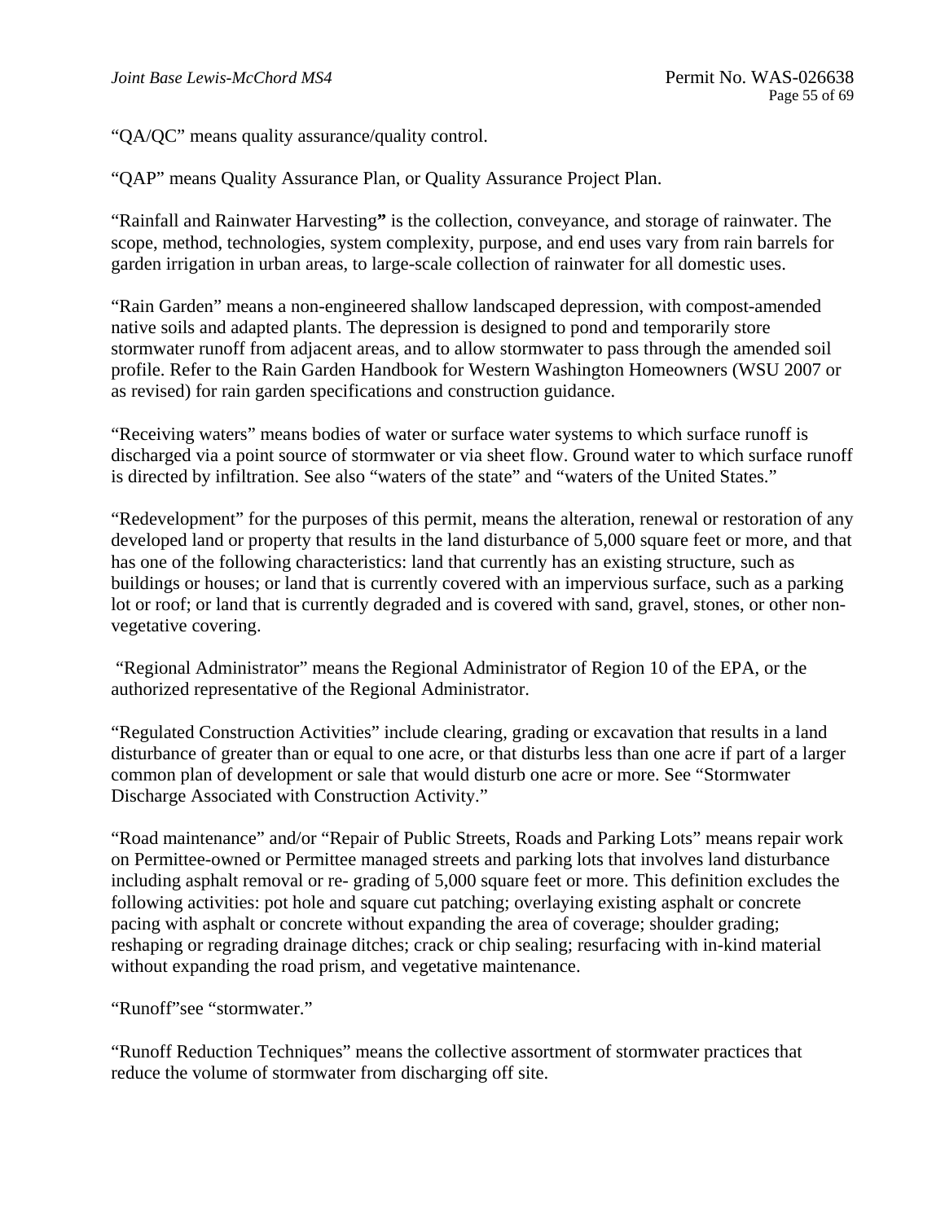"QA/QC" means quality assurance/quality control.

"QAP" means Quality Assurance Plan, or Quality Assurance Project Plan.

"Rainfall and Rainwater Harvesting**"** is the collection, conveyance, and storage of rainwater. The scope, method, technologies, system complexity, purpose, and end uses vary from rain barrels for garden irrigation in urban areas, to large-scale collection of rainwater for all domestic uses.

"Rain Garden" means a non-engineered shallow landscaped depression, with compost-amended native soils and adapted plants. The depression is designed to pond and temporarily store stormwater runoff from adjacent areas, and to allow stormwater to pass through the amended soil profile. Refer to the Rain Garden Handbook for Western Washington Homeowners (WSU 2007 or as revised) for rain garden specifications and construction guidance.

"Receiving waters" means bodies of water or surface water systems to which surface runoff is discharged via a point source of stormwater or via sheet flow. Ground water to which surface runoff is directed by infiltration. See also "waters of the state" and "waters of the United States."

"Redevelopment" for the purposes of this permit, means the alteration, renewal or restoration of any developed land or property that results in the land disturbance of 5,000 square feet or more, and that has one of the following characteristics: land that currently has an existing structure, such as buildings or houses; or land that is currently covered with an impervious surface, such as a parking lot or roof; or land that is currently degraded and is covered with sand, gravel, stones, or other non-vegetative covering.

"Regional Administrator" means the Regional Administrator of Region 10 of the EPA, or the authorized representative of the Regional Administrator.

"Regulated Construction Activities" include clearing, grading or excavation that results in a land disturbance of greater than or equal to one acre, or that disturbs less than one acre if part of a larger common plan of development or sale that would disturb one acre or more. See "Stormwater Discharge Associated with Construction Activity."

"Road maintenance" and/or "Repair of Public Streets, Roads and Parking Lots" means repair work on Permittee-owned or Permittee managed streets and parking lots that involves land disturbance including asphalt removal or re- grading of 5,000 square feet or more. This definition excludes the following activities: pot hole and square cut patching; overlaying existing asphalt or concrete pacing with asphalt or concrete without expanding the area of coverage; shoulder grading; reshaping or regrading drainage ditches; crack or chip sealing; resurfacing with in-kind material without expanding the road prism, and vegetative maintenance.

"Runoff"see "stormwater."

"Runoff Reduction Techniques" means the collective assortment of stormwater practices that reduce the volume of stormwater from discharging off site.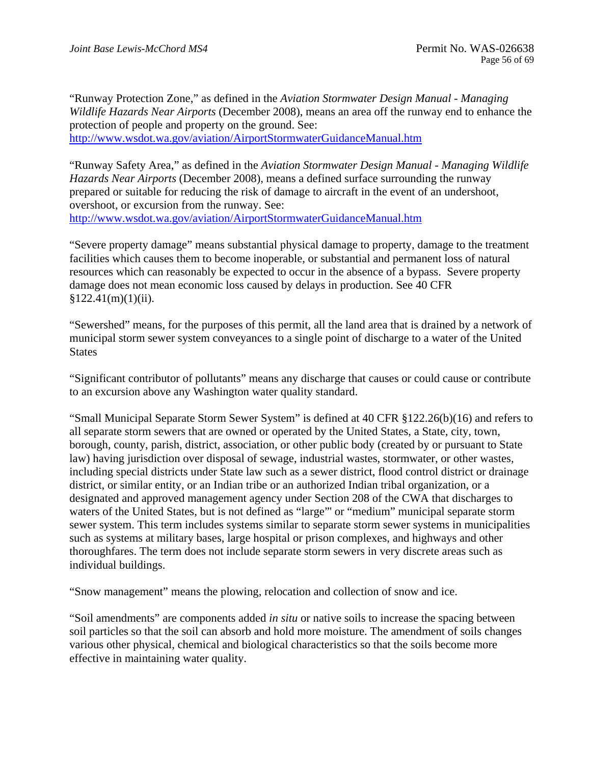"Runway Protection Zone," as defined in the *Aviation Stormwater Design Manual - Managing Wildlife Hazards Near Airports* (December 2008), means an area off the runway end to enhance the protection of people and property on the ground. See: http://www.wsdot.wa.gov/aviation/AirportStormwaterGuidanceManual.htm

"Runway Safety Area," as defined in the *Aviation Stormwater Design Manual - Managing Wildlife Hazards Near Airports* (December 2008), means a defined surface surrounding the runway prepared or suitable for reducing the risk of damage to aircraft in the event of an undershoot, overshoot, or excursion from the runway. See: http://www.wsdot.wa.gov/aviation/AirportStormwaterGuidanceManual.htm

"Severe property damage" means substantial physical damage to property, damage to the treatment facilities which causes them to become inoperable, or substantial and permanent loss of natural resources which can reasonably be expected to occur in the absence of a bypass. Severe property damage does not mean economic loss caused by delays in production. See 40 CFR §122.41(m)(1)(ii).

"Sewershed" means, for the purposes of this permit, all the land area that is drained by a network of municipal storm sewer system conveyances to a single point of discharge to a water of the United States

"Significant contributor of pollutants" means any discharge that causes or could cause or contribute to an excursion above any Washington water quality standard.

"Small Municipal Separate Storm Sewer System" is defined at 40 CFR §122.26(b)(16) and refers to all separate storm sewers that are owned or operated by the United States, a State, city, town, borough, county, parish, district, association, or other public body (created by or pursuant to State law) having jurisdiction over disposal of sewage, industrial wastes, stormwater, or other wastes, including special districts under State law such as a sewer district, flood control district or drainage district, or similar entity, or an Indian tribe or an authorized Indian tribal organization, or a designated and approved management agency under Section 208 of the CWA that discharges to waters of the United States, but is not defined as "large"' or "medium" municipal separate storm sewer system. This term includes systems similar to separate storm sewer systems in municipalities such as systems at military bases, large hospital or prison complexes, and highways and other thoroughfares. The term does not include separate storm sewers in very discrete areas such as individual buildings.

"Snow management" means the plowing, relocation and collection of snow and ice.

"Soil amendments" are components added *in situ* or native soils to increase the spacing between soil particles so that the soil can absorb and hold more moisture. The amendment of soils changes various other physical, chemical and biological characteristics so that the soils become more effective in maintaining water quality.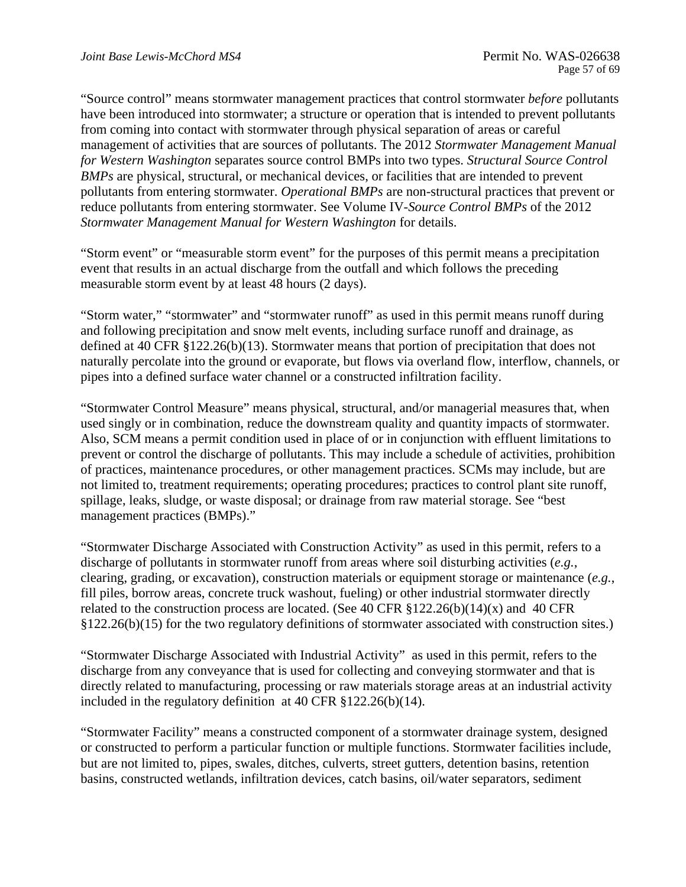"Source control" means stormwater management practices that control stormwater *before* pollutants have been introduced into stormwater; a structure or operation that is intended to prevent pollutants from coming into contact with stormwater through physical separation of areas or careful management of activities that are sources of pollutants. The 2012 *Stormwater Management Manual for Western Washington* separates source control BMPs into two types. *Structural Source Control BMPs* are physical, structural, or mechanical devices, or facilities that are intended to prevent pollutants from entering stormwater. *Operational BMPs* are non-structural practices that prevent or reduce pollutants from entering stormwater. See Volume IV-*Source Control BMPs* of the 2012 *Stormwater Management Manual for Western Washington* for details.

"Storm event" or "measurable storm event" for the purposes of this permit means a precipitation event that results in an actual discharge from the outfall and which follows the preceding measurable storm event by at least 48 hours (2 days).

"Storm water," "stormwater" and "stormwater runoff" as used in this permit means runoff during and following precipitation and snow melt events, including surface runoff and drainage, as defined at 40 CFR §122.26(b)(13). Stormwater means that portion of precipitation that does not naturally percolate into the ground or evaporate, but flows via overland flow, interflow, channels, or pipes into a defined surface water channel or a constructed infiltration facility.

"Stormwater Control Measure" means physical, structural, and/or managerial measures that, when used singly or in combination, reduce the downstream quality and quantity impacts of stormwater. Also, SCM means a permit condition used in place of or in conjunction with effluent limitations to prevent or control the discharge of pollutants. This may include a schedule of activities, prohibition of practices, maintenance procedures, or other management practices. SCMs may include, but are not limited to, treatment requirements; operating procedures; practices to control plant site runoff, spillage, leaks, sludge, or waste disposal; or drainage from raw material storage. See "best management practices (BMPs)."

"Stormwater Discharge Associated with Construction Activity" as used in this permit, refers to a discharge of pollutants in stormwater runoff from areas where soil disturbing activities (*e.g.*, clearing, grading, or excavation), construction materials or equipment storage or maintenance (*e.g.*, fill piles, borrow areas, concrete truck washout, fueling) or other industrial stormwater directly related to the construction process are located. (See 40 CFR §122.26(b)(14)(x) and 40 CFR §122.26(b)(15) for the two regulatory definitions of stormwater associated with construction sites.)

"Stormwater Discharge Associated with Industrial Activity" as used in this permit, refers to the discharge from any conveyance that is used for collecting and conveying stormwater and that is directly related to manufacturing, processing or raw materials storage areas at an industrial activity included in the regulatory definition at 40 CFR §122.26(b)(14).

"Stormwater Facility" means a constructed component of a stormwater drainage system, designed or constructed to perform a particular function or multiple functions. Stormwater facilities include, but are not limited to, pipes, swales, ditches, culverts, street gutters, detention basins, retention basins, constructed wetlands, infiltration devices, catch basins, oil/water separators, sediment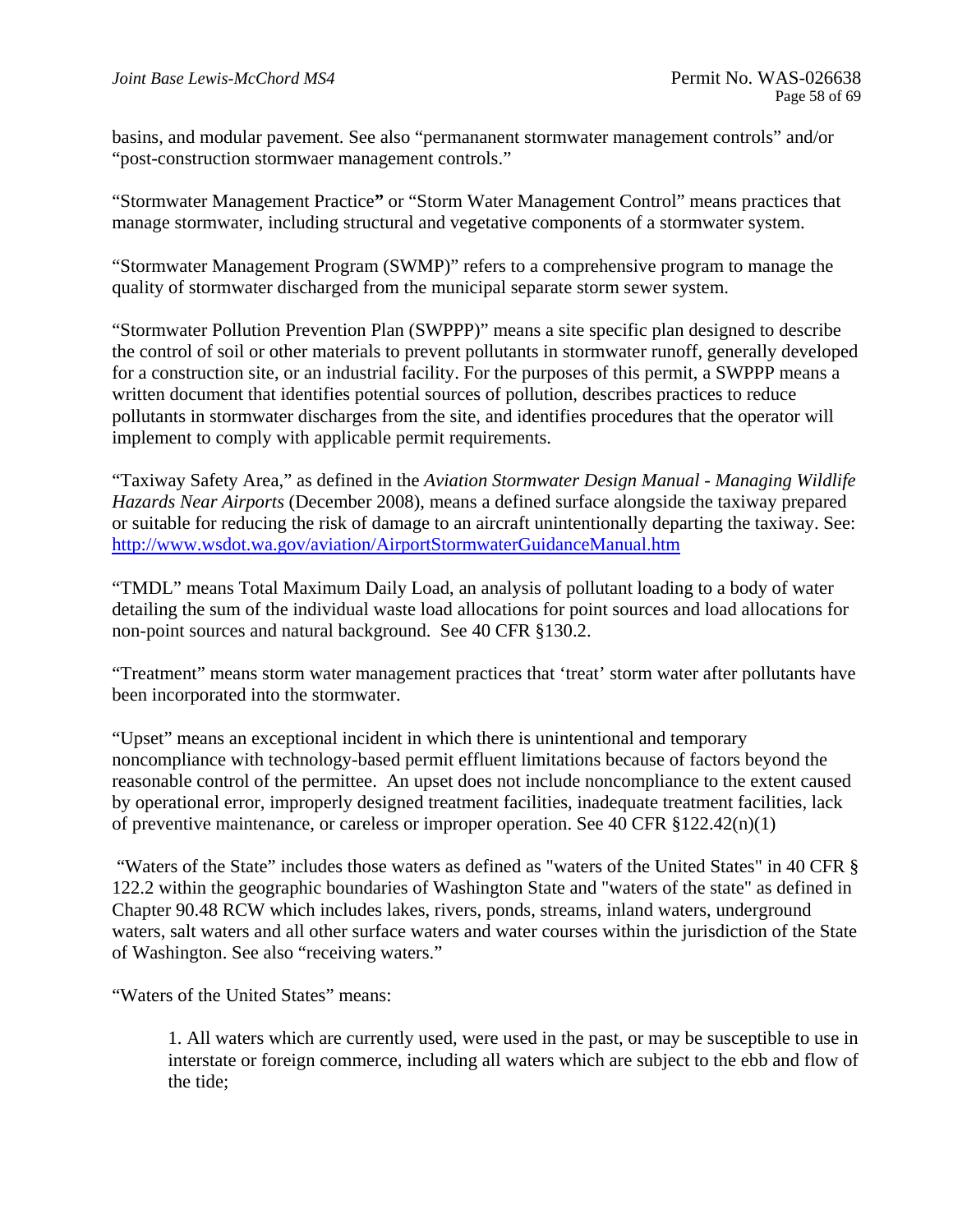basins, and modular pavement. See also "permananent stormwater management controls" and/or "post-construction stormwaer management controls."

"Stormwater Management Practice**"** or "Storm Water Management Control" means practices that manage stormwater, including structural and vegetative components of a stormwater system.

"Stormwater Management Program (SWMP)" refers to a comprehensive program to manage the quality of stormwater discharged from the municipal separate storm sewer system.

"Stormwater Pollution Prevention Plan (SWPPP)" means a site specific plan designed to describe the control of soil or other materials to prevent pollutants in stormwater runoff, generally developed for a construction site, or an industrial facility. For the purposes of this permit, a SWPPP means a written document that identifies potential sources of pollution, describes practices to reduce pollutants in stormwater discharges from the site, and identifies procedures that the operator will implement to comply with applicable permit requirements.

"Taxiway Safety Area," as defined in the *Aviation Stormwater Design Manual - Managing Wildlife Hazards Near Airports* (December 2008), means a defined surface alongside the taxiway prepared or suitable for reducing the risk of damage to an aircraft unintentionally departing the taxiway. See: http://www.wsdot.wa.gov/aviation/AirportStormwaterGuidanceManual.htm

"TMDL" means Total Maximum Daily Load, an analysis of pollutant loading to a body of water detailing the sum of the individual waste load allocations for point sources and load allocations for non-point sources and natural background. See 40 CFR §130.2.

"Treatment" means storm water management practices that 'treat' storm water after pollutants have been incorporated into the stormwater.

"Upset" means an exceptional incident in which there is unintentional and temporary noncompliance with technology-based permit effluent limitations because of factors beyond the reasonable control of the permittee. An upset does not include noncompliance to the extent caused by operational error, improperly designed treatment facilities, inadequate treatment facilities, lack of preventive maintenance, or careless or improper operation. See 40 CFR §122.42(n)(1)

"Waters of the State" includes those waters as defined as "waters of the United States" in 40 CFR § 122.2 within the geographic boundaries of Washington State and "waters of the state" as defined in Chapter 90.48 RCW which includes lakes, rivers, ponds, streams, inland waters, underground waters, salt waters and all other surface waters and water courses within the jurisdiction of the State of Washington. See also "receiving waters."

"Waters of the United States" means:

> 1. All waters which are currently used, were used in the past, or may be susceptible to use in interstate or foreign commerce, including all waters which are subject to the ebb and flow of the tide;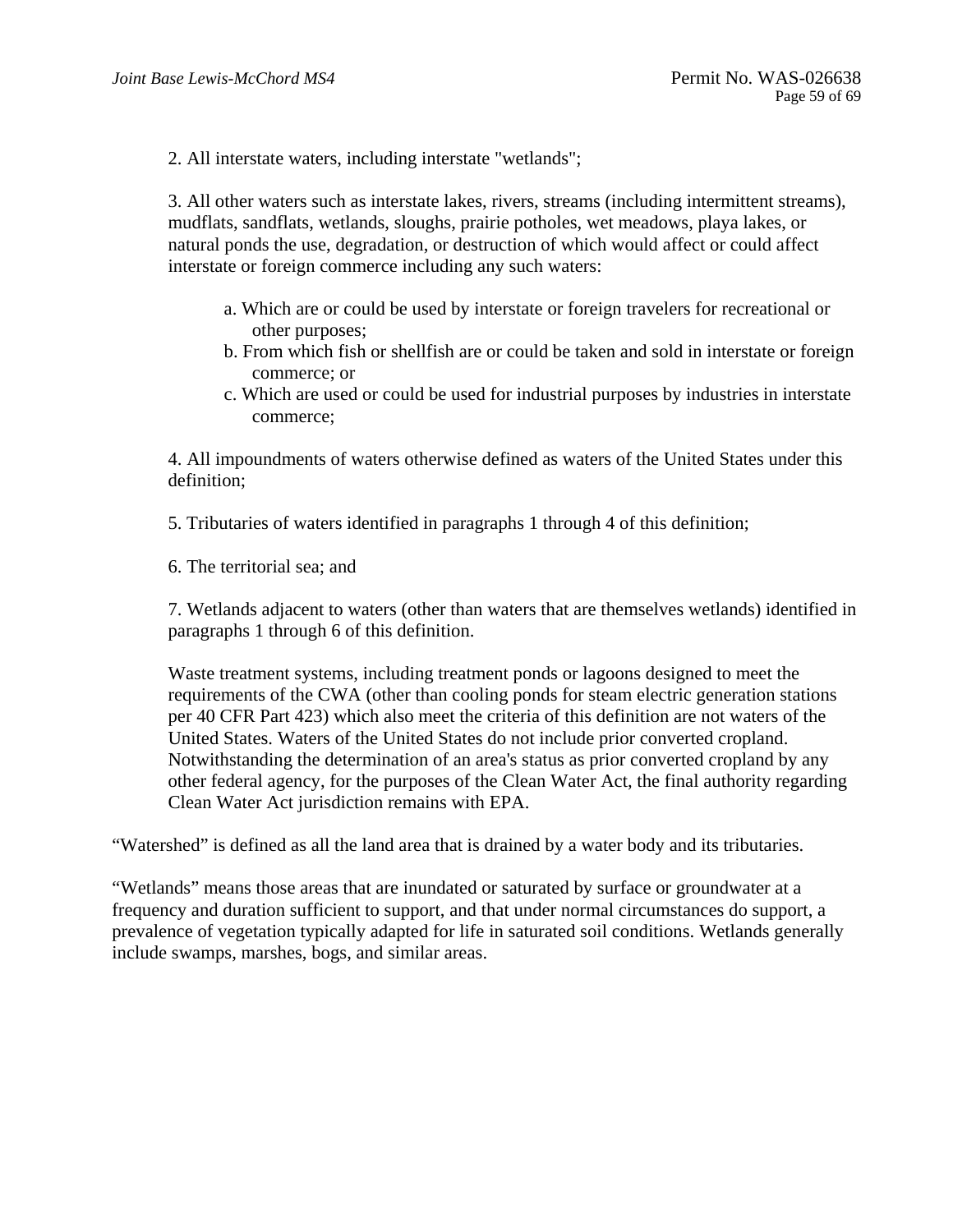2. All interstate waters, including interstate "wetlands";

3. All other waters such as interstate lakes, rivers, streams (including intermittent streams), mudflats, sandflats, wetlands, sloughs, prairie potholes, wet meadows, playa lakes, or natural ponds the use, degradation, or destruction of which would affect or could affect interstate or foreign commerce including any such waters:

  a. Which are or could be used by interstate or foreign travelers for recreational or other purposes;
  b. From which fish or shellfish are or could be taken and sold in interstate or foreign commerce; or
  c. Which are used or could be used for industrial purposes by industries in interstate commerce;

4. All impoundments of waters otherwise defined as waters of the United States under this definition;

5. Tributaries of waters identified in paragraphs 1 through 4 of this definition;

6. The territorial sea; and

7. Wetlands adjacent to waters (other than waters that are themselves wetlands) identified in paragraphs 1 through 6 of this definition.

Waste treatment systems, including treatment ponds or lagoons designed to meet the requirements of the CWA (other than cooling ponds for steam electric generation stations per 40 CFR Part 423) which also meet the criteria of this definition are not waters of the United States. Waters of the United States do not include prior converted cropland. Notwithstanding the determination of an area's status as prior converted cropland by any other federal agency, for the purposes of the Clean Water Act, the final authority regarding Clean Water Act jurisdiction remains with EPA.

“Watershed” is defined as all the land area that is drained by a water body and its tributaries.

“Wetlands” means those areas that are inundated or saturated by surface or groundwater at a frequency and duration sufficient to support, and that under normal circumstances do support, a prevalence of vegetation typically adapted for life in saturated soil conditions. Wetlands generally include swamps, marshes, bogs, and similar areas.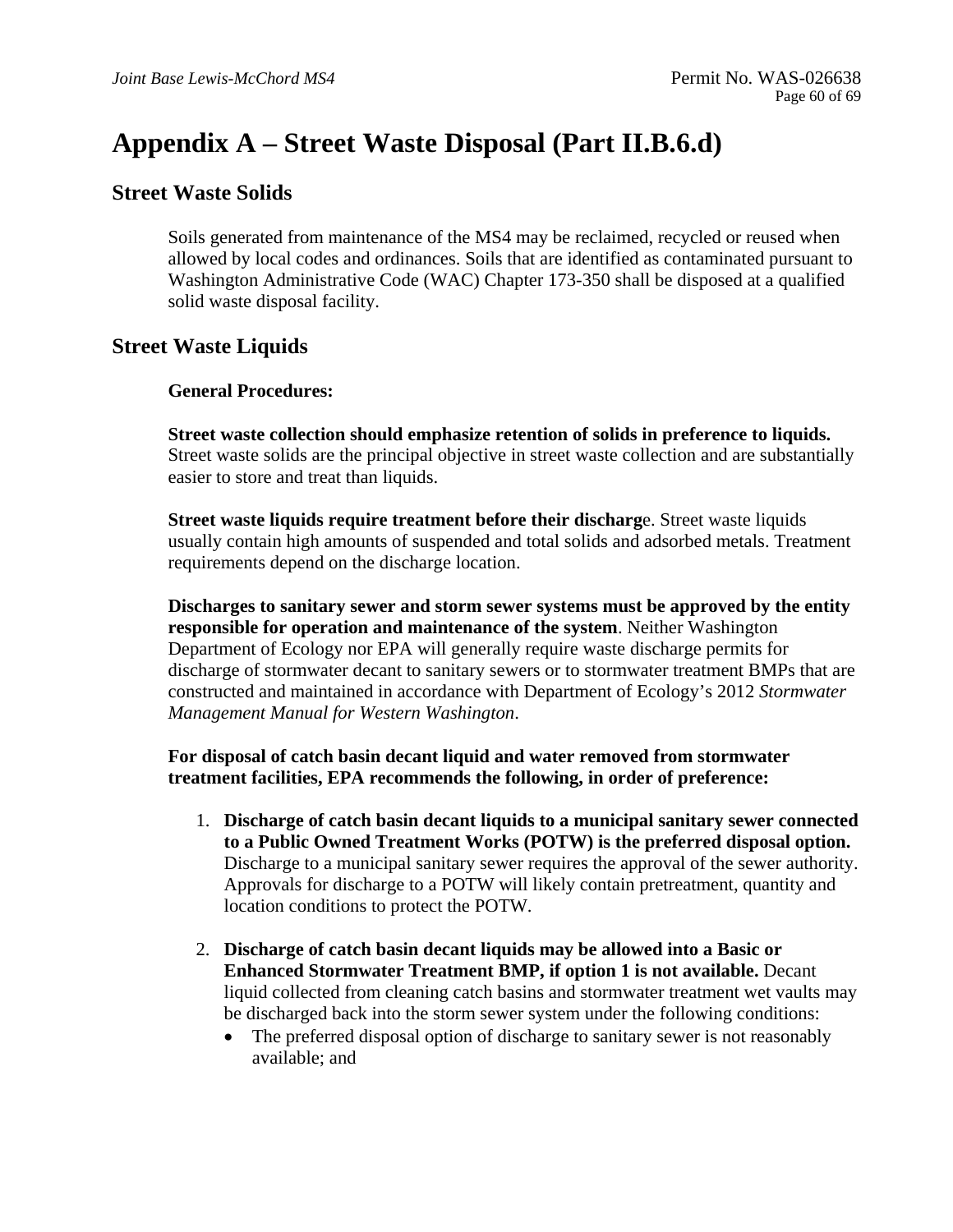# Appendix A – Street Waste Disposal (Part II.B.6.d)

## Street Waste Solids

Soils generated from maintenance of the MS4 may be reclaimed, recycled or reused when allowed by local codes and ordinances. Soils that are identified as contaminated pursuant to Washington Administrative Code (WAC) Chapter 173-350 shall be disposed at a qualified solid waste disposal facility.

## Street Waste Liquids

**General Procedures:**

**Street waste collection should emphasize retention of solids in preference to liquids.** Street waste solids are the principal objective in street waste collection and are substantially easier to store and treat than liquids.

**Street waste liquids require treatment before their discharg**e. Street waste liquids usually contain high amounts of suspended and total solids and adsorbed metals. Treatment requirements depend on the discharge location.

**Discharges to sanitary sewer and storm sewer systems must be approved by the entity responsible for operation and maintenance of the system**. Neither Washington Department of Ecology nor EPA will generally require waste discharge permits for discharge of stormwater decant to sanitary sewers or to stormwater treatment BMPs that are constructed and maintained in accordance with Department of Ecology's 2012 *Stormwater Management Manual for Western Washington*.

**For disposal of catch basin decant liquid and water removed from stormwater treatment facilities, EPA recommends the following, in order of preference:**

1. **Discharge of catch basin decant liquids to a municipal sanitary sewer connected to a Public Owned Treatment Works (POTW) is the preferred disposal option.** Discharge to a municipal sanitary sewer requires the approval of the sewer authority. Approvals for discharge to a POTW will likely contain pretreatment, quantity and location conditions to protect the POTW.

2. **Discharge of catch basin decant liquids may be allowed into a Basic or Enhanced Stormwater Treatment BMP, if option 1 is not available.** Decant liquid collected from cleaning catch basins and stormwater treatment wet vaults may be discharged back into the storm sewer system under the following conditions:
   - The preferred disposal option of discharge to sanitary sewer is not reasonably available; and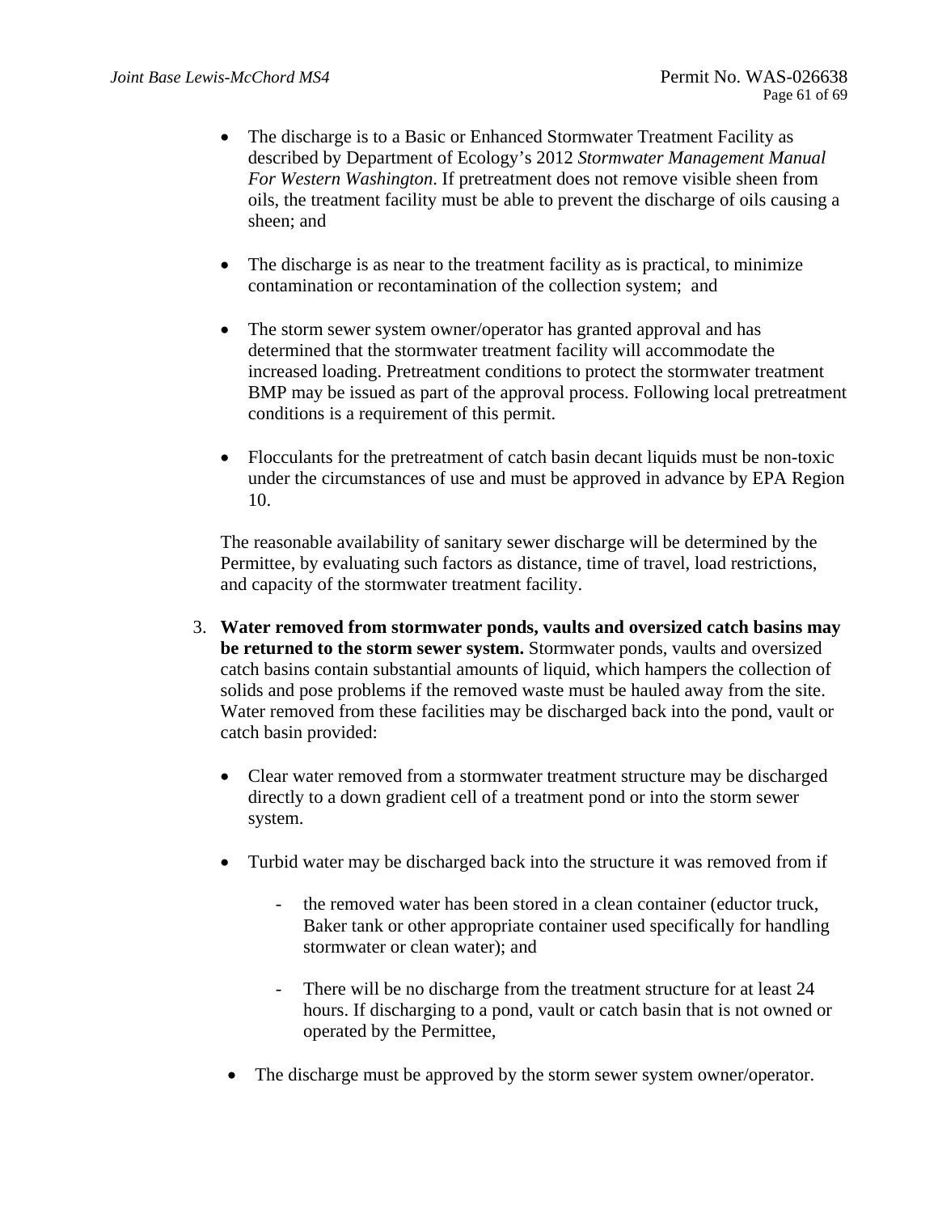- The discharge is to a Basic or Enhanced Stormwater Treatment Facility as described by Department of Ecology's 2012 *Stormwater Management Manual For Western Washington*. If pretreatment does not remove visible sheen from oils, the treatment facility must be able to prevent the discharge of oils causing a sheen; and

- The discharge is as near to the treatment facility as is practical, to minimize contamination or recontamination of the collection system; and

- The storm sewer system owner/operator has granted approval and has determined that the stormwater treatment facility will accommodate the increased loading. Pretreatment conditions to protect the stormwater treatment BMP may be issued as part of the approval process. Following local pretreatment conditions is a requirement of this permit.

- Flocculants for the pretreatment of catch basin decant liquids must be non-toxic under the circumstances of use and must be approved in advance by EPA Region 10.

The reasonable availability of sanitary sewer discharge will be determined by the Permittee, by evaluating such factors as distance, time of travel, load restrictions, and capacity of the stormwater treatment facility.

3. **Water removed from stormwater ponds, vaults and oversized catch basins may be returned to the storm sewer system.** Stormwater ponds, vaults and oversized catch basins contain substantial amounts of liquid, which hampers the collection of solids and pose problems if the removed waste must be hauled away from the site. Water removed from these facilities may be discharged back into the pond, vault or catch basin provided:

   - Clear water removed from a stormwater treatment structure may be discharged directly to a down gradient cell of a treatment pond or into the storm sewer system.

   - Turbid water may be discharged back into the structure it was removed from if

     - the removed water has been stored in a clean container (eductor truck, Baker tank or other appropriate container used specifically for handling stormwater or clean water); and

     - There will be no discharge from the treatment structure for at least 24 hours. If discharging to a pond, vault or catch basin that is not owned or operated by the Permittee,

   - The discharge must be approved by the storm sewer system owner/operator.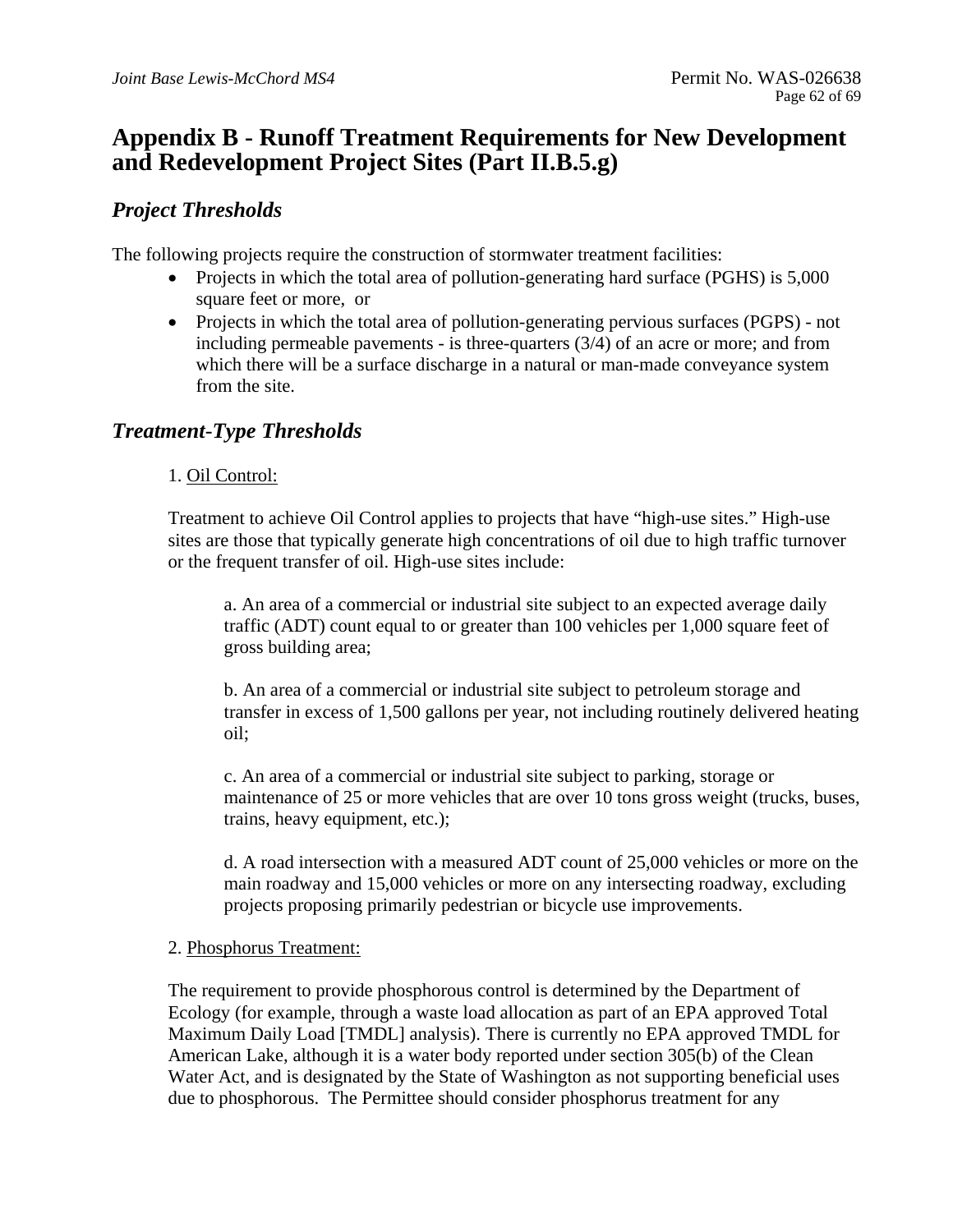# Appendix B - Runoff Treatment Requirements for New Development and Redevelopment Project Sites (Part II.B.5.g)

## *Project Thresholds*

The following projects require the construction of stormwater treatment facilities:

- Projects in which the total area of pollution-generating hard surface (PGHS) is 5,000 square feet or more, or
- Projects in which the total area of pollution-generating pervious surfaces (PGPS) - not including permeable pavements - is three-quarters (3/4) of an acre or more; and from which there will be a surface discharge in a natural or man-made conveyance system from the site.

## *Treatment-Type Thresholds*

1. Oil Control:

Treatment to achieve Oil Control applies to projects that have "high-use sites." High-use sites are those that typically generate high concentrations of oil due to high traffic turnover or the frequent transfer of oil. High-use sites include:

a. An area of a commercial or industrial site subject to an expected average daily traffic (ADT) count equal to or greater than 100 vehicles per 1,000 square feet of gross building area;

b. An area of a commercial or industrial site subject to petroleum storage and transfer in excess of 1,500 gallons per year, not including routinely delivered heating oil;

c. An area of a commercial or industrial site subject to parking, storage or maintenance of 25 or more vehicles that are over 10 tons gross weight (trucks, buses, trains, heavy equipment, etc.);

d. A road intersection with a measured ADT count of 25,000 vehicles or more on the main roadway and 15,000 vehicles or more on any intersecting roadway, excluding projects proposing primarily pedestrian or bicycle use improvements.

2. Phosphorus Treatment:

The requirement to provide phosphorous control is determined by the Department of Ecology (for example, through a waste load allocation as part of an EPA approved Total Maximum Daily Load [TMDL] analysis). There is currently no EPA approved TMDL for American Lake, although it is a water body reported under section 305(b) of the Clean Water Act, and is designated by the State of Washington as not supporting beneficial uses due to phosphorous. The Permittee should consider phosphorus treatment for any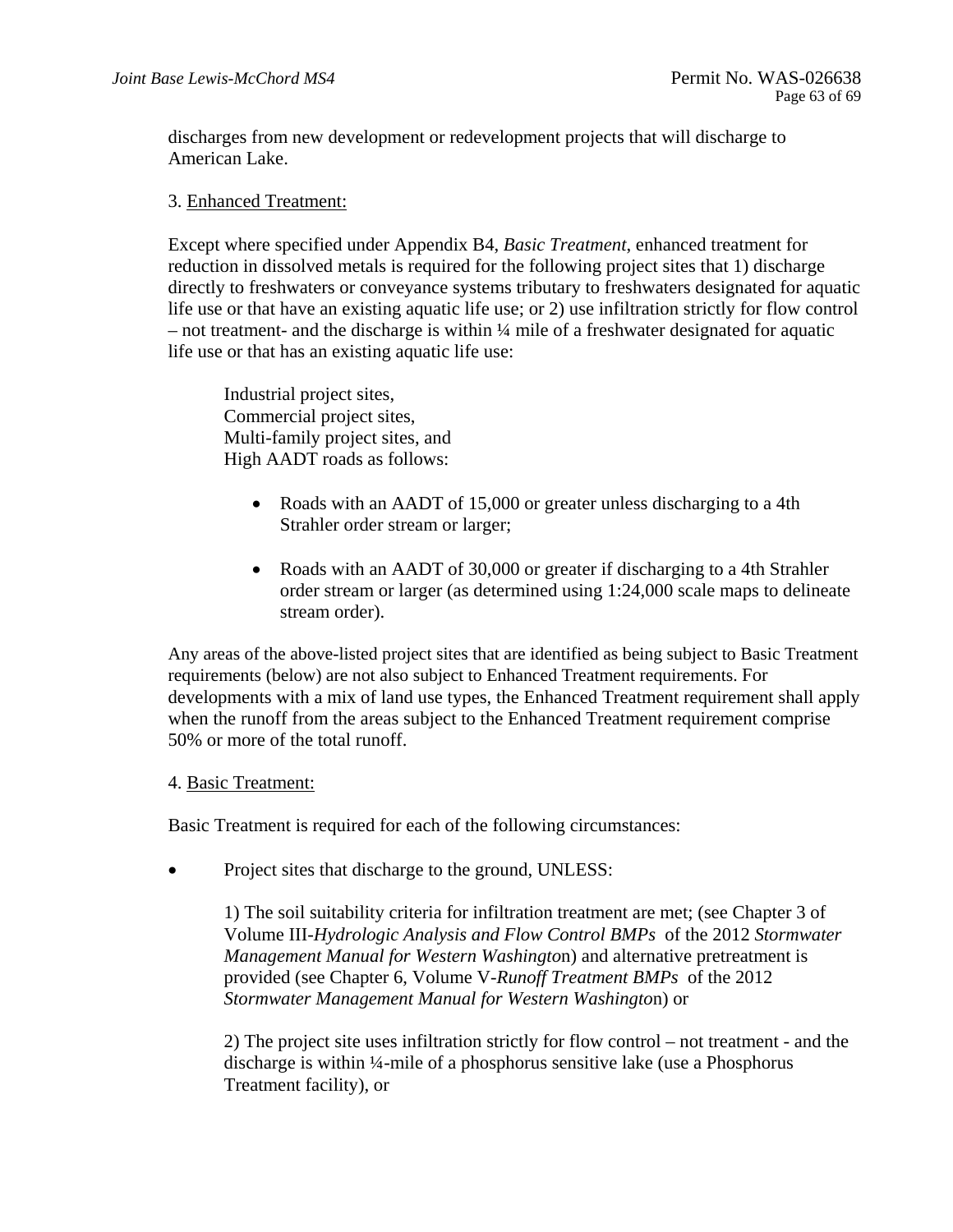discharges from new development or redevelopment projects that will discharge to American Lake.

3. Enhanced Treatment:

Except where specified under Appendix B4, *Basic Treatment*, enhanced treatment for reduction in dissolved metals is required for the following project sites that 1) discharge directly to freshwaters or conveyance systems tributary to freshwaters designated for aquatic life use or that have an existing aquatic life use; or 2) use infiltration strictly for flow control – not treatment- and the discharge is within ¼ mile of a freshwater designated for aquatic life use or that has an existing aquatic life use:

Industrial project sites,
Commercial project sites,
Multi-family project sites, and
High AADT roads as follows:

- Roads with an AADT of 15,000 or greater unless discharging to a 4th Strahler order stream or larger;
- Roads with an AADT of 30,000 or greater if discharging to a 4th Strahler order stream or larger (as determined using 1:24,000 scale maps to delineate stream order).

Any areas of the above-listed project sites that are identified as being subject to Basic Treatment requirements (below) are not also subject to Enhanced Treatment requirements. For developments with a mix of land use types, the Enhanced Treatment requirement shall apply when the runoff from the areas subject to the Enhanced Treatment requirement comprise 50% or more of the total runoff.

4. Basic Treatment:

Basic Treatment is required for each of the following circumstances:

- Project sites that discharge to the ground, UNLESS:

  1) The soil suitability criteria for infiltration treatment are met; (see Chapter 3 of Volume III-*Hydrologic Analysis and Flow Control BMPs* of the 2012 *Stormwater Management Manual for Western Washington*) and alternative pretreatment is provided (see Chapter 6, Volume V-*Runoff Treatment BMPs* of the 2012 *Stormwater Management Manual for Western Washington*) or

  2) The project site uses infiltration strictly for flow control – not treatment - and the discharge is within ¼-mile of a phosphorus sensitive lake (use a Phosphorus Treatment facility), or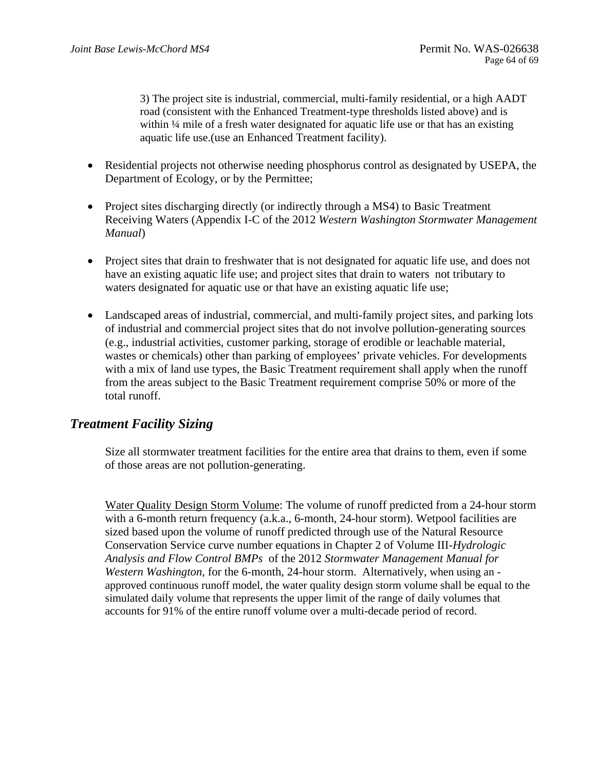3) The project site is industrial, commercial, multi-family residential, or a high AADT road (consistent with the Enhanced Treatment-type thresholds listed above) and is within ¼ mile of a fresh water designated for aquatic life use or that has an existing aquatic life use.(use an Enhanced Treatment facility).

- Residential projects not otherwise needing phosphorus control as designated by USEPA, the Department of Ecology, or by the Permittee;
- Project sites discharging directly (or indirectly through a MS4) to Basic Treatment Receiving Waters (Appendix I-C of the 2012 *Western Washington Stormwater Management Manual*)
- Project sites that drain to freshwater that is not designated for aquatic life use, and does not have an existing aquatic life use; and project sites that drain to waters not tributary to waters designated for aquatic use or that have an existing aquatic life use;
- Landscaped areas of industrial, commercial, and multi-family project sites, and parking lots of industrial and commercial project sites that do not involve pollution-generating sources (e.g., industrial activities, customer parking, storage of erodible or leachable material, wastes or chemicals) other than parking of employees' private vehicles. For developments with a mix of land use types, the Basic Treatment requirement shall apply when the runoff from the areas subject to the Basic Treatment requirement comprise 50% or more of the total runoff.

## *Treatment Facility Sizing*

Size all stormwater treatment facilities for the entire area that drains to them, even if some of those areas are not pollution-generating.

<u>Water Quality Design Storm Volume</u>: The volume of runoff predicted from a 24-hour storm with a 6-month return frequency (a.k.a., 6-month, 24-hour storm). Wetpool facilities are sized based upon the volume of runoff predicted through use of the Natural Resource Conservation Service curve number equations in Chapter 2 of Volume III-*Hydrologic Analysis and Flow Control BMPs* of the 2012 *Stormwater Management Manual for Western Washington,* for the 6-month, 24-hour storm. Alternatively, when using an -approved continuous runoff model, the water quality design storm volume shall be equal to the simulated daily volume that represents the upper limit of the range of daily volumes that accounts for 91% of the entire runoff volume over a multi-decade period of record.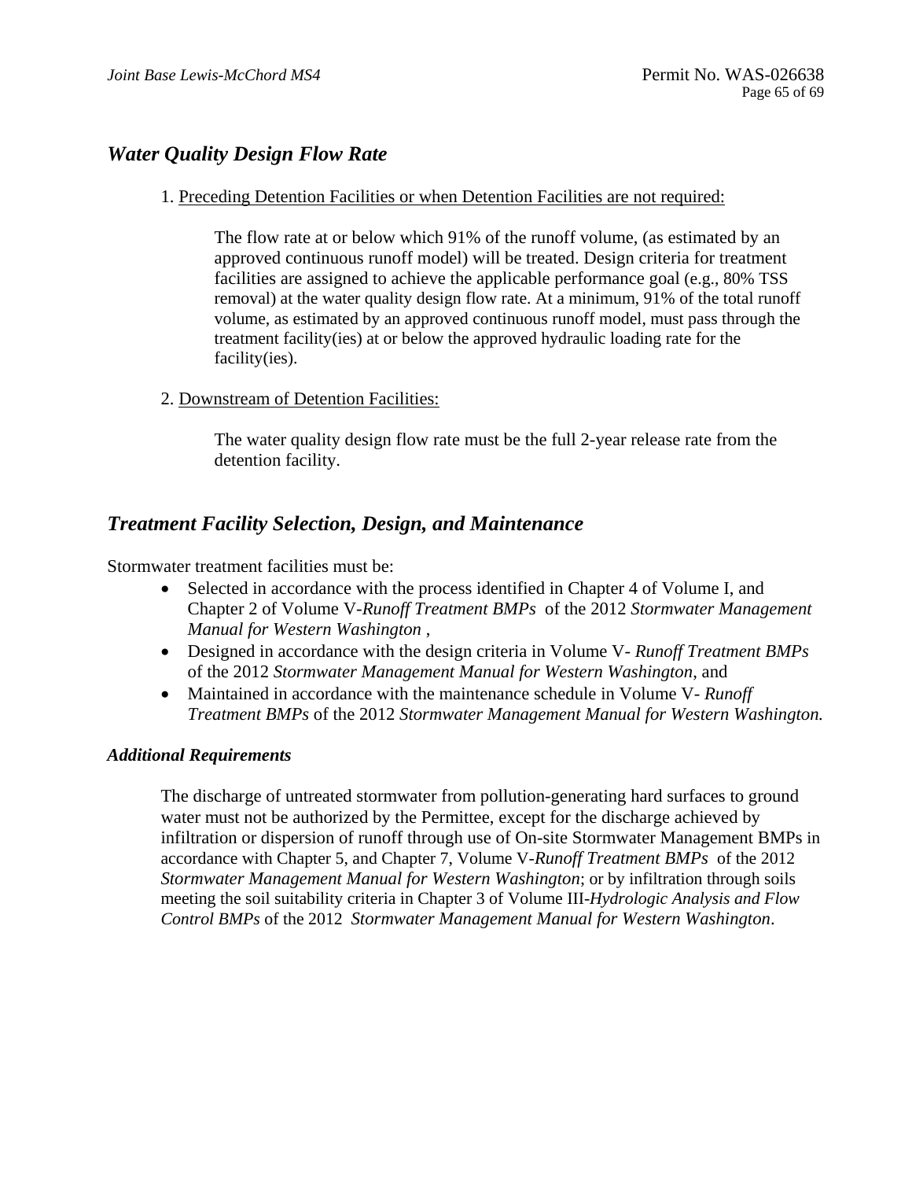## *Water Quality Design Flow Rate*

1. Preceding Detention Facilities or when Detention Facilities are not required:

   The flow rate at or below which 91% of the runoff volume, (as estimated by an approved continuous runoff model) will be treated. Design criteria for treatment facilities are assigned to achieve the applicable performance goal (e.g., 80% TSS removal) at the water quality design flow rate. At a minimum, 91% of the total runoff volume, as estimated by an approved continuous runoff model, must pass through the treatment facility(ies) at or below the approved hydraulic loading rate for the facility(ies).

2. Downstream of Detention Facilities:

   The water quality design flow rate must be the full 2-year release rate from the detention facility.

## *Treatment Facility Selection, Design, and Maintenance*

Stormwater treatment facilities must be:

- Selected in accordance with the process identified in Chapter 4 of Volume I, and Chapter 2 of Volume V-*Runoff Treatment BMPs* of the 2012 *Stormwater Management Manual for Western Washington* ,
- Designed in accordance with the design criteria in Volume V- *Runoff Treatment BMPs* of the 2012 *Stormwater Management Manual for Western Washington*, and
- Maintained in accordance with the maintenance schedule in Volume V- *Runoff Treatment BMPs* of the 2012 *Stormwater Management Manual for Western Washington.*

### *Additional Requirements*

The discharge of untreated stormwater from pollution-generating hard surfaces to ground water must not be authorized by the Permittee, except for the discharge achieved by infiltration or dispersion of runoff through use of On-site Stormwater Management BMPs in accordance with Chapter 5, and Chapter 7, Volume V-*Runoff Treatment BMPs* of the 2012 *Stormwater Management Manual for Western Washington*; or by infiltration through soils meeting the soil suitability criteria in Chapter 3 of Volume III-*Hydrologic Analysis and Flow Control BMPs* of the 2012 *Stormwater Management Manual for Western Washington*.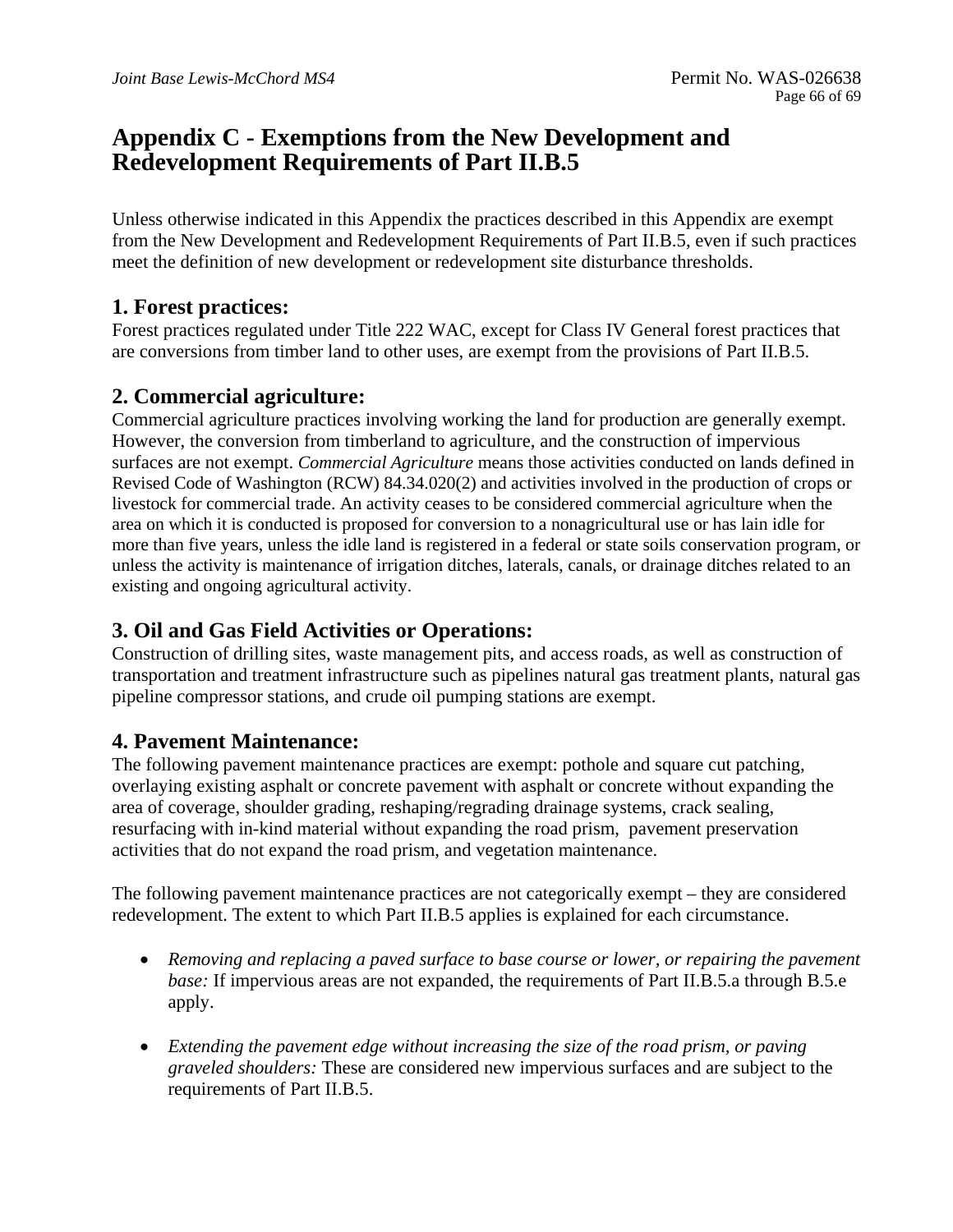# Appendix C - Exemptions from the New Development and Redevelopment Requirements of Part II.B.5

Unless otherwise indicated in this Appendix the practices described in this Appendix are exempt from the New Development and Redevelopment Requirements of Part II.B.5, even if such practices meet the definition of new development or redevelopment site disturbance thresholds.

## 1. Forest practices:

Forest practices regulated under Title 222 WAC, except for Class IV General forest practices that are conversions from timber land to other uses, are exempt from the provisions of Part II.B.5.

## 2. Commercial agriculture:

Commercial agriculture practices involving working the land for production are generally exempt. However, the conversion from timberland to agriculture, and the construction of impervious surfaces are not exempt. *Commercial Agriculture* means those activities conducted on lands defined in Revised Code of Washington (RCW) 84.34.020(2) and activities involved in the production of crops or livestock for commercial trade. An activity ceases to be considered commercial agriculture when the area on which it is conducted is proposed for conversion to a nonagricultural use or has lain idle for more than five years, unless the idle land is registered in a federal or state soils conservation program, or unless the activity is maintenance of irrigation ditches, laterals, canals, or drainage ditches related to an existing and ongoing agricultural activity.

## 3. Oil and Gas Field Activities or Operations:

Construction of drilling sites, waste management pits, and access roads, as well as construction of transportation and treatment infrastructure such as pipelines natural gas treatment plants, natural gas pipeline compressor stations, and crude oil pumping stations are exempt.

## 4. Pavement Maintenance:

The following pavement maintenance practices are exempt: pothole and square cut patching, overlaying existing asphalt or concrete pavement with asphalt or concrete without expanding the area of coverage, shoulder grading, reshaping/regrading drainage systems, crack sealing, resurfacing with in-kind material without expanding the road prism, pavement preservation activities that do not expand the road prism, and vegetation maintenance.

The following pavement maintenance practices are not categorically exempt – they are considered redevelopment. The extent to which Part II.B.5 applies is explained for each circumstance.

- *Removing and replacing a paved surface to base course or lower, or repairing the pavement base:* If impervious areas are not expanded, the requirements of Part II.B.5.a through B.5.e apply.

- *Extending the pavement edge without increasing the size of the road prism, or paving graveled shoulders:* These are considered new impervious surfaces and are subject to the requirements of Part II.B.5.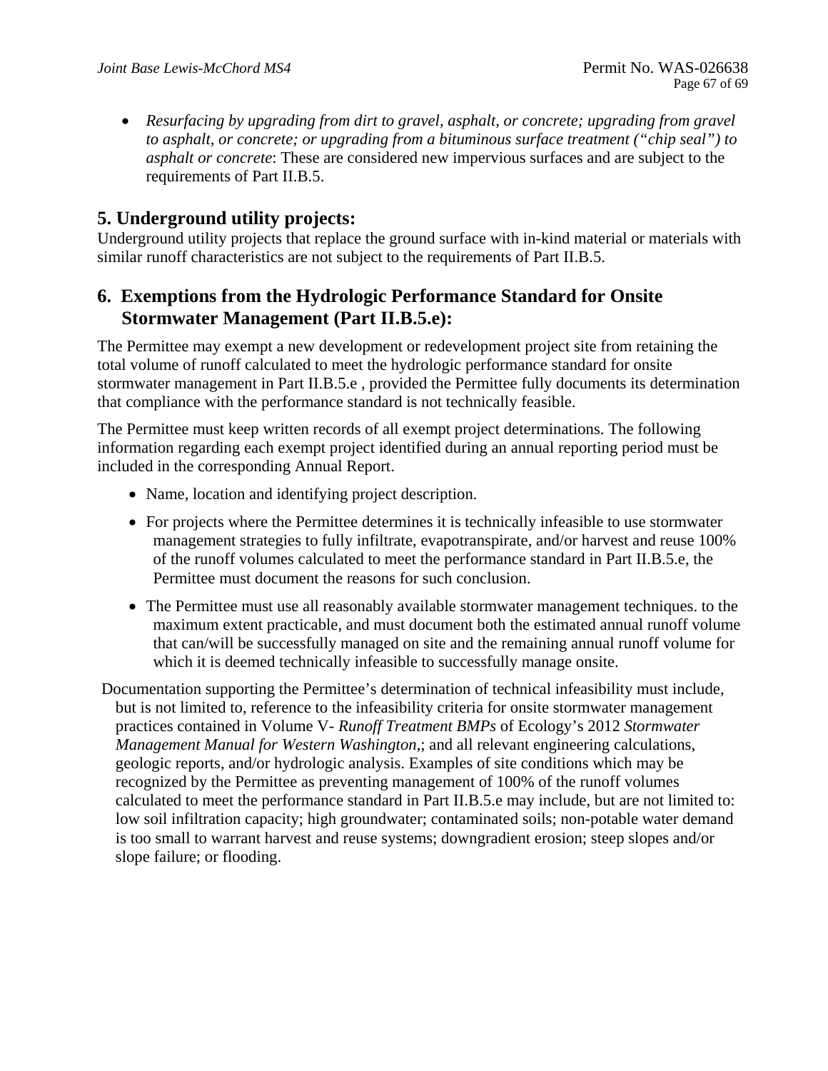- *Resurfacing by upgrading from dirt to gravel, asphalt, or concrete; upgrading from gravel to asphalt, or concrete; or upgrading from a bituminous surface treatment ("chip seal") to asphalt or concrete*: These are considered new impervious surfaces and are subject to the requirements of Part II.B.5.

## 5. Underground utility projects:

Underground utility projects that replace the ground surface with in-kind material or materials with similar runoff characteristics are not subject to the requirements of Part II.B.5.

## 6. Exemptions from the Hydrologic Performance Standard for Onsite Stormwater Management (Part II.B.5.e):

The Permittee may exempt a new development or redevelopment project site from retaining the total volume of runoff calculated to meet the hydrologic performance standard for onsite stormwater management in Part II.B.5.e , provided the Permittee fully documents its determination that compliance with the performance standard is not technically feasible.

The Permittee must keep written records of all exempt project determinations. The following information regarding each exempt project identified during an annual reporting period must be included in the corresponding Annual Report.

- Name, location and identifying project description.
- For projects where the Permittee determines it is technically infeasible to use stormwater management strategies to fully infiltrate, evapotranspirate, and/or harvest and reuse 100% of the runoff volumes calculated to meet the performance standard in Part II.B.5.e, the Permittee must document the reasons for such conclusion.
- The Permittee must use all reasonably available stormwater management techniques. to the maximum extent practicable, and must document both the estimated annual runoff volume that can/will be successfully managed on site and the remaining annual runoff volume for which it is deemed technically infeasible to successfully manage onsite.

Documentation supporting the Permittee's determination of technical infeasibility must include, but is not limited to, reference to the infeasibility criteria for onsite stormwater management practices contained in Volume V- *Runoff Treatment BMPs* of Ecology's 2012 *Stormwater Management Manual for Western Washington*,; and all relevant engineering calculations, geologic reports, and/or hydrologic analysis. Examples of site conditions which may be recognized by the Permittee as preventing management of 100% of the runoff volumes calculated to meet the performance standard in Part II.B.5.e may include, but are not limited to: low soil infiltration capacity; high groundwater; contaminated soils; non-potable water demand is too small to warrant harvest and reuse systems; downgradient erosion; steep slopes and/or slope failure; or flooding.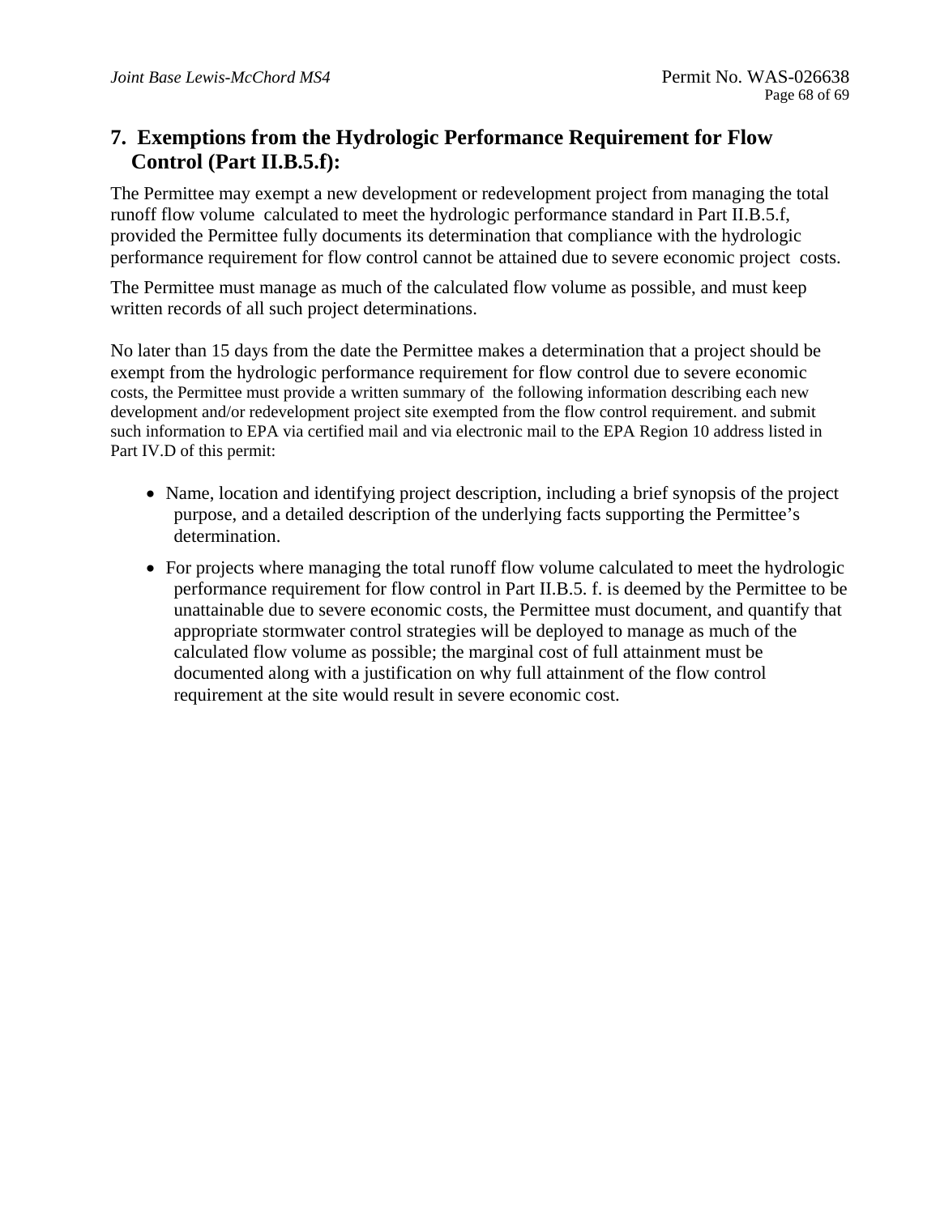## 7. Exemptions from the Hydrologic Performance Requirement for Flow Control (Part II.B.5.f):

The Permittee may exempt a new development or redevelopment project from managing the total runoff flow volume calculated to meet the hydrologic performance standard in Part II.B.5.f, provided the Permittee fully documents its determination that compliance with the hydrologic performance requirement for flow control cannot be attained due to severe economic project costs.

The Permittee must manage as much of the calculated flow volume as possible, and must keep written records of all such project determinations.

No later than 15 days from the date the Permittee makes a determination that a project should be exempt from the hydrologic performance requirement for flow control due to severe economic costs, the Permittee must provide a written summary of the following information describing each new development and/or redevelopment project site exempted from the flow control requirement. and submit such information to EPA via certified mail and via electronic mail to the EPA Region 10 address listed in Part IV.D of this permit:

- Name, location and identifying project description, including a brief synopsis of the project purpose, and a detailed description of the underlying facts supporting the Permittee's determination.
- For projects where managing the total runoff flow volume calculated to meet the hydrologic performance requirement for flow control in Part II.B.5. f. is deemed by the Permittee to be unattainable due to severe economic costs, the Permittee must document, and quantify that appropriate stormwater control strategies will be deployed to manage as much of the calculated flow volume as possible; the marginal cost of full attainment must be documented along with a justification on why full attainment of the flow control requirement at the site would result in severe economic cost.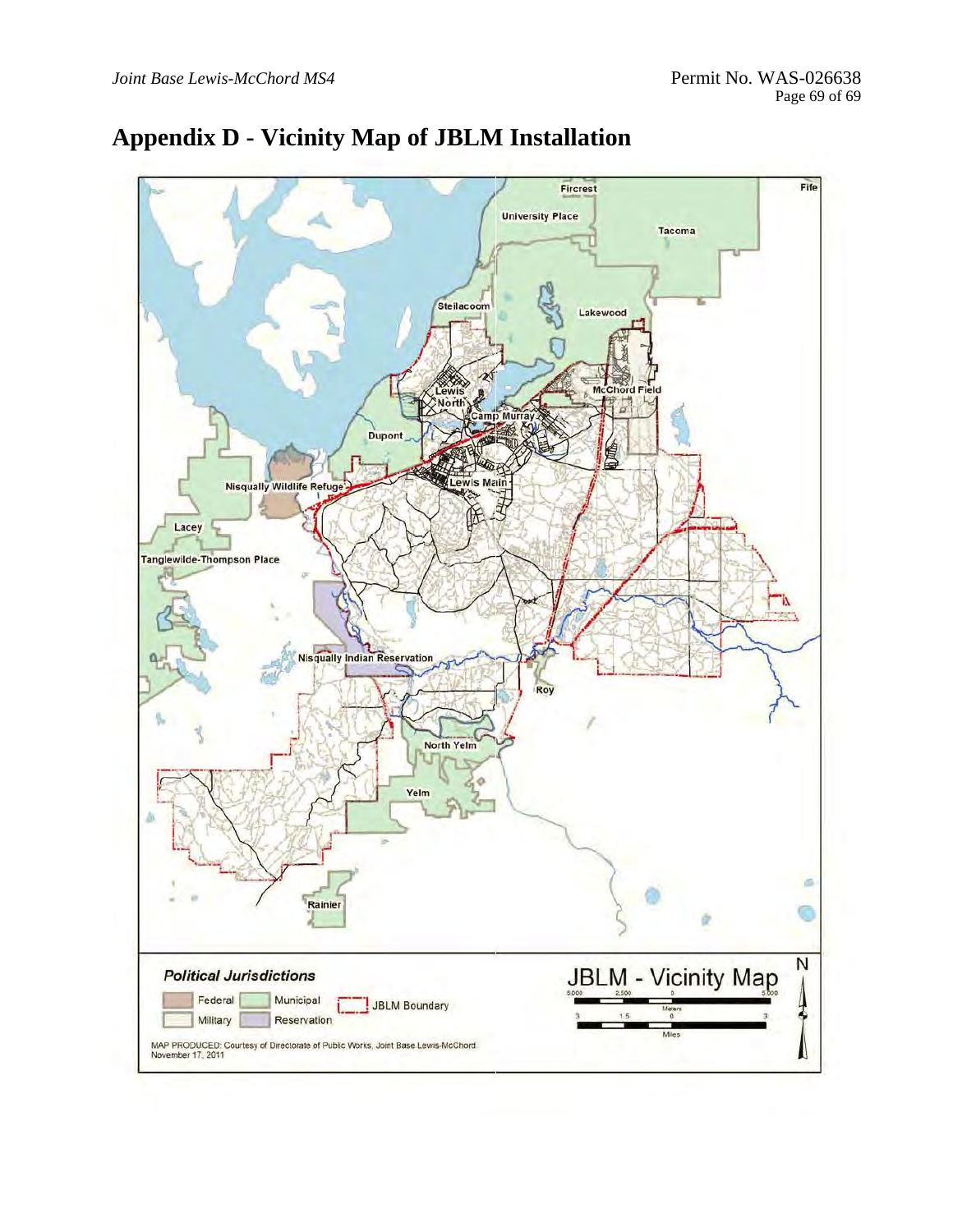# Appendix D - Vicinity Map of JBLM Installation

Fircrest
Fife
University Place
Tacoma
Steilacoom
Lakewood
Lewis North
McChord Field
Camp Murray
Dupont
Lewis Main
Nisqually Wildlife Refuge
Lacey
Tanglewilde-Thompson Place
Nisqually Indian Reservation
Roy
North Yelm
Yelm
Rainier

**Political Jurisdictions**

Federal
Municipal
Military
Reservation
JBLM Boundary

JBLM - Vicinity Map

5,000 2,500 0 5,000
Meters
3 1.5 0 3
Miles

N

MAP PRODUCED: Courtesy of Directorate of Public Works, Joint Base Lewis-McChord.
November 17, 2011